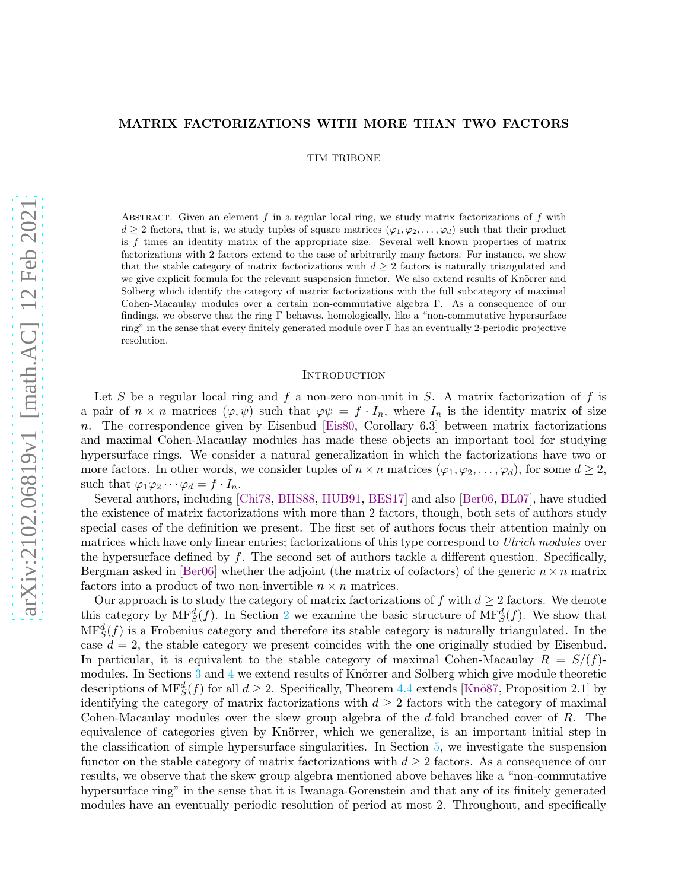# MATRIX FACTORIZATIONS WITH MORE THAN TWO FACTORS

TIM TRIBONE

Abstract. Given an element $f$ in a regular local ring, we study matrix factorizations of $f$ with $d \geq 2$ factors, that is, we study tuples of square matrices $(\varphi_1, \varphi_2, \ldots, \varphi_d)$ such that their product is $f$ times an identity matrix of the appropriate size. Several well known properties of matrix factorizations with 2 factors extend to the case of arbitrarily many factors. For instance, we show that the stable category of matrix factorizations with $d \geq 2$ factors is naturally triangulated and we give explicit formula for the relevant suspension functor. We also extend results of Knörrer and Solberg which identify the category of matrix factorizations with the full subcategory of maximal Cohen-Macaulay modules over a certain non-commutative algebra $\Gamma$. As a consequence of our findings, we observe that the ring $\Gamma$ behaves, homologically, like a "non-commutative hypersurface ring" in the sense that every finitely generated module over $\Gamma$ has an eventually 2-periodic projective resolution.

## Introduction

Let $S$ be a regular local ring and $f$ a non-zero non-unit in $S$. A matrix factorization of $f$ is a pair of $n \times n$ matrices $(\varphi, \psi)$ such that $\varphi\psi = f \cdot I_n$, where $I_n$ is the identity matrix of size $n$. The correspondence given by Eisenbud [Eis80, Corollary 6.3] between matrix factorizations and maximal Cohen-Macaulay modules has made these objects an important tool for studying hypersurface rings. We consider a natural generalization in which the factorizations have two or more factors. In other words, we consider tuples of $n \times n$ matrices $(\varphi_1, \varphi_2, \ldots, \varphi_d)$, for some $d \geq 2$, such that $\varphi_1\varphi_2 \cdots \varphi_d = f \cdot I_n$.

Several authors, including [Chi78, BHS88, HUB91, BES17] and also [Ber06, BL07], have studied the existence of matrix factorizations with more than 2 factors, though, both sets of authors study special cases of the definition we present. The first set of authors focus their attention mainly on matrices which have only linear entries; factorizations of this type correspond to *Ulrich modules* over the hypersurface defined by $f$. The second set of authors tackle a different question. Specifically, Bergman asked in [Ber06] whether the adjoint (the matrix of cofactors) of the generic $n \times n$ matrix factors into a product of two non-invertible $n \times n$ matrices.

Our approach is to study the category of matrix factorizations of $f$ with $d \geq 2$ factors. We denote this category by $\mathrm{MF}^d_S(f)$. In Section 2 we examine the basic structure of $\mathrm{MF}^d_S(f)$. We show that $\mathrm{MF}^d_S(f)$ is a Frobenius category and therefore its stable category is naturally triangulated. In the case $d = 2$, the stable category we present coincides with the one originally studied by Eisenbud. In particular, it is equivalent to the stable category of maximal Cohen-Macaulay $R = S/(f)$-modules. In Sections 3 and 4 we extend results of Knörrer and Solberg which give module theoretic descriptions of $\mathrm{MF}^d_S(f)$ for all $d \geq 2$. Specifically, Theorem 4.4 extends [Knö87, Proposition 2.1] by identifying the category of matrix factorizations with $d \geq 2$ factors with the category of maximal Cohen-Macaulay modules over the skew group algebra of the $d$-fold branched cover of $R$. The equivalence of categories given by Knörrer, which we generalize, is an important initial step in the classification of simple hypersurface singularities. In Section 5, we investigate the suspension functor on the stable category of matrix factorizations with $d \geq 2$ factors. As a consequence of our results, we observe that the skew group algebra mentioned above behaves like a "non-commutative hypersurface ring" in the sense that it is Iwanaga-Gorenstein and that any of its finitely generated modules have an eventually periodic resolution of period at most 2. Throughout, and specifically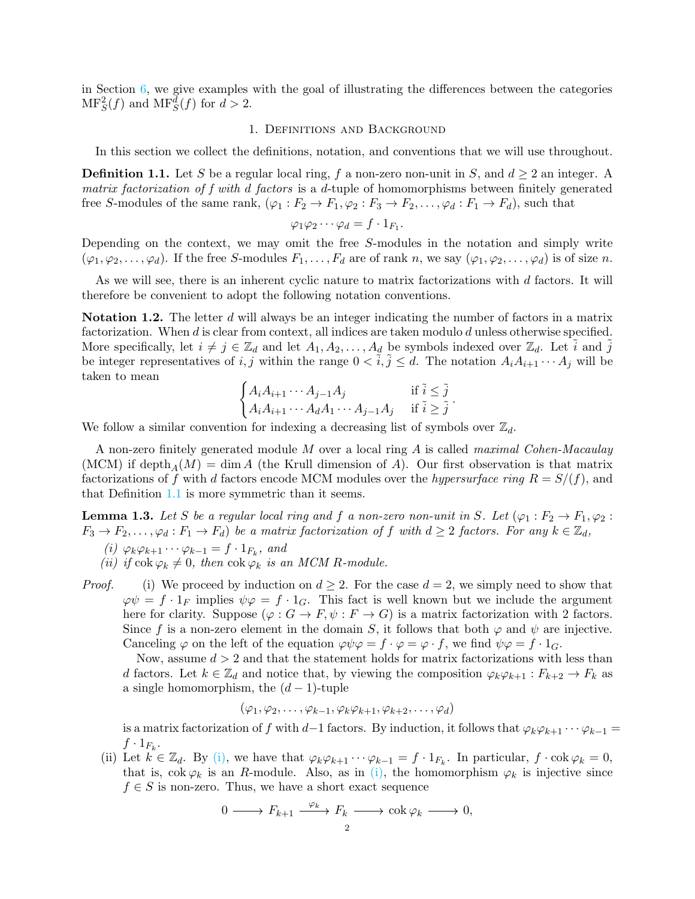in Section 6, we give examples with the goal of illustrating the differences between the categories $\mathrm{MF}_S^2(f)$ and $\mathrm{MF}_S^d(f)$ for $d > 2$.

## 1. Definitions and Background

In this section we collect the definitions, notation, and conventions that we will use throughout.

**Definition 1.1.** Let $S$ be a regular local ring, $f$ a non-zero non-unit in $S$, and $d \geq 2$ an integer. A *matrix factorization of $f$ with $d$ factors* is a $d$-tuple of homomorphisms between finitely generated free $S$-modules of the same rank, $(\varphi_1 : F_2 \to F_1, \varphi_2 : F_3 \to F_2, \ldots, \varphi_d : F_1 \to F_d)$, such that

$$\varphi_1\varphi_2 \cdots \varphi_d = f \cdot 1_{F_1}.$$

Depending on the context, we may omit the free $S$-modules in the notation and simply write $(\varphi_1, \varphi_2, \ldots, \varphi_d)$. If the free $S$-modules $F_1, \ldots, F_d$ are of rank $n$, we say $(\varphi_1, \varphi_2, \ldots, \varphi_d)$ is of size $n$.

As we will see, there is an inherent cyclic nature to matrix factorizations with $d$ factors. It will therefore be convenient to adopt the following notation conventions.

**Notation 1.2.** The letter $d$ will always be an integer indicating the number of factors in a matrix factorization. When $d$ is clear from context, all indices are taken modulo $d$ unless otherwise specified. More specifically, let $i \neq j \in \mathbb{Z}_d$ and let $A_1, A_2, \ldots, A_d$ be symbols indexed over $\mathbb{Z}_d$. Let $\tilde{i}$ and $\tilde{j}$ be integer representatives of $i, j$ within the range $0 < \tilde{i}, \tilde{j} \leq d$. The notation $A_iA_{i+1} \cdots A_j$ will be taken to mean

$$\begin{cases} A_iA_{i+1} \cdots A_{j-1}A_j & \text{if } \tilde{i} \leq \tilde{j} \\ A_iA_{i+1} \cdots A_dA_1 \cdots A_{j-1}A_j & \text{if } \tilde{i} \geq \tilde{j} \end{cases}.$$

We follow a similar convention for indexing a decreasing list of symbols over $\mathbb{Z}_d$.

A non-zero finitely generated module $M$ over a local ring $A$ is called *maximal Cohen-Macaulay* (MCM) if $\operatorname{depth}_A(M) = \dim A$ (the Krull dimension of $A$). Our first observation is that matrix factorizations of $f$ with $d$ factors encode MCM modules over the *hypersurface ring* $R = S/(f)$, and that Definition 1.1 is more symmetric than it seems.

**Lemma 1.3.** *Let $S$ be a regular local ring and $f$ a non-zero non-unit in $S$. Let $(\varphi_1 : F_2 \to F_1, \varphi_2 : F_3 \to F_2, \ldots, \varphi_d : F_1 \to F_d)$ be a matrix factorization of $f$ with $d \geq 2$ factors. For any $k \in \mathbb{Z}_d$,*

*(i) $\varphi_k\varphi_{k+1} \cdots \varphi_{k-1} = f \cdot 1_{F_k}$, and*

*(ii) if $\operatorname{cok} \varphi_k \neq 0$, then $\operatorname{cok} \varphi_k$ is an MCM $R$-module.*

*Proof.* (i) We proceed by induction on $d \geq 2$. For the case $d = 2$, we simply need to show that $\varphi\psi = f \cdot 1_F$ implies $\psi\varphi = f \cdot 1_G$. This fact is well known but we include the argument here for clarity. Suppose $(\varphi : G \to F, \psi : F \to G)$ is a matrix factorization with 2 factors. Since $f$ is a non-zero element in the domain $S$, it follows that both $\varphi$ and $\psi$ are injective. Canceling $\varphi$ on the left of the equation $\varphi\psi\varphi = f \cdot \varphi = \varphi \cdot f$, we find $\psi\varphi = f \cdot 1_G$.

Now, assume $d > 2$ and that the statement holds for matrix factorizations with less than $d$ factors. Let $k \in \mathbb{Z}_d$ and notice that, by viewing the composition $\varphi_k\varphi_{k+1} : F_{k+2} \to F_k$ as a single homomorphism, the $(d-1)$-tuple

$$(\varphi_1, \varphi_2, \ldots, \varphi_{k-1}, \varphi_k\varphi_{k+1}, \varphi_{k+2}, \ldots, \varphi_d)$$

is a matrix factorization of $f$ with $d-1$ factors. By induction, it follows that $\varphi_k\varphi_{k+1} \cdots \varphi_{k-1} = f \cdot 1_{F_k}$.

(ii) Let $k \in \mathbb{Z}_d$. By (i), we have that $\varphi_k\varphi_{k+1} \cdots \varphi_{k-1} = f \cdot 1_{F_k}$. In particular, $f \cdot \operatorname{cok} \varphi_k = 0$, that is, $\operatorname{cok} \varphi_k$ is an $R$-module. Also, as in (i), the homomorphism $\varphi_k$ is injective since $f \in S$ is non-zero. Thus, we have a short exact sequence

$$0 \longrightarrow F_{k+1} \xrightarrow{\varphi_k} F_k \longrightarrow \operatorname{cok} \varphi_k \longrightarrow 0,$$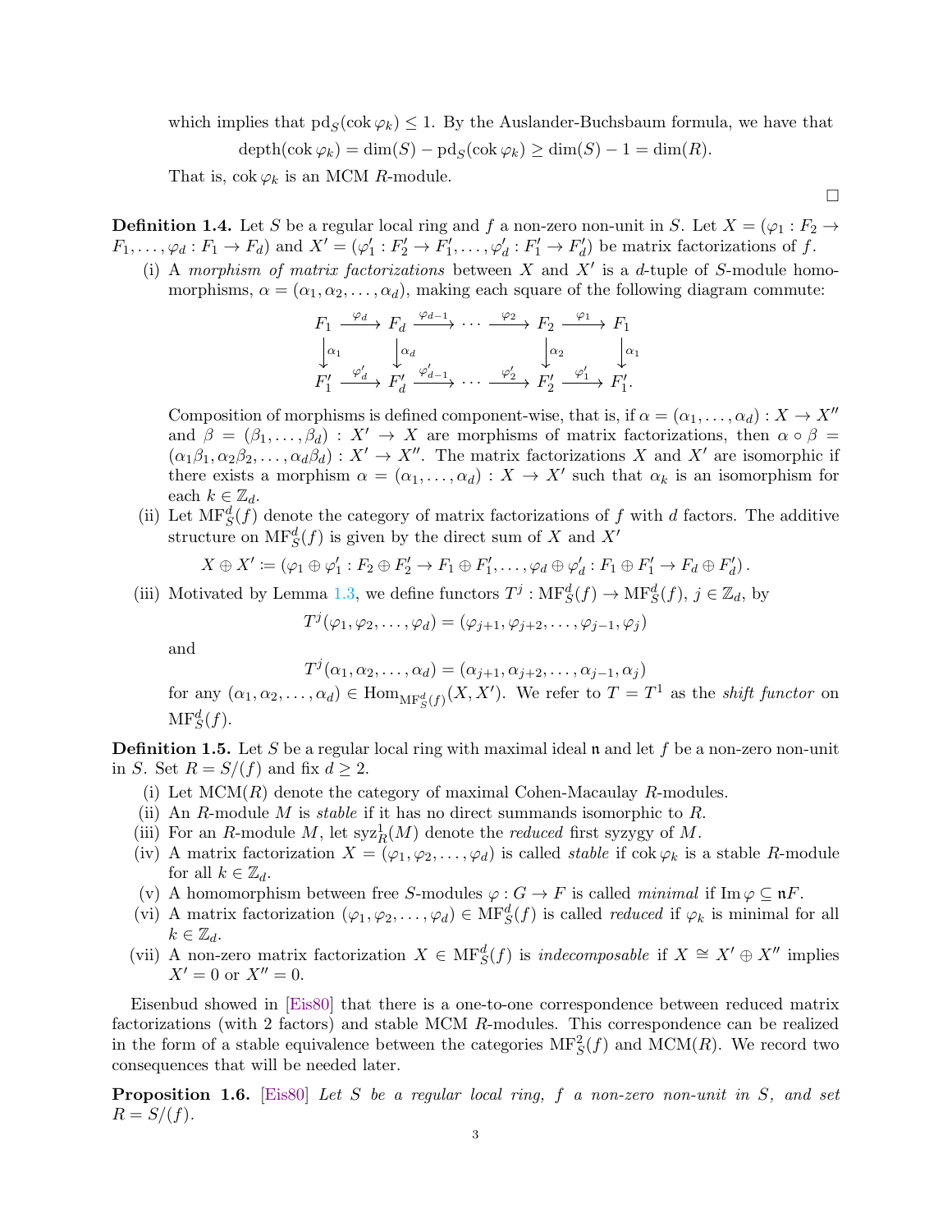which implies that $\operatorname{pd}_S(\operatorname{cok}\varphi_k) \leq 1$. By the Auslander-Buchsbaum formula, we have that

$$\operatorname{depth}(\operatorname{cok}\varphi_k) = \dim(S) - \operatorname{pd}_S(\operatorname{cok}\varphi_k) \geq \dim(S) - 1 = \dim(R).$$

That is, $\operatorname{cok}\varphi_k$ is an MCM $R$-module.

$\square$

**Definition 1.4.** Let $S$ be a regular local ring and $f$ a non-zero non-unit in $S$. Let $X = (\varphi_1 : F_2 \to F_1, \ldots, \varphi_d : F_1 \to F_d)$ and $X' = (\varphi'_1 : F'_2 \to F'_1, \ldots, \varphi'_d : F'_1 \to F'_d)$ be matrix factorizations of $f$.

(i) A *morphism of matrix factorizations* between $X$ and $X'$ is a $d$-tuple of $S$-module homomorphisms, $\alpha = (\alpha_1, \alpha_2, \ldots, \alpha_d)$, making each square of the following diagram commute:

$$\begin{array}{ccccccccc} F_1 & \xrightarrow{\varphi_d} & F_d & \xrightarrow{\varphi_{d-1}} & \cdots & \xrightarrow{\varphi_2} & F_2 & \xrightarrow{\varphi_1} & F_1 \\ \downarrow{\scriptstyle \alpha_1} & & \downarrow{\scriptstyle \alpha_d} & & & & \downarrow{\scriptstyle \alpha_2} & & \downarrow{\scriptstyle \alpha_1} \\ F'_1 & \xrightarrow{\varphi'_d} & F'_d & \xrightarrow{\varphi'_{d-1}} & \cdots & \xrightarrow{\varphi'_2} & F'_2 & \xrightarrow{\varphi'_1} & F'_1. \end{array}$$

Composition of morphisms is defined component-wise, that is, if $\alpha = (\alpha_1, \ldots, \alpha_d) : X \to X''$ and $\beta = (\beta_1, \ldots, \beta_d) : X' \to X$ are morphisms of matrix factorizations, then $\alpha \circ \beta = (\alpha_1\beta_1, \alpha_2\beta_2, \ldots, \alpha_d\beta_d) : X' \to X''$. The matrix factorizations $X$ and $X'$ are isomorphic if there exists a morphism $\alpha = (\alpha_1, \ldots, \alpha_d) : X \to X'$ such that $\alpha_k$ is an isomorphism for each $k \in \mathbb{Z}_d$.

(ii) Let $\operatorname{MF}^d_S(f)$ denote the category of matrix factorizations of $f$ with $d$ factors. The additive structure on $\operatorname{MF}^d_S(f)$ is given by the direct sum of $X$ and $X'$

$$X \oplus X' := (\varphi_1 \oplus \varphi'_1 : F_2 \oplus F'_2 \to F_1 \oplus F'_1, \ldots, \varphi_d \oplus \varphi'_d : F_1 \oplus F'_1 \to F_d \oplus F'_d).$$

(iii) Motivated by Lemma 1.3, we define functors $T^j : \operatorname{MF}^d_S(f) \to \operatorname{MF}^d_S(f)$, $j \in \mathbb{Z}_d$, by

$$T^j(\varphi_1, \varphi_2, \ldots, \varphi_d) = (\varphi_{j+1}, \varphi_{j+2}, \ldots, \varphi_{j-1}, \varphi_j)$$

and

$$T^j(\alpha_1, \alpha_2, \ldots, \alpha_d) = (\alpha_{j+1}, \alpha_{j+2}, \ldots, \alpha_{j-1}, \alpha_j)$$

for any $(\alpha_1, \alpha_2, \ldots, \alpha_d) \in \operatorname{Hom}_{\operatorname{MF}^d_S(f)}(X, X')$. We refer to $T = T^1$ as the *shift functor* on $\operatorname{MF}^d_S(f)$.

**Definition 1.5.** Let $S$ be a regular local ring with maximal ideal $\mathfrak{n}$ and let $f$ be a non-zero non-unit in $S$. Set $R = S/(f)$ and fix $d \geq 2$.

(i) Let $\operatorname{MCM}(R)$ denote the category of maximal Cohen-Macaulay $R$-modules.
(ii) An $R$-module $M$ is *stable* if it has no direct summands isomorphic to $R$.
(iii) For an $R$-module $M$, let $\operatorname{syz}^1_R(M)$ denote the *reduced* first syzygy of $M$.
(iv) A matrix factorization $X = (\varphi_1, \varphi_2, \ldots, \varphi_d)$ is called *stable* if $\operatorname{cok}\varphi_k$ is a stable $R$-module for all $k \in \mathbb{Z}_d$.
(v) A homomorphism between free $S$-modules $\varphi : G \to F$ is called *minimal* if $\operatorname{Im}\varphi \subseteq \mathfrak{n}F$.
(vi) A matrix factorization $(\varphi_1, \varphi_2, \ldots, \varphi_d) \in \operatorname{MF}^d_S(f)$ is called *reduced* if $\varphi_k$ is minimal for all $k \in \mathbb{Z}_d$.
(vii) A non-zero matrix factorization $X \in \operatorname{MF}^d_S(f)$ is *indecomposable* if $X \cong X' \oplus X''$ implies $X' = 0$ or $X'' = 0$.

Eisenbud showed in [Eis80] that there is a one-to-one correspondence between reduced matrix factorizations (with 2 factors) and stable MCM $R$-modules. This correspondence can be realized in the form of a stable equivalence between the categories $\operatorname{MF}^2_S(f)$ and $\operatorname{MCM}(R)$. We record two consequences that will be needed later.

**Proposition 1.6.** [Eis80] *Let $S$ be a regular local ring, $f$ a non-zero non-unit in $S$, and set $R = S/(f)$.*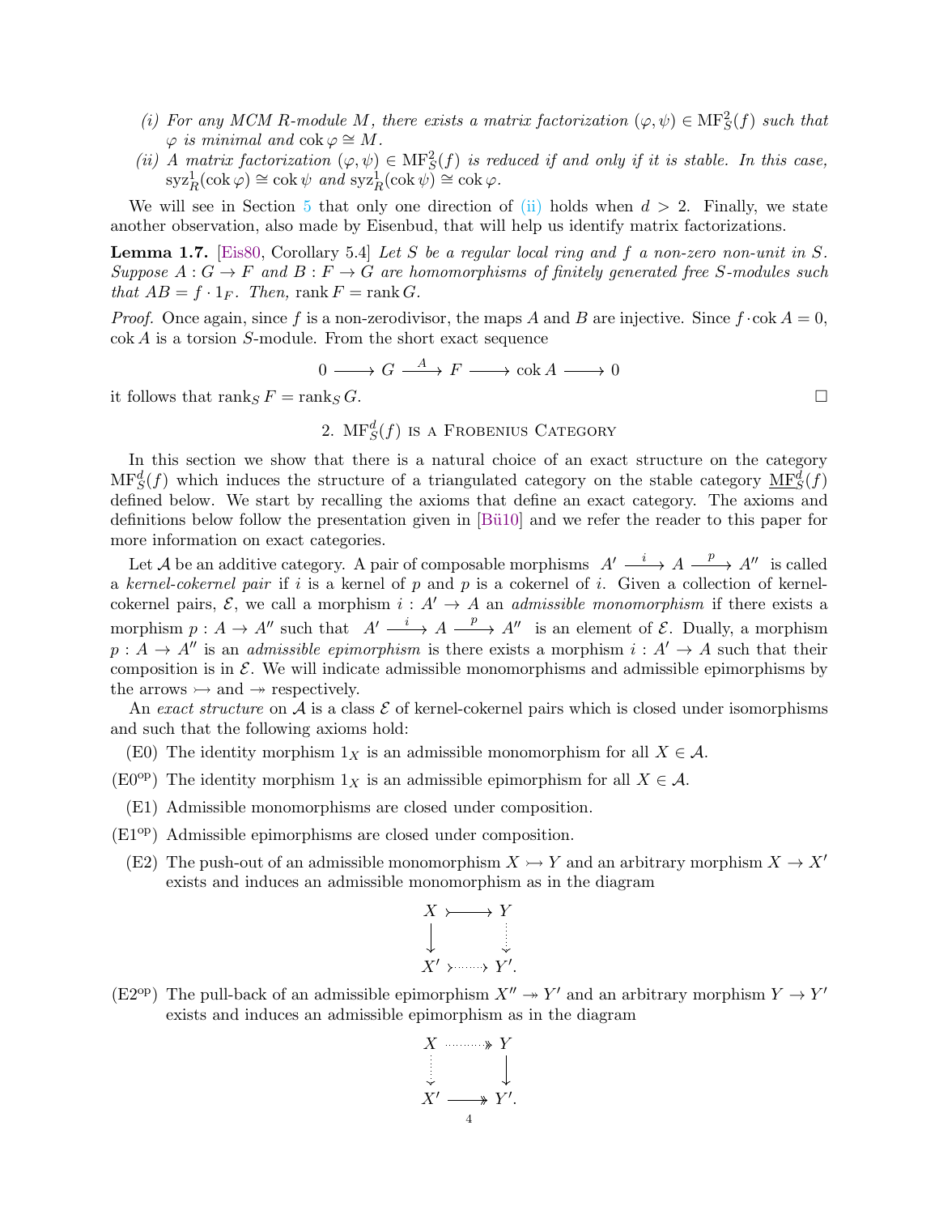*(i) For any MCM R-module $M$, there exists a matrix factorization $(\varphi, \psi) \in \mathrm{MF}_S^2(f)$ such that $\varphi$ is minimal and $\operatorname{cok}\varphi \cong M$.*

*(ii) A matrix factorization $(\varphi, \psi) \in \mathrm{MF}_S^2(f)$ is reduced if and only if it is stable. In this case, $\mathrm{syz}_R^1(\operatorname{cok}\varphi) \cong \operatorname{cok}\psi$ and $\mathrm{syz}_R^1(\operatorname{cok}\psi) \cong \operatorname{cok}\varphi$.*

We will see in Section 5 that only one direction of (ii) holds when $d > 2$. Finally, we state another observation, also made by Eisenbud, that will help us identify matrix factorizations.

**Lemma 1.7.** [Eis80, Corollary 5.4] *Let $S$ be a regular local ring and $f$ a non-zero non-unit in $S$. Suppose $A : G \to F$ and $B : F \to G$ are homomorphisms of finitely generated free $S$-modules such that $AB = f \cdot 1_F$. Then, $\operatorname{rank} F = \operatorname{rank} G$.*

*Proof.* Once again, since $f$ is a non-zerodivisor, the maps $A$ and $B$ are injective. Since $f \cdot \operatorname{cok} A = 0$, $\operatorname{cok} A$ is a torsion $S$-module. From the short exact sequence

$$0 \longrightarrow G \xrightarrow{A} F \longrightarrow \operatorname{cok} A \longrightarrow 0$$

it follows that $\operatorname{rank}_S F = \operatorname{rank}_S G$. $\square$

## 2. $\mathrm{MF}_S^d(f)$ is a Frobenius Category

In this section we show that there is a natural choice of an exact structure on the category $\mathrm{MF}_S^d(f)$ which induces the structure of a triangulated category on the stable category $\underline{\mathrm{MF}}_S^d(f)$ defined below. We start by recalling the axioms that define an exact category. The axioms and definitions below follow the presentation given in [Bü10] and we refer the reader to this paper for more information on exact categories.

Let $\mathcal{A}$ be an additive category. A pair of composable morphisms $A' \xrightarrow{i} A \xrightarrow{p} A''$ is called a *kernel-cokernel pair* if $i$ is a kernel of $p$ and $p$ is a cokernel of $i$. Given a collection of kernel-cokernel pairs, $\mathcal{E}$, we call a morphism $i : A' \to A$ an *admissible monomorphism* if there exists a morphism $p : A \to A''$ such that $A' \xrightarrow{i} A \xrightarrow{p} A''$ is an element of $\mathcal{E}$. Dually, a morphism $p : A \to A''$ is an *admissible epimorphism* is there exists a morphism $i : A' \to A$ such that their composition is in $\mathcal{E}$. We will indicate admissible monomorphisms and admissible epimorphisms by the arrows $\rightarrowtail$ and $\twoheadrightarrow$ respectively.

An *exact structure* on $\mathcal{A}$ is a class $\mathcal{E}$ of kernel-cokernel pairs which is closed under isomorphisms and such that the following axioms hold:

- (E0) The identity morphism $1_X$ is an admissible monomorphism for all $X \in \mathcal{A}$.
- (E0$^{\mathrm{op}}$) The identity morphism $1_X$ is an admissible epimorphism for all $X \in \mathcal{A}$.
- (E1) Admissible monomorphisms are closed under composition.
- (E1$^{\mathrm{op}}$) Admissible epimorphisms are closed under composition.
- (E2) The push-out of an admissible monomorphism $X \rightarrowtail Y$ and an arbitrary morphism $X \to X'$ exists and induces an admissible monomorphism as in the diagram

$$\begin{array}{ccc} X & \rightarrowtail & Y \\ \downarrow & & \vdots \\ X' & \rightarrowtail & Y'. \end{array}$$

- (E2$^{\mathrm{op}}$) The pull-back of an admissible epimorphism $X'' \twoheadrightarrow Y'$ and an arbitrary morphism $Y \to Y'$ exists and induces an admissible epimorphism as in the diagram

$$\begin{array}{ccc} X & \twoheadrightarrow & Y \\ \vdots & & \downarrow \\ X' & \twoheadrightarrow & Y'. \end{array}$$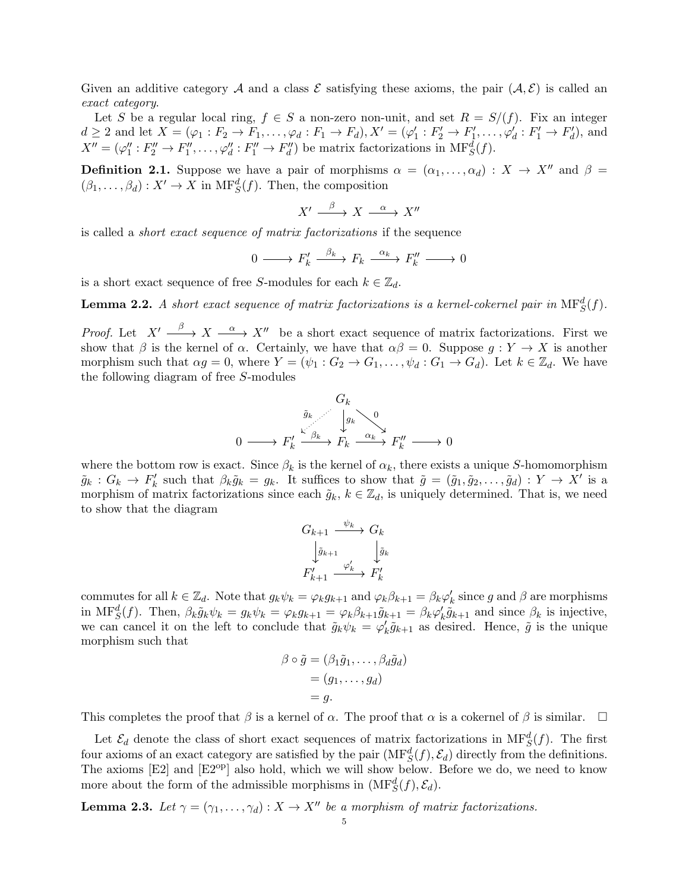Given an additive category $\mathcal{A}$ and a class $\mathcal{E}$ satisfying these axioms, the pair $(\mathcal{A}, \mathcal{E})$ is called an *exact category*.

Let $S$ be a regular local ring, $f \in S$ a non-zero non-unit, and set $R = S/(f)$. Fix an integer $d \geq 2$ and let $X = (\varphi_1 : F_2 \to F_1, \ldots, \varphi_d : F_1 \to F_d)$, $X' = (\varphi_1' : F_2' \to F_1', \ldots, \varphi_d' : F_1' \to F_d')$, and $X'' = (\varphi_1'' : F_2'' \to F_1'', \ldots, \varphi_d'' : F_1'' \to F_d'')$ be matrix factorizations in $\mathrm{MF}_S^d(f)$.

**Definition 2.1.** Suppose we have a pair of morphisms $\alpha = (\alpha_1, \ldots, \alpha_d) : X \to X''$ and $\beta = (\beta_1, \ldots, \beta_d) : X' \to X$ in $\mathrm{MF}_S^d(f)$. Then, the composition

$$X' \xrightarrow{\ \beta\ } X \xrightarrow{\ \alpha\ } X''$$

is called a *short exact sequence of matrix factorizations* if the sequence

$$0 \longrightarrow F_k' \xrightarrow{\ \beta_k\ } F_k \xrightarrow{\ \alpha_k\ } F_k'' \longrightarrow 0$$

is a short exact sequence of free $S$-modules for each $k \in \mathbb{Z}_d$.

**Lemma 2.2.** *A short exact sequence of matrix factorizations is a kernel-cokernel pair in* $\mathrm{MF}_S^d(f)$.

*Proof.* Let $X' \xrightarrow{\ \beta\ } X \xrightarrow{\ \alpha\ } X''$ be a short exact sequence of matrix factorizations. First we show that $\beta$ is the kernel of $\alpha$. Certainly, we have that $\alpha\beta = 0$. Suppose $g : Y \to X$ is another morphism such that $\alpha g = 0$, where $Y = (\psi_1 : G_2 \to G_1, \ldots, \psi_d : G_1 \to G_d)$. Let $k \in \mathbb{Z}_d$. We have the following diagram of free $S$-modules

$$\begin{array}{ccccccccc}
 & & & & G_k & & & & \\
 & & & \tilde{g}_k \swarrow & \downarrow g_k & \searrow 0 & & & \\
0 & \longrightarrow & F_k' & \xrightarrow{\ \beta_k\ } & F_k & \xrightarrow{\ \alpha_k\ } & F_k'' & \longrightarrow & 0
\end{array}$$

where the bottom row is exact. Since $\beta_k$ is the kernel of $\alpha_k$, there exists a unique $S$-homomorphism $\tilde{g}_k : G_k \to F_k'$ such that $\beta_k \tilde{g}_k = g_k$. It suffices to show that $\tilde{g} = (\tilde{g}_1, \tilde{g}_2, \ldots, \tilde{g}_d) : Y \to X'$ is a morphism of matrix factorizations since each $\tilde{g}_k$, $k \in \mathbb{Z}_d$, is uniquely determined. That is, we need to show that the diagram

$$\begin{array}{ccc}
G_{k+1} & \xrightarrow{\ \psi_k\ } & G_k \\
\downarrow \tilde{g}_{k+1} & & \downarrow \tilde{g}_k \\
F_{k+1}' & \xrightarrow{\ \varphi_k'\ } & F_k'
\end{array}$$

commutes for all $k \in \mathbb{Z}_d$. Note that $g_k \psi_k = \varphi_k g_{k+1}$ and $\varphi_k \beta_{k+1} = \beta_k \varphi_k'$ since $g$ and $\beta$ are morphisms in $\mathrm{MF}_S^d(f)$. Then, $\beta_k \tilde{g}_k \psi_k = g_k \psi_k = \varphi_k g_{k+1} = \varphi_k \beta_{k+1} \tilde{g}_{k+1} = \beta_k \varphi_k' \tilde{g}_{k+1}$ and since $\beta_k$ is injective, we can cancel it on the left to conclude that $\tilde{g}_k \psi_k = \varphi_k' \tilde{g}_{k+1}$ as desired. Hence, $\tilde{g}$ is the unique morphism such that

$$\begin{aligned}
\beta \circ \tilde{g} &= (\beta_1 \tilde{g}_1, \ldots, \beta_d \tilde{g}_d) \\
&= (g_1, \ldots, g_d) \\
&= g.
\end{aligned}$$

This completes the proof that $\beta$ is a kernel of $\alpha$. The proof that $\alpha$ is a cokernel of $\beta$ is similar. $\square$

Let $\mathcal{E}_d$ denote the class of short exact sequences of matrix factorizations in $\mathrm{MF}_S^d(f)$. The first four axioms of an exact category are satisfied by the pair $(\mathrm{MF}_S^d(f), \mathcal{E}_d)$ directly from the definitions. The axioms [E2] and [E2$^{\mathrm{op}}$] also hold, which we will show below. Before we do, we need to know more about the form of the admissible morphisms in $(\mathrm{MF}_S^d(f), \mathcal{E}_d)$.

**Lemma 2.3.** *Let* $\gamma = (\gamma_1, \ldots, \gamma_d) : X \to X''$ *be a morphism of matrix factorizations.*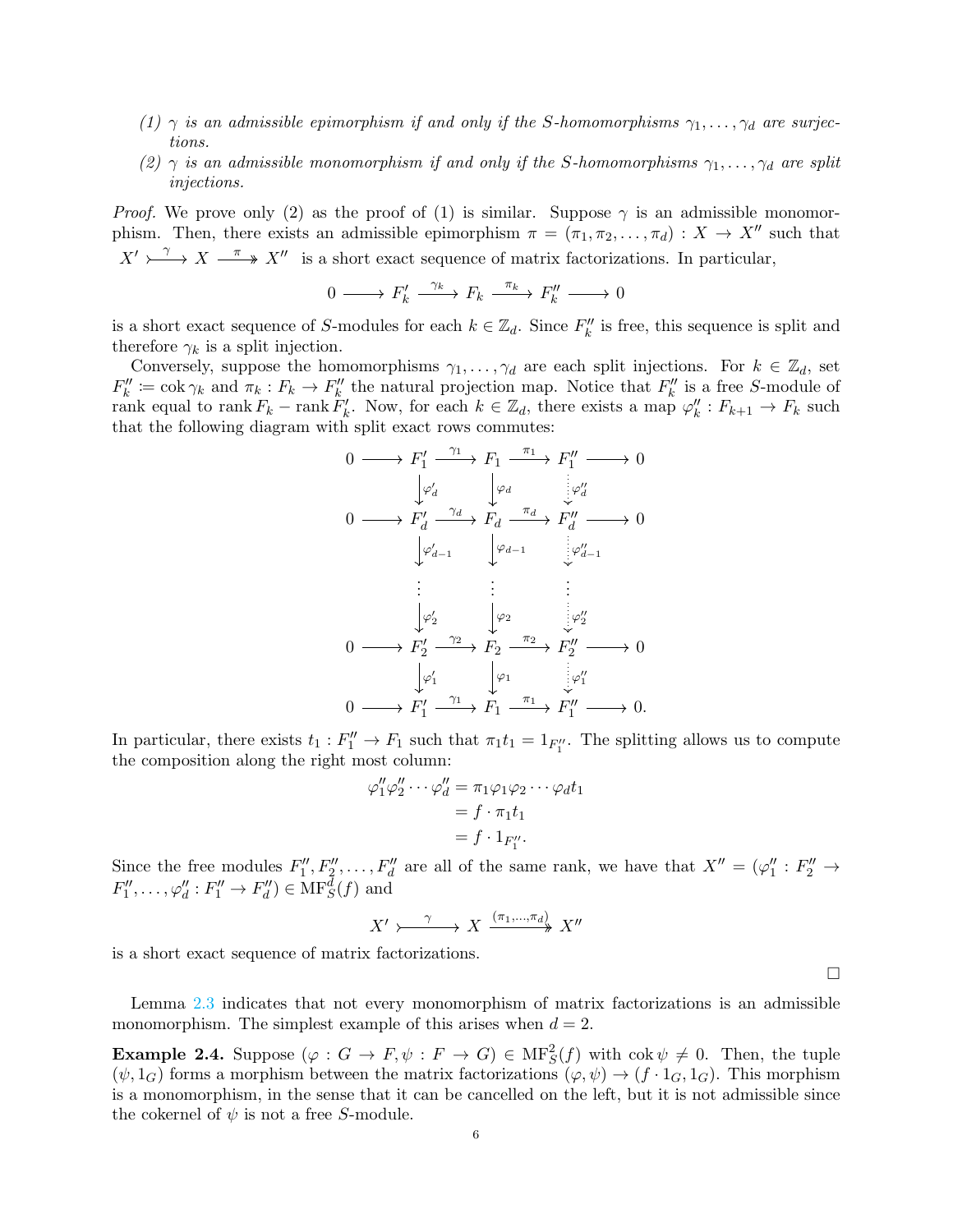(1) $\gamma$ *is an admissible epimorphism if and only if the $S$-homomorphisms $\gamma_1, \ldots, \gamma_d$ are surjections.*

(2) $\gamma$ *is an admissible monomorphism if and only if the $S$-homomorphisms $\gamma_1, \ldots, \gamma_d$ are split injections.*

*Proof.* We prove only (2) as the proof of (1) is similar. Suppose $\gamma$ is an admissible monomorphism. Then, there exists an admissible epimorphism $\pi = (\pi_1, \pi_2, \ldots, \pi_d) : X \to X''$ such that $X' \rightarrowtail^{\gamma} X \twoheadrightarrow^{\pi} X''$ is a short exact sequence of matrix factorizations. In particular,

$$0 \longrightarrow F_k' \xrightarrow{\gamma_k} F_k \xrightarrow{\pi_k} F_k'' \longrightarrow 0$$

is a short exact sequence of $S$-modules for each $k \in \mathbb{Z}_d$. Since $F_k''$ is free, this sequence is split and therefore $\gamma_k$ is a split injection.

Conversely, suppose the homomorphisms $\gamma_1, \ldots, \gamma_d$ are each split injections. For $k \in \mathbb{Z}_d$, set $F_k'' := \operatorname{cok} \gamma_k$ and $\pi_k : F_k \to F_k''$ the natural projection map. Notice that $F_k''$ is a free $S$-module of rank equal to $\operatorname{rank} F_k - \operatorname{rank} F_k'$. Now, for each $k \in \mathbb{Z}_d$, there exists a map $\varphi_k'' : F_{k+1} \to F_k$ such that the following diagram with split exact rows commutes:

$$\begin{array}{ccccccccc}
0 & \longrightarrow & F_1' & \xrightarrow{\gamma_1} & F_1 & \xrightarrow{\pi_1} & F_1'' & \longrightarrow & 0 \\
 & & \downarrow \varphi_d' & & \downarrow \varphi_d & & \downarrow \varphi_d'' & & \\
0 & \longrightarrow & F_d' & \xrightarrow{\gamma_d} & F_d & \xrightarrow{\pi_d} & F_d'' & \longrightarrow & 0 \\
 & & \downarrow \varphi_{d-1}' & & \downarrow \varphi_{d-1} & & \downarrow \varphi_{d-1}'' & & \\
 & & \vdots & & \vdots & & \vdots & & \\
 & & \downarrow \varphi_2' & & \downarrow \varphi_2 & & \downarrow \varphi_2'' & & \\
0 & \longrightarrow & F_2' & \xrightarrow{\gamma_2} & F_2 & \xrightarrow{\pi_2} & F_2'' & \longrightarrow & 0 \\
 & & \downarrow \varphi_1' & & \downarrow \varphi_1 & & \downarrow \varphi_1'' & & \\
0 & \longrightarrow & F_1' & \xrightarrow{\gamma_1} & F_1 & \xrightarrow{\pi_1} & F_1'' & \longrightarrow & 0.
\end{array}$$

In particular, there exists $t_1 : F_1'' \to F_1$ such that $\pi_1 t_1 = 1_{F_1''}$. The splitting allows us to compute the composition along the right most column:

$$\begin{aligned}
\varphi_1'' \varphi_2'' \cdots \varphi_d'' &= \pi_1 \varphi_1 \varphi_2 \cdots \varphi_d t_1 \\
&= f \cdot \pi_1 t_1 \\
&= f \cdot 1_{F_1''}.
\end{aligned}$$

Since the free modules $F_1'', F_2'', \ldots, F_d''$ are all of the same rank, we have that $X'' = (\varphi_1'' : F_2'' \to F_1'', \ldots, \varphi_d'' : F_1'' \to F_d'') \in \mathrm{MF}_S^d(f)$ and

$$X' \overset{\gamma}{\rightarrowtail} X \overset{(\pi_1, \ldots, \pi_d)}{\twoheadrightarrow} X''$$

is a short exact sequence of matrix factorizations.

$\square$

Lemma 2.3 indicates that not every monomorphism of matrix factorizations is an admissible monomorphism. The simplest example of this arises when $d = 2$.

**Example 2.4.** Suppose $(\varphi : G \to F, \psi : F \to G) \in \mathrm{MF}_S^2(f)$ with $\operatorname{cok} \psi \neq 0$. Then, the tuple $(\psi, 1_G)$ forms a morphism between the matrix factorizations $(\varphi, \psi) \to (f \cdot 1_G, 1_G)$. This morphism is a monomorphism, in the sense that it can be cancelled on the left, but it is not admissible since the cokernel of $\psi$ is not a free $S$-module.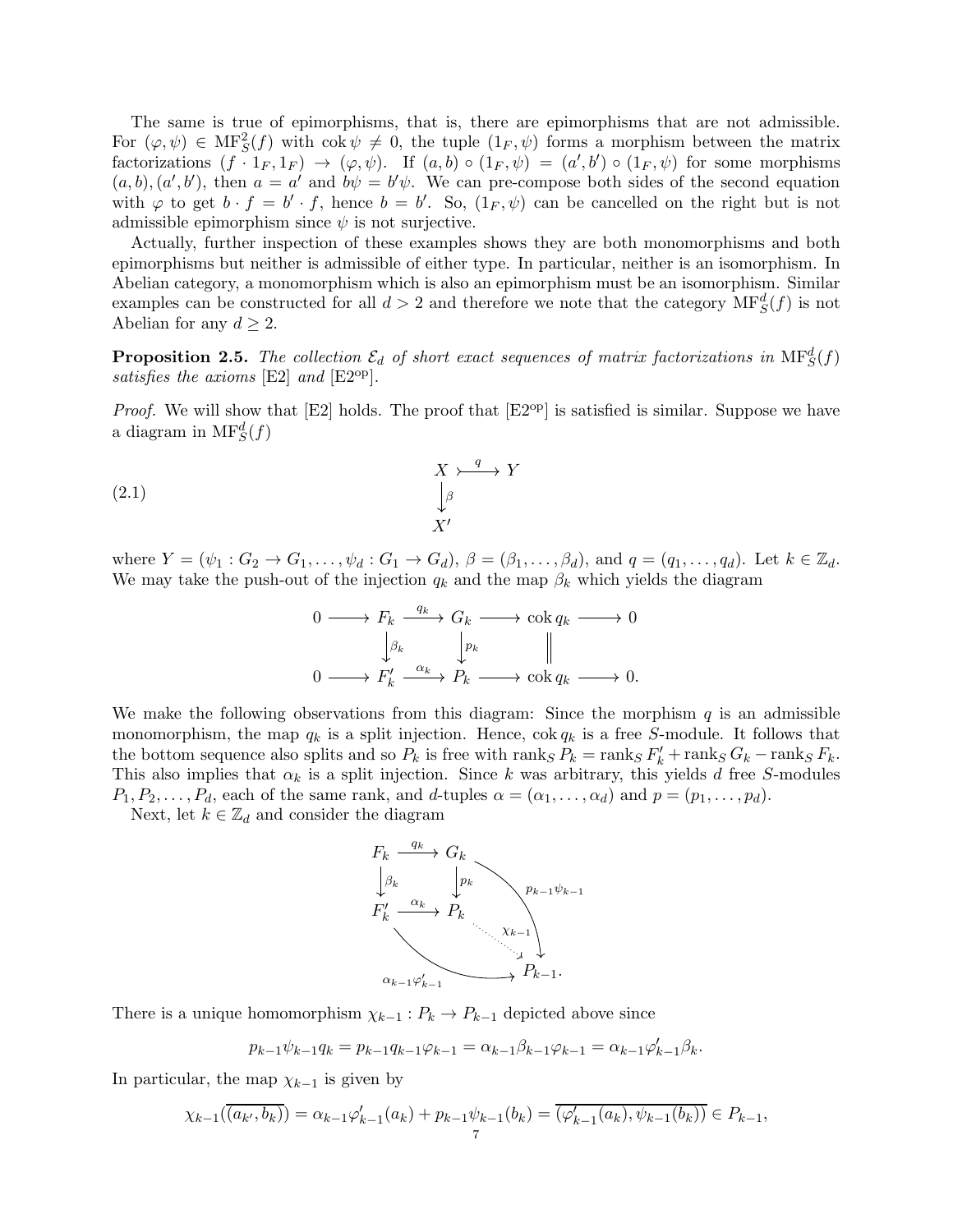The same is true of epimorphisms, that is, there are epimorphisms that are not admissible. For $(\varphi, \psi) \in \mathrm{MF}_S^2(f)$ with $\operatorname{cok} \psi \neq 0$, the tuple $(1_F, \psi)$ forms a morphism between the matrix factorizations $(f \cdot 1_F, 1_F) \to (\varphi, \psi)$. If $(a, b) \circ (1_F, \psi) = (a', b') \circ (1_F, \psi)$ for some morphisms $(a, b), (a', b')$, then $a = a'$ and $b\psi = b'\psi$. We can pre-compose both sides of the second equation with $\varphi$ to get $b \cdot f = b' \cdot f$, hence $b = b'$. So, $(1_F, \psi)$ can be cancelled on the right but is not admissible epimorphism since $\psi$ is not surjective.

Actually, further inspection of these examples shows they are both monomorphisms and both epimorphisms but neither is admissible of either type. In particular, neither is an isomorphism. In Abelian category, a monomorphism which is also an epimorphism must be an isomorphism. Similar examples can be constructed for all $d > 2$ and therefore we note that the category $\mathrm{MF}_S^d(f)$ is not Abelian for any $d \geq 2$.

**Proposition 2.5.** *The collection $\mathcal{E}_d$ of short exact sequences of matrix factorizations in $\mathrm{MF}_S^d(f)$ satisfies the axioms* [E2] *and* [E2$^{\mathrm{op}}$].

*Proof.* We will show that [E2] holds. The proof that [E2$^{\mathrm{op}}$] is satisfied is similar. Suppose we have a diagram in $\mathrm{MF}_S^d(f)$

$$\begin{array}{ccc} X & \overset{q}{\rightarrowtail} & Y \\ \downarrow{\scriptstyle \beta} & & \\ X' & & \end{array} \tag{2.1}$$

where $Y = (\psi_1 : G_2 \to G_1, \ldots, \psi_d : G_1 \to G_d)$, $\beta = (\beta_1, \ldots, \beta_d)$, and $q = (q_1, \ldots, q_d)$. Let $k \in \mathbb{Z}_d$. We may take the push-out of the injection $q_k$ and the map $\beta_k$ which yields the diagram

$$\begin{array}{ccccccccc} 0 & \longrightarrow & F_k & \xrightarrow{q_k} & G_k & \longrightarrow & \operatorname{cok} q_k & \longrightarrow & 0 \\ & & \downarrow{\scriptstyle \beta_k} & & \downarrow{\scriptstyle p_k} & & \| & & \\ 0 & \longrightarrow & F'_k & \xrightarrow{\alpha_k} & P_k & \longrightarrow & \operatorname{cok} q_k & \longrightarrow & 0. \end{array}$$

We make the following observations from this diagram: Since the morphism $q$ is an admissible monomorphism, the map $q_k$ is a split injection. Hence, $\operatorname{cok} q_k$ is a free $S$-module. It follows that the bottom sequence also splits and so $P_k$ is free with $\operatorname{rank}_S P_k = \operatorname{rank}_S F'_k + \operatorname{rank}_S G_k - \operatorname{rank}_S F_k$. This also implies that $\alpha_k$ is a split injection. Since $k$ was arbitrary, this yields $d$ free $S$-modules $P_1, P_2, \ldots, P_d$, each of the same rank, and $d$-tuples $\alpha = (\alpha_1, \ldots, \alpha_d)$ and $p = (p_1, \ldots, p_d)$.

Next, let $k \in \mathbb{Z}_d$ and consider the diagram

$$\begin{array}{ccc} F_k & \xrightarrow{q_k} & G_k \\ \downarrow{\scriptstyle \beta_k} & & \downarrow{\scriptstyle p_k} \\ F'_k & \xrightarrow{\alpha_k} & P_k \end{array} \qquad G_k \xrightarrow{p_{k-1}\psi_{k-1}} P_{k-1}, \quad P_k \overset{\chi_{k-1}}{\dashrightarrow} P_{k-1}, \quad F'_k \xrightarrow{\alpha_{k-1}\varphi'_{k-1}} P_{k-1}.$$

There is a unique homomorphism $\chi_{k-1} : P_k \to P_{k-1}$ depicted above since

$$p_{k-1}\psi_{k-1}q_k = p_{k-1}q_{k-1}\varphi_{k-1} = \alpha_{k-1}\beta_{k-1}\varphi_{k-1} = \alpha_{k-1}\varphi'_{k-1}\beta_k.$$

In particular, the map $\chi_{k-1}$ is given by

$$\chi_{k-1}(\overline{(a_{k'}, b_k)}) = \alpha_{k-1}\varphi'_{k-1}(a_k) + p_{k-1}\psi_{k-1}(b_k) = \overline{(\varphi'_{k-1}(a_k), \psi_{k-1}(b_k))} \in P_{k-1},$$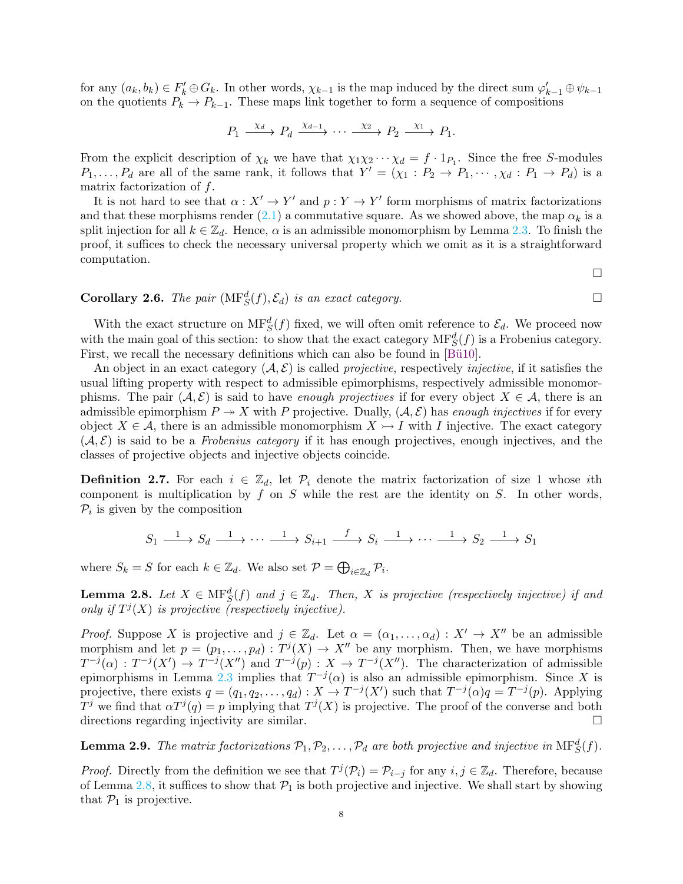for any $(a_k, b_k) \in F'_k \oplus G_k$. In other words, $\chi_{k-1}$ is the map induced by the direct sum $\varphi'_{k-1} \oplus \psi_{k-1}$ on the quotients $P_k \to P_{k-1}$. These maps link together to form a sequence of compositions

$$P_1 \xrightarrow{\chi_d} P_d \xrightarrow{\chi_{d-1}} \cdots \xrightarrow{\chi_2} P_2 \xrightarrow{\chi_1} P_1.$$

From the explicit description of $\chi_k$ we have that $\chi_1\chi_2\cdots\chi_d = f \cdot 1_{P_1}$. Since the free $S$-modules $P_1, \ldots, P_d$ are all of the same rank, it follows that $Y' = (\chi_1 : P_2 \to P_1, \cdots, \chi_d : P_1 \to P_d)$ is a matrix factorization of $f$.

It is not hard to see that $\alpha : X' \to Y'$ and $p : Y \to Y'$ form morphisms of matrix factorizations and that these morphisms render (2.1) a commutative square. As we showed above, the map $\alpha_k$ is a split injection for all $k \in \mathbb{Z}_d$. Hence, $\alpha$ is an admissible monomorphism by Lemma 2.3. To finish the proof, it suffices to check the necessary universal property which we omit as it is a straightforward computation. □

**Corollary 2.6.** *The pair* $(\mathrm{MF}^d_S(f), \mathcal{E}_d)$ *is an exact category.* □

With the exact structure on $\mathrm{MF}^d_S(f)$ fixed, we will often omit reference to $\mathcal{E}_d$. We proceed now with the main goal of this section: to show that the exact category $\mathrm{MF}^d_S(f)$ is a Frobenius category. First, we recall the necessary definitions which can also be found in [Bü10].

An object in an exact category $(\mathcal{A}, \mathcal{E})$ is called *projective*, respectively *injective*, if it satisfies the usual lifting property with respect to admissible epimorphisms, respectively admissible monomorphisms. The pair $(\mathcal{A}, \mathcal{E})$ is said to have *enough projectives* if for every object $X \in \mathcal{A}$, there is an admissible epimorphism $P \twoheadrightarrow X$ with $P$ projective. Dually, $(\mathcal{A}, \mathcal{E})$ has *enough injectives* if for every object $X \in \mathcal{A}$, there is an admissible monomorphism $X \rightarrowtail I$ with $I$ injective. The exact category $(\mathcal{A}, \mathcal{E})$ is said to be a *Frobenius category* if it has enough projectives, enough injectives, and the classes of projective objects and injective objects coincide.

**Definition 2.7.** For each $i \in \mathbb{Z}_d$, let $\mathcal{P}_i$ denote the matrix factorization of size 1 whose $i$th component is multiplication by $f$ on $S$ while the rest are the identity on $S$. In other words, $\mathcal{P}_i$ is given by the composition

$$S_1 \xrightarrow{1} S_d \xrightarrow{1} \cdots \xrightarrow{1} S_{i+1} \xrightarrow{f} S_i \xrightarrow{1} \cdots \xrightarrow{1} S_2 \xrightarrow{1} S_1$$

where $S_k = S$ for each $k \in \mathbb{Z}_d$. We also set $\mathcal{P} = \bigoplus_{i \in \mathbb{Z}_d} \mathcal{P}_i$.

**Lemma 2.8.** *Let* $X \in \mathrm{MF}^d_S(f)$ *and* $j \in \mathbb{Z}_d$. *Then,* $X$ *is projective (respectively injective) if and only if* $T^j(X)$ *is projective (respectively injective).*

*Proof.* Suppose $X$ is projective and $j \in \mathbb{Z}_d$. Let $\alpha = (\alpha_1, \ldots, \alpha_d) : X' \to X''$ be an admissible morphism and let $p = (p_1, \ldots, p_d) : T^j(X) \to X''$ be any morphism. Then, we have morphisms $T^{-j}(\alpha) : T^{-j}(X') \to T^{-j}(X'')$ and $T^{-j}(p) : X \to T^{-j}(X'')$. The characterization of admissible epimorphisms in Lemma 2.3 implies that $T^{-j}(\alpha)$ is also an admissible epimorphism. Since $X$ is projective, there exists $q = (q_1, q_2, \ldots, q_d) : X \to T^{-j}(X')$ such that $T^{-j}(\alpha)q = T^{-j}(p)$. Applying $T^j$ we find that $\alpha T^j(q) = p$ implying that $T^j(X)$ is projective. The proof of the converse and both directions regarding injectivity are similar. □

**Lemma 2.9.** *The matrix factorizations* $\mathcal{P}_1, \mathcal{P}_2, \ldots, \mathcal{P}_d$ *are both projective and injective in* $\mathrm{MF}^d_S(f)$.

*Proof.* Directly from the definition we see that $T^j(\mathcal{P}_i) = \mathcal{P}_{i-j}$ for any $i, j \in \mathbb{Z}_d$. Therefore, because of Lemma 2.8, it suffices to show that $\mathcal{P}_1$ is both projective and injective. We shall start by showing that $\mathcal{P}_1$ is projective.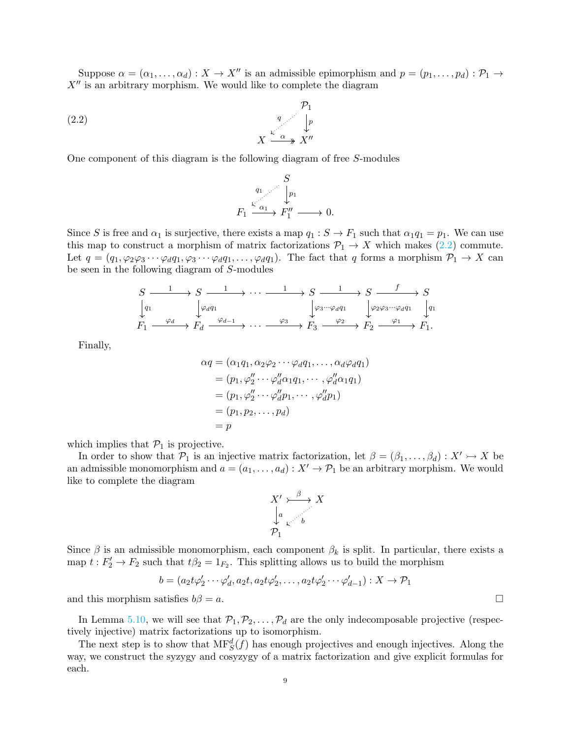Suppose $\alpha = (\alpha_1, \ldots, \alpha_d) : X \to X''$ is an admissible epimorphism and $p = (p_1, \ldots, p_d) : \mathcal{P}_1 \to X''$ is an arbitrary morphism. We would like to complete the diagram

$$
\begin{array}{ccc}
 & & \mathcal{P}_1 \\
 & {\scriptstyle q}\swarrow & \downarrow {\scriptstyle p} \\
X & \xrightarrow{\alpha} & X''
\end{array} \tag{2.2}
$$

One component of this diagram is the following diagram of free $S$-modules

$$
\begin{array}{cccc}
 & & S & \\
 & {\scriptstyle q_1}\swarrow & \downarrow {\scriptstyle p_1} & \\
F_1 & \xrightarrow{\alpha_1} & F_1'' & \longrightarrow 0.
\end{array}
$$

Since $S$ is free and $\alpha_1$ is surjective, there exists a map $q_1 : S \to F_1$ such that $\alpha_1 q_1 = p_1$. We can use this map to construct a morphism of matrix factorizations $\mathcal{P}_1 \to X$ which makes (2.2) commute. Let $q = (q_1, \varphi_2\varphi_3 \cdots \varphi_d q_1, \varphi_3 \cdots \varphi_d q_1, \ldots, \varphi_d q_1)$. The fact that $q$ forms a morphism $\mathcal{P}_1 \to X$ can be seen in the following diagram of $S$-modules

$$
\begin{array}{ccccccccccc}
S & \xrightarrow{1} & S & \xrightarrow{1} & \cdots & \xrightarrow{1} & S & \xrightarrow{1} & S & \xrightarrow{f} & S \\
\downarrow {\scriptstyle q_1} & & \downarrow {\scriptstyle \varphi_d q_1} & & & & \downarrow {\scriptstyle \varphi_3 \cdots \varphi_d q_1} & & \downarrow {\scriptstyle \varphi_2\varphi_3 \cdots \varphi_d q_1} & & \downarrow {\scriptstyle q_1} \\
F_1 & \xrightarrow{\varphi_d} & F_d & \xrightarrow{\varphi_{d-1}} & \cdots & \xrightarrow{\varphi_3} & F_3 & \xrightarrow{\varphi_2} & F_2 & \xrightarrow{\varphi_1} & F_1.
\end{array}
$$

Finally,

$$
\begin{aligned}
\alpha q &= (\alpha_1 q_1, \alpha_2 \varphi_2 \cdots \varphi_d q_1, \ldots, \alpha_d \varphi_d q_1) \\
&= (p_1, \varphi_2'' \cdots \varphi_d'' \alpha_1 q_1, \cdots, \varphi_d'' \alpha_1 q_1) \\
&= (p_1, \varphi_2'' \cdots \varphi_d'' p_1, \cdots, \varphi_d'' p_1) \\
&= (p_1, p_2, \ldots, p_d) \\
&= p
\end{aligned}
$$

which implies that $\mathcal{P}_1$ is projective.

In order to show that $\mathcal{P}_1$ is an injective matrix factorization, let $\beta = (\beta_1, \ldots, \beta_d) : X' \rightarrowtail X$ be an admissible monomorphism and $a = (a_1, \ldots, a_d) : X' \to \mathcal{P}_1$ be an arbitrary morphism. We would like to complete the diagram

$$
\begin{array}{ccc}
X' & \overset{\beta}{\rightarrowtail} & X \\
\downarrow {\scriptstyle a} & \swarrow {\scriptstyle b} & \\
\mathcal{P}_1 & &
\end{array}
$$

Since $\beta$ is an admissible monomorphism, each component $\beta_k$ is split. In particular, there exists a map $t : F_2' \to F_2$ such that $t\beta_2 = 1_{F_2}$. This splitting allows us to build the morphism

$$
b = (a_2 t \varphi_2' \cdots \varphi_d', a_2 t, a_2 t \varphi_2', \ldots, a_2 t \varphi_2' \cdots \varphi_{d-1}') : X \to \mathcal{P}_1
$$

and this morphism satisfies $b\beta = a$. $\square$

In Lemma 5.10, we will see that $\mathcal{P}_1, \mathcal{P}_2, \ldots, \mathcal{P}_d$ are the only indecomposable projective (respectively injective) matrix factorizations up to isomorphism.

The next step is to show that $\mathrm{MF}_S^d(f)$ has enough projectives and enough injectives. Along the way, we construct the syzygy and cosyzygy of a matrix factorization and give explicit formulas for each.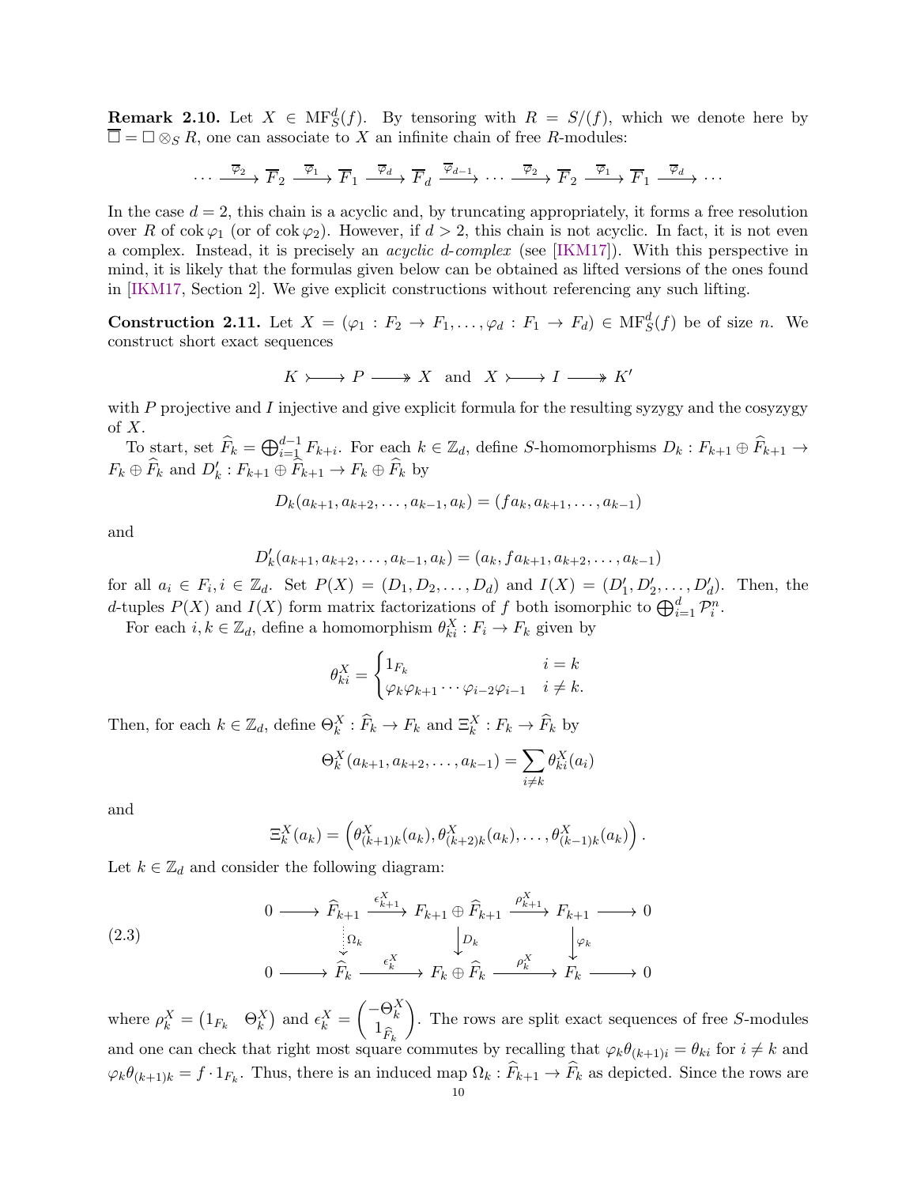**Remark 2.10.** Let $X \in \mathrm{MF}_S^d(f)$. By tensoring with $R = S/(f)$, which we denote here by $\overline{\square} = \square \otimes_S R$, one can associate to $X$ an infinite chain of free $R$-modules:

$$\cdots \xrightarrow{\overline{\varphi}_2} \overline{F}_2 \xrightarrow{\overline{\varphi}_1} \overline{F}_1 \xrightarrow{\overline{\varphi}_d} \overline{F}_d \xrightarrow{\overline{\varphi}_{d-1}} \cdots \xrightarrow{\overline{\varphi}_2} \overline{F}_2 \xrightarrow{\overline{\varphi}_1} \overline{F}_1 \xrightarrow{\overline{\varphi}_d} \cdots$$

In the case $d = 2$, this chain is a acyclic and, by truncating appropriately, it forms a free resolution over $R$ of $\operatorname{cok} \varphi_1$ (or of $\operatorname{cok} \varphi_2$). However, if $d > 2$, this chain is not acyclic. In fact, it is not even a complex. Instead, it is precisely an *acyclic $d$-complex* (see [IKM17]). With this perspective in mind, it is likely that the formulas given below can be obtained as lifted versions of the ones found in [IKM17, Section 2]. We give explicit constructions without referencing any such lifting.

**Construction 2.11.** Let $X = (\varphi_1 : F_2 \to F_1, \ldots, \varphi_d : F_1 \to F_d) \in \mathrm{MF}_S^d(f)$ be of size $n$. We construct short exact sequences

$$K \rightarrowtail P \twoheadrightarrow X \quad \text{and} \quad X \rightarrowtail I \twoheadrightarrow K'$$

with $P$ projective and $I$ injective and give explicit formula for the resulting syzygy and the cosyzygy of $X$.

To start, set $\widehat{F}_k = \bigoplus_{i=1}^{d-1} F_{k+i}$. For each $k \in \mathbb{Z}_d$, define $S$-homomorphisms $D_k : F_{k+1} \oplus \widehat{F}_{k+1} \to F_k \oplus \widehat{F}_k$ and $D'_k : F_{k+1} \oplus \widehat{F}_{k+1} \to F_k \oplus \widehat{F}_k$ by

$$D_k(a_{k+1}, a_{k+2}, \ldots, a_{k-1}, a_k) = (fa_k, a_{k+1}, \ldots, a_{k-1})$$

and

$$D'_k(a_{k+1}, a_{k+2}, \ldots, a_{k-1}, a_k) = (a_k, fa_{k+1}, a_{k+2}, \ldots, a_{k-1})$$

for all $a_i \in F_i, i \in \mathbb{Z}_d$. Set $P(X) = (D_1, D_2, \ldots, D_d)$ and $I(X) = (D'_1, D'_2, \ldots, D'_d)$. Then, the $d$-tuples $P(X)$ and $I(X)$ form matrix factorizations of $f$ both isomorphic to $\bigoplus_{i=1}^d \mathcal{P}_i^n$.

For each $i, k \in \mathbb{Z}_d$, define a homomorphism $\theta_{ki}^X : F_i \to F_k$ given by

$$\theta_{ki}^X = \begin{cases} 1_{F_k} & i = k \\ \varphi_k \varphi_{k+1} \cdots \varphi_{i-2} \varphi_{i-1} & i \neq k. \end{cases}$$

Then, for each $k \in \mathbb{Z}_d$, define $\Theta_k^X : \widehat{F}_k \to F_k$ and $\Xi_k^X : F_k \to \widehat{F}_k$ by

$$\Theta_k^X(a_{k+1}, a_{k+2}, \ldots, a_{k-1}) = \sum_{i \neq k} \theta_{ki}^X(a_i)$$

and

$$\Xi_k^X(a_k) = \left(\theta_{(k+1)k}^X(a_k), \theta_{(k+2)k}^X(a_k), \ldots, \theta_{(k-1)k}^X(a_k)\right).$$

Let $k \in \mathbb{Z}_d$ and consider the following diagram:

$$\begin{array}{ccccccccc} 0 & \longrightarrow & \widehat{F}_{k+1} & \xrightarrow{\epsilon_{k+1}^X} & F_{k+1} \oplus \widehat{F}_{k+1} & \xrightarrow{\rho_{k+1}^X} & F_{k+1} & \longrightarrow & 0 \\ & & \Big\downarrow{\scriptstyle \Omega_k} & & \Big\downarrow{\scriptstyle D_k} & & \Big\downarrow{\scriptstyle \varphi_k} & & \\ 0 & \longrightarrow & \widehat{F}_k & \xrightarrow{\epsilon_k^X} & F_k \oplus \widehat{F}_k & \xrightarrow{\rho_k^X} & F_k & \longrightarrow & 0 \end{array} \tag{2.3}$$

where $\rho_k^X = \begin{pmatrix} 1_{F_k} & \Theta_k^X \end{pmatrix}$ and $\epsilon_k^X = \begin{pmatrix} -\Theta_k^X \\ 1_{\widehat{F}_k} \end{pmatrix}$. The rows are split exact sequences of free $S$-modules and one can check that right most square commutes by recalling that $\varphi_k \theta_{(k+1)i} = \theta_{ki}$ for $i \neq k$ and $\varphi_k \theta_{(k+1)k} = f \cdot 1_{F_k}$. Thus, there is an induced map $\Omega_k : \widehat{F}_{k+1} \to \widehat{F}_k$ as depicted. Since the rows are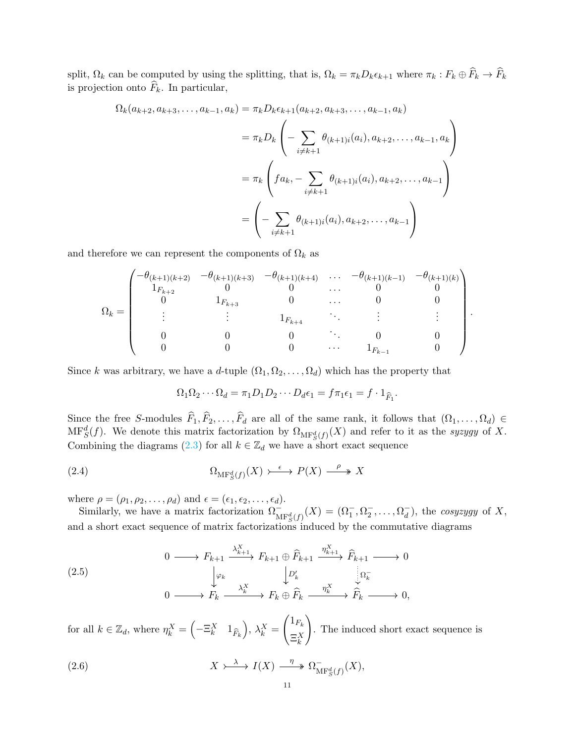split, $\Omega_k$ can be computed by using the splitting, that is, $\Omega_k = \pi_k D_k \epsilon_{k+1}$ where $\pi_k : F_k \oplus \widehat{F}_k \to \widehat{F}_k$ is projection onto $\widehat{F}_k$. In particular,

$$
\begin{aligned}
\Omega_k(a_{k+2}, a_{k+3}, \dots, a_{k-1}, a_k) &= \pi_k D_k \epsilon_{k+1}(a_{k+2}, a_{k+3}, \dots, a_{k-1}, a_k) \\
&= \pi_k D_k \left( -\sum_{i \neq k+1} \theta_{(k+1)i}(a_i), a_{k+2}, \dots, a_{k-1}, a_k \right) \\
&= \pi_k \left( f a_k, -\sum_{i \neq k+1} \theta_{(k+1)i}(a_i), a_{k+2}, \dots, a_{k-1} \right) \\
&= \left( -\sum_{i \neq k+1} \theta_{(k+1)i}(a_i), a_{k+2}, \dots, a_{k-1} \right)
\end{aligned}
$$

and therefore we can represent the components of $\Omega_k$ as

$$
\Omega_k = \begin{pmatrix}
-\theta_{(k+1)(k+2)} & -\theta_{(k+1)(k+3)} & -\theta_{(k+1)(k+4)} & \cdots & -\theta_{(k+1)(k-1)} & -\theta_{(k+1)(k)} \\
1_{F_{k+2}} & 0 & 0 & \cdots & 0 & 0 \\
0 & 1_{F_{k+3}} & 0 & \cdots & 0 & 0 \\
\vdots & \vdots & 1_{F_{k+4}} & \ddots & \vdots & \vdots \\
0 & 0 & 0 & \ddots & 0 & 0 \\
0 & 0 & 0 & \cdots & 1_{F_{k-1}} & 0
\end{pmatrix}.
$$

Since $k$ was arbitrary, we have a $d$-tuple $(\Omega_1, \Omega_2, \dots, \Omega_d)$ which has the property that

$$
\Omega_1 \Omega_2 \cdots \Omega_d = \pi_1 D_1 D_2 \cdots D_d \epsilon_1 = f \pi_1 \epsilon_1 = f \cdot 1_{\widehat{F}_1}.
$$

Since the free $S$-modules $\widehat{F}_1, \widehat{F}_2, \dots, \widehat{F}_d$ are all of the same rank, it follows that $(\Omega_1, \dots, \Omega_d) \in \mathrm{MF}_S^d(f)$. We denote this matrix factorization by $\Omega_{\mathrm{MF}_S^d(f)}(X)$ and refer to it as the *syzygy* of $X$. Combining the diagrams (2.3) for all $k \in \mathbb{Z}_d$ we have a short exact sequence

$$
\Omega_{\mathrm{MF}_S^d(f)}(X) \overset{\epsilon}{\rightarrowtail} P(X) \overset{\rho}{\twoheadrightarrow} X \tag{2.4}
$$

where $\rho = (\rho_1, \rho_2, \dots, \rho_d)$ and $\epsilon = (\epsilon_1, \epsilon_2, \dots, \epsilon_d)$.

Similarly, we have a matrix factorization $\Omega^-_{\mathrm{MF}_S^d(f)}(X) = (\Omega^-_1, \Omega^-_2, \dots, \Omega^-_d)$, the *cosyzygy* of $X$, and a short exact sequence of matrix factorizations induced by the commutative diagrams

$$
\begin{array}{ccccccccc}
0 & \longrightarrow & F_{k+1} & \xrightarrow{\lambda^X_{k+1}} & F_{k+1} \oplus \widehat{F}_{k+1} & \xrightarrow{\eta^X_{k+1}} & \widehat{F}_{k+1} & \longrightarrow & 0 \\
 & & \downarrow{\scriptstyle \varphi_k} & & \downarrow{\scriptstyle D'_k} & & \vdots{\scriptstyle \Omega^-_k} & & \\
0 & \longrightarrow & F_k & \xrightarrow{\lambda^X_k} & F_k \oplus \widehat{F}_k & \xrightarrow{\eta^X_k} & \widehat{F}_k & \longrightarrow & 0,
\end{array} \tag{2.5}
$$

for all $k \in \mathbb{Z}_d$, where $\eta^X_k = \begin{pmatrix} -\Xi^X_k & 1_{\widehat{F}_k} \end{pmatrix}$, $\lambda^X_k = \begin{pmatrix} 1_{F_k} \\ \Xi^X_k \end{pmatrix}$. The induced short exact sequence is

$$
X \overset{\lambda}{\rightarrowtail} I(X) \overset{\eta}{\twoheadrightarrow} \Omega^-_{\mathrm{MF}_S^d(f)}(X), \tag{2.6}
$$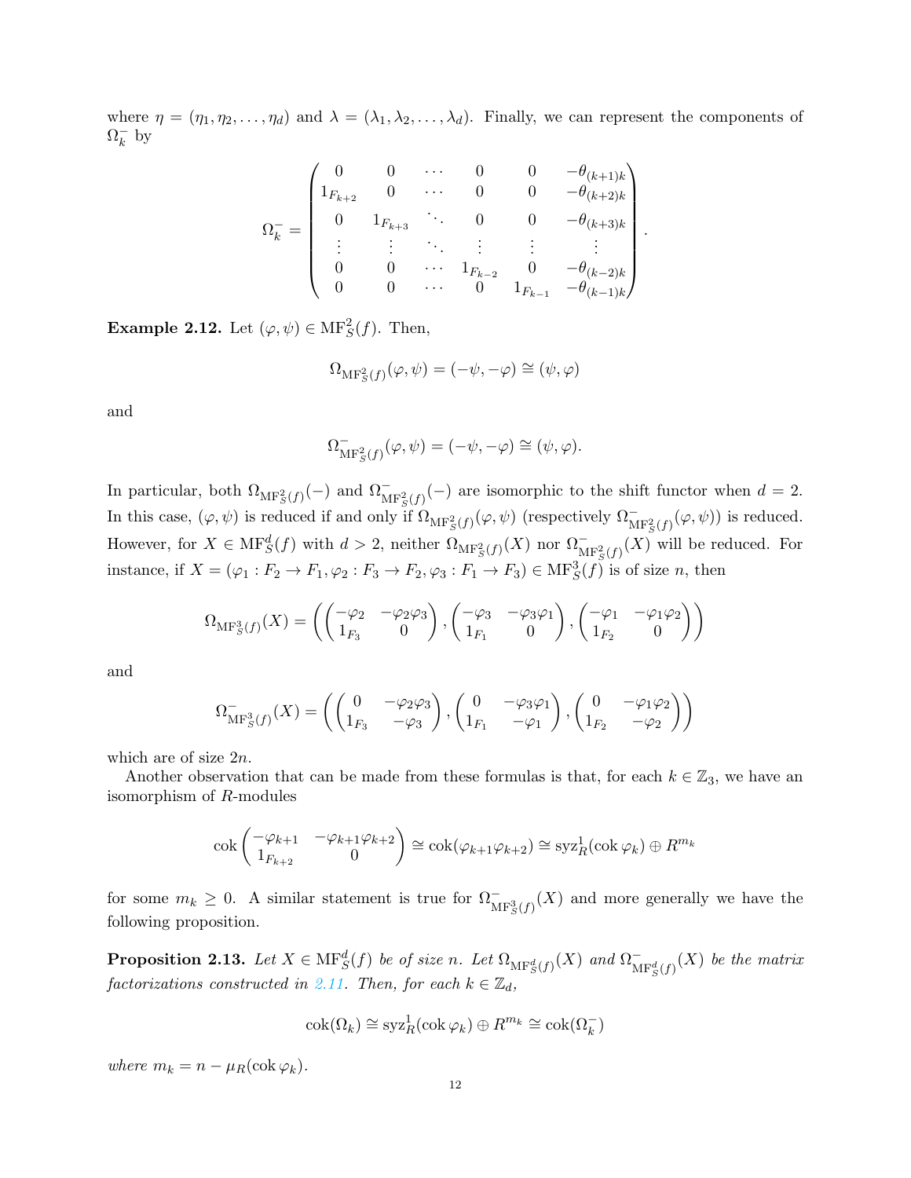where $\eta = (\eta_1, \eta_2, \ldots, \eta_d)$ and $\lambda = (\lambda_1, \lambda_2, \ldots, \lambda_d)$. Finally, we can represent the components of $\Omega_k^-$ by

$$\Omega_k^- = \begin{pmatrix} 0 & 0 & \cdots & 0 & 0 & -\theta_{(k+1)k} \\ 1_{F_{k+2}} & 0 & \cdots & 0 & 0 & -\theta_{(k+2)k} \\ 0 & 1_{F_{k+3}} & \ddots & 0 & 0 & -\theta_{(k+3)k} \\ \vdots & \vdots & \ddots & \vdots & \vdots & \vdots \\ 0 & 0 & \cdots & 1_{F_{k-2}} & 0 & -\theta_{(k-2)k} \\ 0 & 0 & \cdots & 0 & 1_{F_{k-1}} & -\theta_{(k-1)k} \end{pmatrix}.$$

**Example 2.12.** Let $(\varphi, \psi) \in \mathrm{MF}_S^2(f)$. Then,

$$\Omega_{\mathrm{MF}_S^2(f)}(\varphi, \psi) = (-\psi, -\varphi) \cong (\psi, \varphi)$$

and

$$\Omega^-_{\mathrm{MF}_S^2(f)}(\varphi, \psi) = (-\psi, -\varphi) \cong (\psi, \varphi).$$

In particular, both $\Omega_{\mathrm{MF}_S^2(f)}(-)$ and $\Omega^-_{\mathrm{MF}_S^2(f)}(-)$ are isomorphic to the shift functor when $d = 2$. In this case, $(\varphi, \psi)$ is reduced if and only if $\Omega_{\mathrm{MF}_S^2(f)}(\varphi, \psi)$ (respectively $\Omega^-_{\mathrm{MF}_S^2(f)}(\varphi, \psi)$) is reduced. However, for $X \in \mathrm{MF}_S^d(f)$ with $d > 2$, neither $\Omega_{\mathrm{MF}_S^2(f)}(X)$ nor $\Omega^-_{\mathrm{MF}_S^2(f)}(X)$ will be reduced. For instance, if $X = (\varphi_1 : F_2 \to F_1, \varphi_2 : F_3 \to F_2, \varphi_3 : F_1 \to F_3) \in \mathrm{MF}_S^3(f)$ is of size $n$, then

$$\Omega_{\mathrm{MF}_S^3(f)}(X) = \left( \begin{pmatrix} -\varphi_2 & -\varphi_2\varphi_3 \\ 1_{F_3} & 0 \end{pmatrix}, \begin{pmatrix} -\varphi_3 & -\varphi_3\varphi_1 \\ 1_{F_1} & 0 \end{pmatrix}, \begin{pmatrix} -\varphi_1 & -\varphi_1\varphi_2 \\ 1_{F_2} & 0 \end{pmatrix} \right)$$

and

$$\Omega^-_{\mathrm{MF}_S^3(f)}(X) = \left( \begin{pmatrix} 0 & -\varphi_2\varphi_3 \\ 1_{F_3} & -\varphi_3 \end{pmatrix}, \begin{pmatrix} 0 & -\varphi_3\varphi_1 \\ 1_{F_1} & -\varphi_1 \end{pmatrix}, \begin{pmatrix} 0 & -\varphi_1\varphi_2 \\ 1_{F_2} & -\varphi_2 \end{pmatrix} \right)$$

which are of size $2n$.

Another observation that can be made from these formulas is that, for each $k \in \mathbb{Z}_3$, we have an isomorphism of $R$-modules

$$\operatorname{cok} \begin{pmatrix} -\varphi_{k+1} & -\varphi_{k+1}\varphi_{k+2} \\ 1_{F_{k+2}} & 0 \end{pmatrix} \cong \operatorname{cok}(\varphi_{k+1}\varphi_{k+2}) \cong \operatorname{syz}^1_R(\operatorname{cok} \varphi_k) \oplus R^{m_k}$$

for some $m_k \geq 0$. A similar statement is true for $\Omega^-_{\mathrm{MF}_S^3(f)}(X)$ and more generally we have the following proposition.

**Proposition 2.13.** *Let $X \in \mathrm{MF}_S^d(f)$ be of size $n$. Let $\Omega_{\mathrm{MF}_S^d(f)}(X)$ and $\Omega^-_{\mathrm{MF}_S^d(f)}(X)$ be the matrix factorizations constructed in 2.11. Then, for each $k \in \mathbb{Z}_d$,*

$$\operatorname{cok}(\Omega_k) \cong \operatorname{syz}^1_R(\operatorname{cok} \varphi_k) \oplus R^{m_k} \cong \operatorname{cok}(\Omega_k^-)$$

*where $m_k = n - \mu_R(\operatorname{cok} \varphi_k)$.*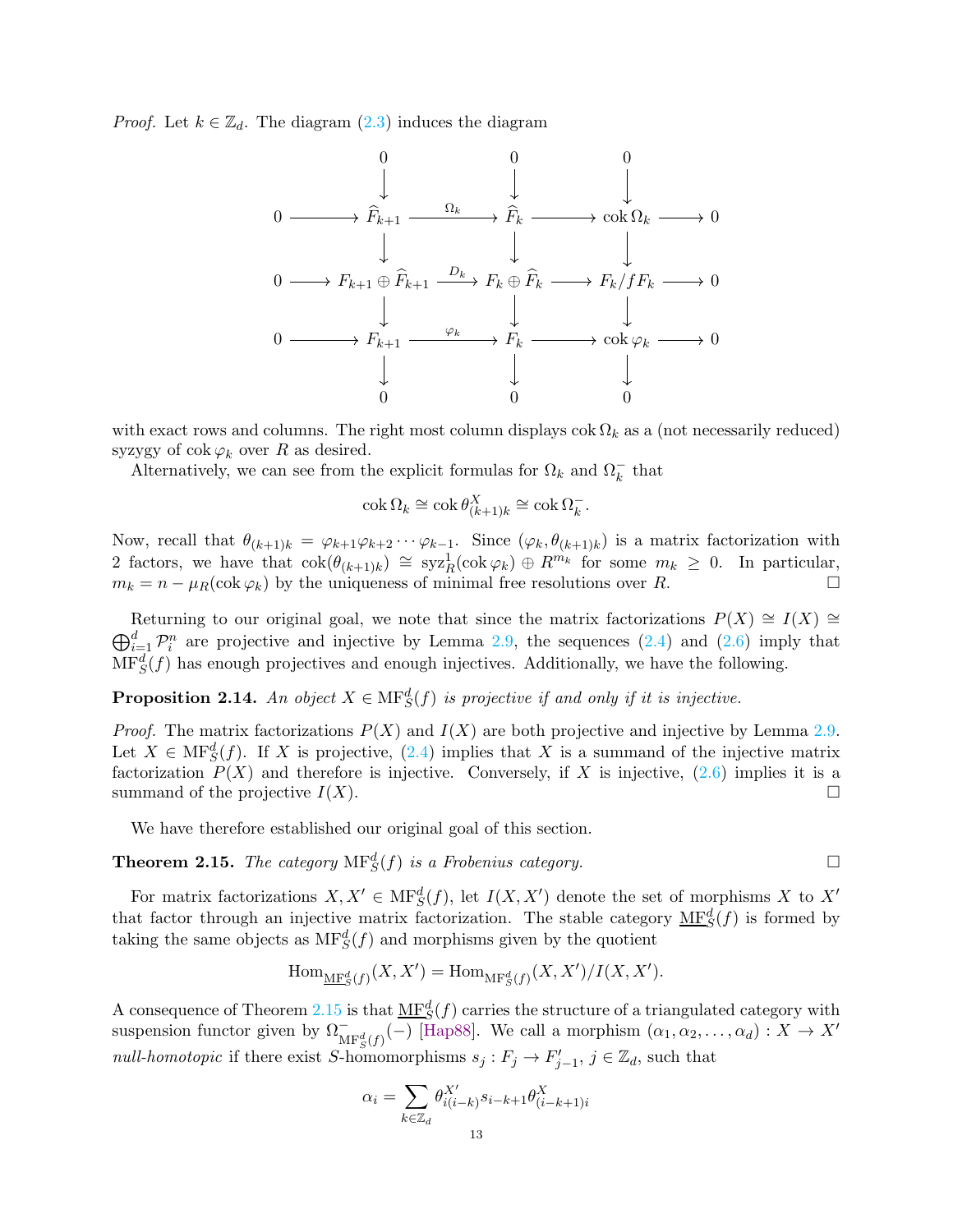*Proof.* Let $k \in \mathbb{Z}_d$. The diagram (2.3) induces the diagram

$$\begin{array}{ccccccccc}
 & & 0 & & 0 & & 0 & & \\
 & & \downarrow & & \downarrow & & \downarrow & & \\
0 & \longrightarrow & \widehat{F}_{k+1} & \xrightarrow{\Omega_k} & \widehat{F}_k & \longrightarrow & \operatorname{cok}\Omega_k & \longrightarrow & 0 \\
 & & \downarrow & & \downarrow & & \downarrow & & \\
0 & \longrightarrow & F_{k+1} \oplus \widehat{F}_{k+1} & \xrightarrow{D_k} & F_k \oplus \widehat{F}_k & \longrightarrow & F_k/fF_k & \longrightarrow & 0 \\
 & & \downarrow & & \downarrow & & \downarrow & & \\
0 & \longrightarrow & F_{k+1} & \xrightarrow{\varphi_k} & F_k & \longrightarrow & \operatorname{cok}\varphi_k & \longrightarrow & 0 \\
 & & \downarrow & & \downarrow & & \downarrow & & \\
 & & 0 & & 0 & & 0 & &
\end{array}$$

with exact rows and columns. The right most column displays $\operatorname{cok}\Omega_k$ as a (not necessarily reduced) syzygy of $\operatorname{cok}\varphi_k$ over $R$ as desired.

Alternatively, we can see from the explicit formulas for $\Omega_k$ and $\Omega_k^-$ that

$$\operatorname{cok}\Omega_k \cong \operatorname{cok}\theta^X_{(k+1)k} \cong \operatorname{cok}\Omega_k^-.$$

Now, recall that $\theta_{(k+1)k} = \varphi_{k+1}\varphi_{k+2}\cdots\varphi_{k-1}$. Since $(\varphi_k, \theta_{(k+1)k})$ is a matrix factorization with 2 factors, we have that $\operatorname{cok}(\theta_{(k+1)k}) \cong \operatorname{syz}^1_R(\operatorname{cok}\varphi_k) \oplus R^{m_k}$ for some $m_k \geq 0$. In particular, $m_k = n - \mu_R(\operatorname{cok}\varphi_k)$ by the uniqueness of minimal free resolutions over $R$. □

Returning to our original goal, we note that since the matrix factorizations $P(X) \cong I(X) \cong \bigoplus_{i=1}^d \mathcal{P}_i^n$ are projective and injective by Lemma 2.9, the sequences (2.4) and (2.6) imply that $\mathrm{MF}_S^d(f)$ has enough projectives and enough injectives. Additionally, we have the following.

**Proposition 2.14.** *An object $X \in \mathrm{MF}_S^d(f)$ is projective if and only if it is injective.*

*Proof.* The matrix factorizations $P(X)$ and $I(X)$ are both projective and injective by Lemma 2.9. Let $X \in \mathrm{MF}_S^d(f)$. If $X$ is projective, (2.4) implies that $X$ is a summand of the injective matrix factorization $P(X)$ and therefore is injective. Conversely, if $X$ is injective, (2.6) implies it is a summand of the projective $I(X)$. □

We have therefore established our original goal of this section.

**Theorem 2.15.** *The category $\mathrm{MF}_S^d(f)$ is a Frobenius category.* □

For matrix factorizations $X, X' \in \mathrm{MF}_S^d(f)$, let $I(X, X')$ denote the set of morphisms $X$ to $X'$ that factor through an injective matrix factorization. The stable category $\underline{\mathrm{MF}}_S^d(f)$ is formed by taking the same objects as $\mathrm{MF}_S^d(f)$ and morphisms given by the quotient

$$\operatorname{Hom}_{\underline{\mathrm{MF}}_S^d(f)}(X, X') = \operatorname{Hom}_{\mathrm{MF}_S^d(f)}(X, X')/I(X, X').$$

A consequence of Theorem 2.15 is that $\underline{\mathrm{MF}}_S^d(f)$ carries the structure of a triangulated category with suspension functor given by $\Omega^-_{\underline{\mathrm{MF}}_S^d(f)}(-)$ [Hap88]. We call a morphism $(\alpha_1, \alpha_2, \ldots, \alpha_d) : X \to X'$ *null-homotopic* if there exist $S$-homomorphisms $s_j : F_j \to F'_{j-1}$, $j \in \mathbb{Z}_d$, such that

$$\alpha_i = \sum_{k \in \mathbb{Z}_d} \theta^{X'}_{i(i-k)} s_{i-k+1} \theta^X_{(i-k+1)i}$$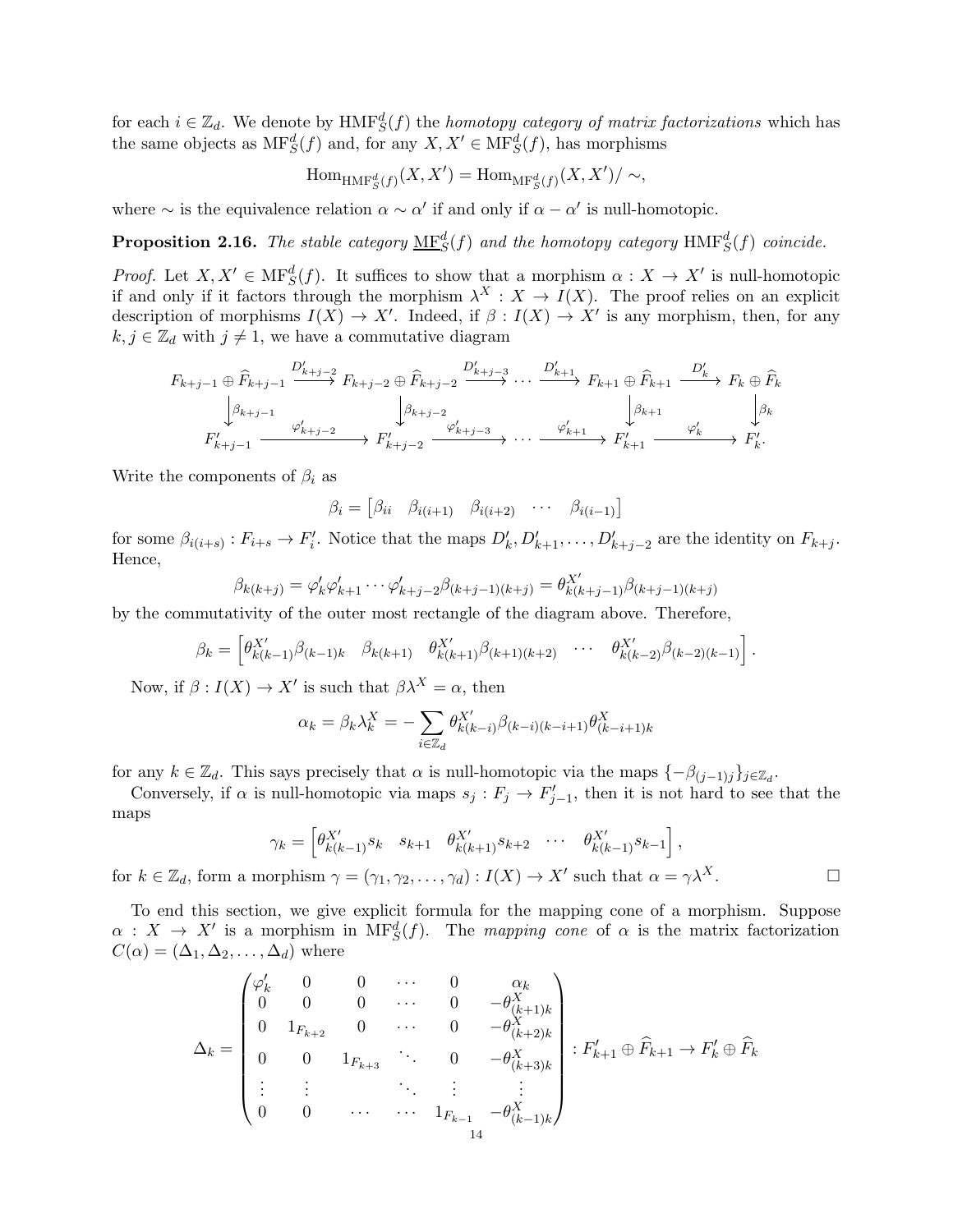for each $i \in \mathbb{Z}_d$. We denote by $\mathrm{HMF}_S^d(f)$ the *homotopy category of matrix factorizations* which has the same objects as $\mathrm{MF}_S^d(f)$ and, for any $X, X' \in \mathrm{MF}_S^d(f)$, has morphisms

$$\mathrm{Hom}_{\mathrm{HMF}_S^d(f)}(X, X') = \mathrm{Hom}_{\mathrm{MF}_S^d(f)}(X, X')/\sim,$$

where $\sim$ is the equivalence relation $\alpha \sim \alpha'$ if and only if $\alpha - \alpha'$ is null-homotopic.

**Proposition 2.16.** *The stable category $\underline{\mathrm{MF}}_S^d(f)$ and the homotopy category $\mathrm{HMF}_S^d(f)$ coincide.*

*Proof.* Let $X, X' \in \mathrm{MF}_S^d(f)$. It suffices to show that a morphism $\alpha : X \to X'$ is null-homotopic if and only if it factors through the morphism $\lambda^X : X \to I(X)$. The proof relies on an explicit description of morphisms $I(X) \to X'$. Indeed, if $\beta : I(X) \to X'$ is any morphism, then, for any $k, j \in \mathbb{Z}_d$ with $j \neq 1$, we have a commutative diagram

$$\begin{array}{ccccccccc}
F_{k+j-1} \oplus \widehat{F}_{k+j-1} & \xrightarrow{D'_{k+j-2}} & F_{k+j-2} \oplus \widehat{F}_{k+j-2} & \xrightarrow{D'_{k+j-3}} & \cdots & \xrightarrow{D'_{k+1}} & F_{k+1} \oplus \widehat{F}_{k+1} & \xrightarrow{D'_{k}} & F_k \oplus \widehat{F}_k \\
\downarrow \beta_{k+j-1} & & \downarrow \beta_{k+j-2} & & & & \downarrow \beta_{k+1} & & \downarrow \beta_k \\
F'_{k+j-1} & \xrightarrow{\varphi'_{k+j-2}} & F'_{k+j-2} & \xrightarrow{\varphi'_{k+j-3}} & \cdots & \xrightarrow{\varphi'_{k+1}} & F'_{k+1} & \xrightarrow{\varphi'_k} & F'_k.
\end{array}$$

Write the components of $\beta_i$ as

$$\beta_i = \begin{bmatrix} \beta_{ii} & \beta_{i(i+1)} & \beta_{i(i+2)} & \cdots & \beta_{i(i-1)} \end{bmatrix}$$

for some $\beta_{i(i+s)} : F_{i+s} \to F'_i$. Notice that the maps $D'_k, D'_{k+1}, \dots, D'_{k+j-2}$ are the identity on $F_{k+j}$. Hence,

$$\beta_{k(k+j)} = \varphi'_k \varphi'_{k+1} \cdots \varphi'_{k+j-2} \beta_{(k+j-1)(k+j)} = \theta^{X'}_{k(k+j-1)} \beta_{(k+j-1)(k+j)}$$

by the commutativity of the outer most rectangle of the diagram above. Therefore,

$$\beta_k = \left[ \theta^{X'}_{k(k-1)} \beta_{(k-1)k} \quad \beta_{k(k+1)} \quad \theta^{X'}_{k(k+1)} \beta_{(k+1)(k+2)} \quad \cdots \quad \theta^{X'}_{k(k-2)} \beta_{(k-2)(k-1)} \right].$$

Now, if $\beta : I(X) \to X'$ is such that $\beta \lambda^X = \alpha$, then

$$\alpha_k = \beta_k \lambda_k^X = - \sum_{i \in \mathbb{Z}_d} \theta^{X'}_{k(k-i)} \beta_{(k-i)(k-i+1)} \theta^X_{(k-i+1)k}$$

for any $k \in \mathbb{Z}_d$. This says precisely that $\alpha$ is null-homotopic via the maps $\{-\beta_{(j-1)j}\}_{j \in \mathbb{Z}_d}$.

Conversely, if $\alpha$ is null-homotopic via maps $s_j : F_j \to F'_{j-1}$, then it is not hard to see that the maps

$$\gamma_k = \left[ \theta^{X'}_{k(k-1)} s_k \quad s_{k+1} \quad \theta^{X'}_{k(k+1)} s_{k+2} \quad \cdots \quad \theta^{X'}_{k(k-1)} s_{k-1} \right],$$

for $k \in \mathbb{Z}_d$, form a morphism $\gamma = (\gamma_1, \gamma_2, \dots, \gamma_d) : I(X) \to X'$ such that $\alpha = \gamma \lambda^X$. $\square$

To end this section, we give explicit formula for the mapping cone of a morphism. Suppose $\alpha : X \to X'$ is a morphism in $\mathrm{MF}_S^d(f)$. The *mapping cone* of $\alpha$ is the matrix factorization $C(\alpha) = (\Delta_1, \Delta_2, \dots, \Delta_d)$ where

$$\Delta_k = \begin{pmatrix} \varphi'_k & 0 & 0 & \cdots & 0 & \alpha_k \\ 0 & 0 & 0 & \cdots & 0 & -\theta^X_{(k+1)k} \\ 0 & 1_{F_{k+2}} & 0 & \cdots & 0 & -\theta^X_{(k+2)k} \\ 0 & 0 & 1_{F_{k+3}} & \ddots & 0 & -\theta^X_{(k+3)k} \\ \vdots & \vdots & & \ddots & \vdots & \vdots \\ 0 & 0 & \cdots & \cdots & 1_{F_{k-1}} & -\theta^X_{(k-1)k} \end{pmatrix} : F'_{k+1} \oplus \widehat{F}_{k+1} \to F'_k \oplus \widehat{F}_k$$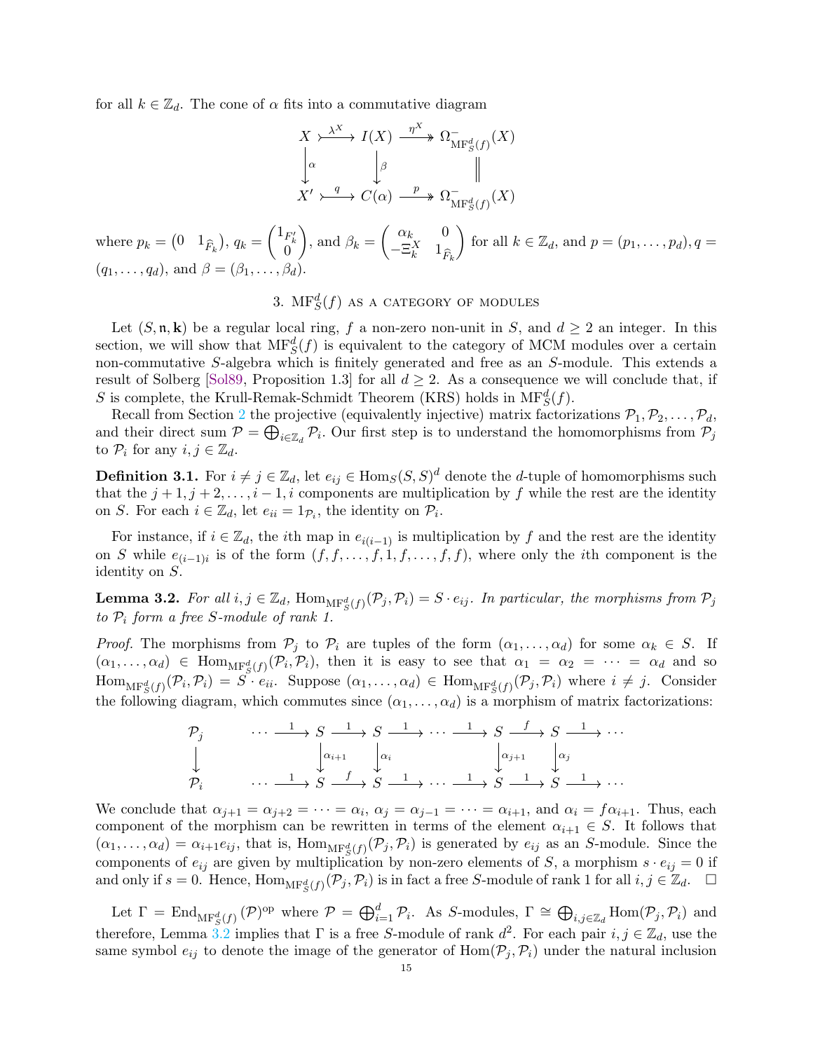for all $k \in \mathbb{Z}_d$. The cone of $\alpha$ fits into a commutative diagram

$$\begin{array}{ccccc} X & \xrightarrow{\lambda^X} & I(X) & \xrightarrow{\eta^X} & \Omega^-_{\mathrm{MF}^d_S(f)}(X) \\ \downarrow{\scriptstyle \alpha} & & \downarrow{\scriptstyle \beta} & & \| \\ X' & \xrightarrow{q} & C(\alpha) & \xrightarrow{p} & \Omega^-_{\mathrm{MF}^d_S(f)}(X) \end{array}$$

where $p_k = \begin{pmatrix} 0 & 1_{\widehat{F}_k} \end{pmatrix}$, $q_k = \begin{pmatrix} 1_{F'_k} \\ 0 \end{pmatrix}$, and $\beta_k = \begin{pmatrix} \alpha_k & 0 \\ -\Xi^X_k & 1_{\widehat{F}_k} \end{pmatrix}$ for all $k \in \mathbb{Z}_d$, and $p = (p_1, \ldots, p_d), q = (q_1, \ldots, q_d)$, and $\beta = (\beta_1, \ldots, \beta_d)$.

## 3. $\mathrm{MF}^d_S(f)$ as a category of modules

Let $(S, \mathfrak{n}, \mathbf{k})$ be a regular local ring, $f$ a non-zero non-unit in $S$, and $d \geq 2$ an integer. In this section, we will show that $\mathrm{MF}^d_S(f)$ is equivalent to the category of MCM modules over a certain non-commutative $S$-algebra which is finitely generated and free as an $S$-module. This extends a result of Solberg [Sol89, Proposition 1.3] for all $d \geq 2$. As a consequence we will conclude that, if $S$ is complete, the Krull-Remak-Schmidt Theorem (KRS) holds in $\mathrm{MF}^d_S(f)$.

Recall from Section 2 the projective (equivalently injective) matrix factorizations $\mathcal{P}_1, \mathcal{P}_2, \ldots, \mathcal{P}_d$, and their direct sum $\mathcal{P} = \bigoplus_{i \in \mathbb{Z}_d} \mathcal{P}_i$. Our first step is to understand the homomorphisms from $\mathcal{P}_j$ to $\mathcal{P}_i$ for any $i, j \in \mathbb{Z}_d$.

**Definition 3.1.** For $i \neq j \in \mathbb{Z}_d$, let $e_{ij} \in \mathrm{Hom}_S(S, S)^d$ denote the $d$-tuple of homomorphisms such that the $j+1, j+2, \ldots, i-1, i$ components are multiplication by $f$ while the rest are the identity on $S$. For each $i \in \mathbb{Z}_d$, let $e_{ii} = 1_{\mathcal{P}_i}$, the identity on $\mathcal{P}_i$.

For instance, if $i \in \mathbb{Z}_d$, the $i$th map in $e_{i(i-1)}$ is multiplication by $f$ and the rest are the identity on $S$ while $e_{(i-1)i}$ is of the form $(f, f, \ldots, f, 1, f, \ldots, f, f)$, where only the $i$th component is the identity on $S$.

**Lemma 3.2.** *For all $i, j \in \mathbb{Z}_d$, $\mathrm{Hom}_{\mathrm{MF}^d_S(f)}(\mathcal{P}_j, \mathcal{P}_i) = S \cdot e_{ij}$. In particular, the morphisms from $\mathcal{P}_j$ to $\mathcal{P}_i$ form a free $S$-module of rank 1.*

*Proof.* The morphisms from $\mathcal{P}_j$ to $\mathcal{P}_i$ are tuples of the form $(\alpha_1, \ldots, \alpha_d)$ for some $\alpha_k \in S$. If $(\alpha_1, \ldots, \alpha_d) \in \mathrm{Hom}_{\mathrm{MF}^d_S(f)}(\mathcal{P}_i, \mathcal{P}_i)$, then it is easy to see that $\alpha_1 = \alpha_2 = \cdots = \alpha_d$ and so $\mathrm{Hom}_{\mathrm{MF}^d_S(f)}(\mathcal{P}_i, \mathcal{P}_i) = S \cdot e_{ii}$. Suppose $(\alpha_1, \ldots, \alpha_d) \in \mathrm{Hom}_{\mathrm{MF}^d_S(f)}(\mathcal{P}_j, \mathcal{P}_i)$ where $i \neq j$. Consider the following diagram, which commutes since $(\alpha_1, \ldots, \alpha_d)$ is a morphism of matrix factorizations:

$$\begin{array}{ccccccccccccc} \mathcal{P}_j & & \cdots & \xrightarrow{1} & S & \xrightarrow{1} & S & \xrightarrow{1} & \cdots & \xrightarrow{1} & S & \xrightarrow{f} & S & \xrightarrow{1} & \cdots \\ \downarrow & & & & \downarrow{\scriptstyle \alpha_{i+1}} & & \downarrow{\scriptstyle \alpha_i} & & & & \downarrow{\scriptstyle \alpha_{j+1}} & & \downarrow{\scriptstyle \alpha_j} & & \\ \mathcal{P}_i & & \cdots & \xrightarrow{1} & S & \xrightarrow{f} & S & \xrightarrow{1} & \cdots & \xrightarrow{1} & S & \xrightarrow{1} & S & \xrightarrow{1} & \cdots \end{array}$$

We conclude that $\alpha_{j+1} = \alpha_{j+2} = \cdots = \alpha_i$, $\alpha_j = \alpha_{j-1} = \cdots = \alpha_{i+1}$, and $\alpha_i = f\alpha_{i+1}$. Thus, each component of the morphism can be rewritten in terms of the element $\alpha_{i+1} \in S$. It follows that $(\alpha_1, \ldots, \alpha_d) = \alpha_{i+1} e_{ij}$, that is, $\mathrm{Hom}_{\mathrm{MF}^d_S(f)}(\mathcal{P}_j, \mathcal{P}_i)$ is generated by $e_{ij}$ as an $S$-module. Since the components of $e_{ij}$ are given by multiplication by non-zero elements of $S$, a morphism $s \cdot e_{ij} = 0$ if and only if $s = 0$. Hence, $\mathrm{Hom}_{\mathrm{MF}^d_S(f)}(\mathcal{P}_j, \mathcal{P}_i)$ is in fact a free $S$-module of rank 1 for all $i, j \in \mathbb{Z}_d$. $\square$

Let $\Gamma = \mathrm{End}_{\mathrm{MF}^d_S(f)}(\mathcal{P})^{\mathrm{op}}$ where $\mathcal{P} = \bigoplus_{i=1}^d \mathcal{P}_i$. As $S$-modules, $\Gamma \cong \bigoplus_{i,j \in \mathbb{Z}_d} \mathrm{Hom}(\mathcal{P}_j, \mathcal{P}_i)$ and therefore, Lemma 3.2 implies that $\Gamma$ is a free $S$-module of rank $d^2$. For each pair $i, j \in \mathbb{Z}_d$, use the same symbol $e_{ij}$ to denote the image of the generator of $\mathrm{Hom}(\mathcal{P}_j, \mathcal{P}_i)$ under the natural inclusion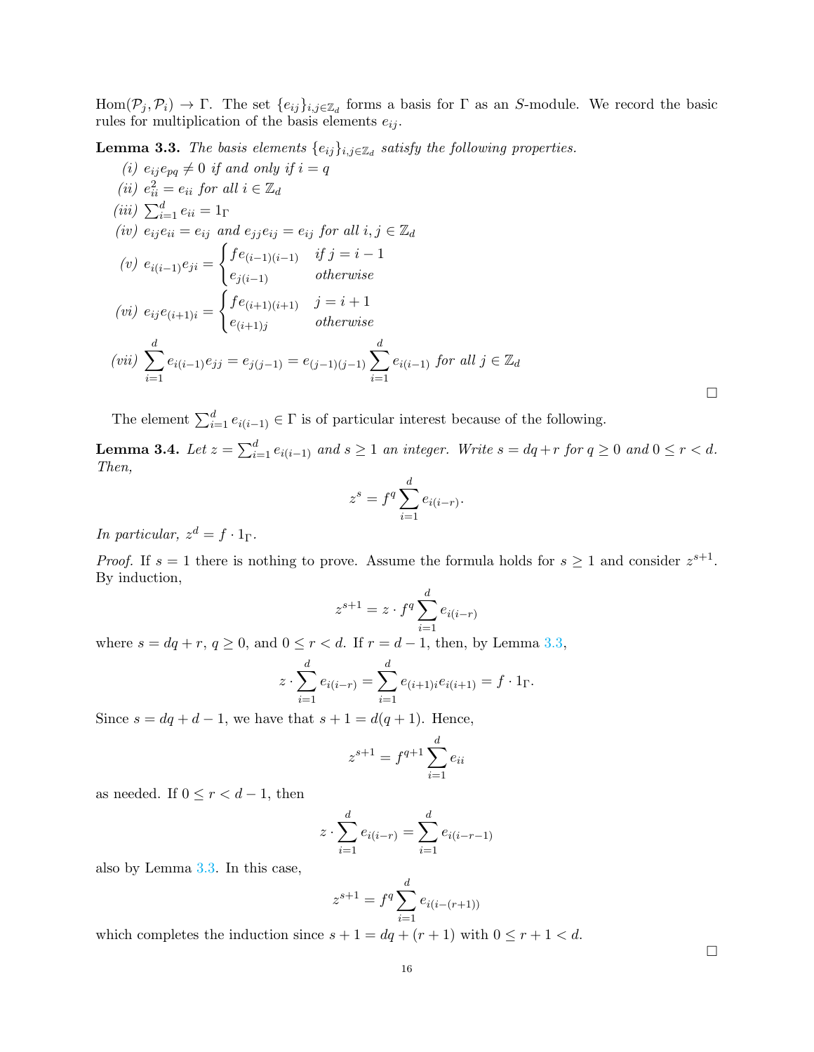$\operatorname{Hom}(\mathcal{P}_j, \mathcal{P}_i) \to \Gamma$. The set $\{e_{ij}\}_{i,j\in\mathbb{Z}_d}$ forms a basis for $\Gamma$ as an $S$-module. We record the basic rules for multiplication of the basis elements $e_{ij}$.

**Lemma 3.3.** *The basis elements $\{e_{ij}\}_{i,j\in\mathbb{Z}_d}$ satisfy the following properties.*

*(i)* $e_{ij}e_{pq} \neq 0$ *if and only if* $i = q$

*(ii)* $e_{ii}^2 = e_{ii}$ *for all* $i \in \mathbb{Z}_d$

*(iii)* $\sum_{i=1}^d e_{ii} = 1_\Gamma$

*(iv)* $e_{ij}e_{ii} = e_{ij}$ *and* $e_{jj}e_{ij} = e_{ij}$ *for all* $i, j \in \mathbb{Z}_d$

*(v)* $e_{i(i-1)}e_{ji} = \begin{cases} fe_{(i-1)(i-1)} & \text{if } j = i-1 \\ e_{j(i-1)} & \text{otherwise} \end{cases}$

*(vi)* $e_{ij}e_{(i+1)i} = \begin{cases} fe_{(i+1)(i+1)} & j = i+1 \\ e_{(i+1)j} & \text{otherwise} \end{cases}$

*(vii)* $\displaystyle\sum_{i=1}^d e_{i(i-1)}e_{jj} = e_{j(j-1)} = e_{(j-1)(j-1)}\sum_{i=1}^d e_{i(i-1)}$ *for all* $j \in \mathbb{Z}_d$

□

The element $\sum_{i=1}^d e_{i(i-1)} \in \Gamma$ is of particular interest because of the following.

**Lemma 3.4.** *Let $z = \sum_{i=1}^d e_{i(i-1)}$ and $s \geq 1$ an integer. Write $s = dq + r$ for $q \geq 0$ and $0 \leq r < d$. Then,*

$$z^s = f^q \sum_{i=1}^d e_{i(i-r)}.$$

*In particular, $z^d = f \cdot 1_\Gamma$.*

*Proof.* If $s = 1$ there is nothing to prove. Assume the formula holds for $s \geq 1$ and consider $z^{s+1}$. By induction,

$$z^{s+1} = z \cdot f^q \sum_{i=1}^d e_{i(i-r)}$$

where $s = dq + r$, $q \geq 0$, and $0 \leq r < d$. If $r = d-1$, then, by Lemma 3.3,

$$z \cdot \sum_{i=1}^d e_{i(i-r)} = \sum_{i=1}^d e_{(i+1)i}e_{i(i+1)} = f \cdot 1_\Gamma.$$

Since $s = dq + d - 1$, we have that $s + 1 = d(q+1)$. Hence,

$$z^{s+1} = f^{q+1}\sum_{i=1}^d e_{ii}$$

as needed. If $0 \leq r < d-1$, then

$$z \cdot \sum_{i=1}^d e_{i(i-r)} = \sum_{i=1}^d e_{i(i-r-1)}$$

also by Lemma 3.3. In this case,

$$z^{s+1} = f^q \sum_{i=1}^d e_{i(i-(r+1))}$$

which completes the induction since $s + 1 = dq + (r+1)$ with $0 \leq r+1 < d$.

□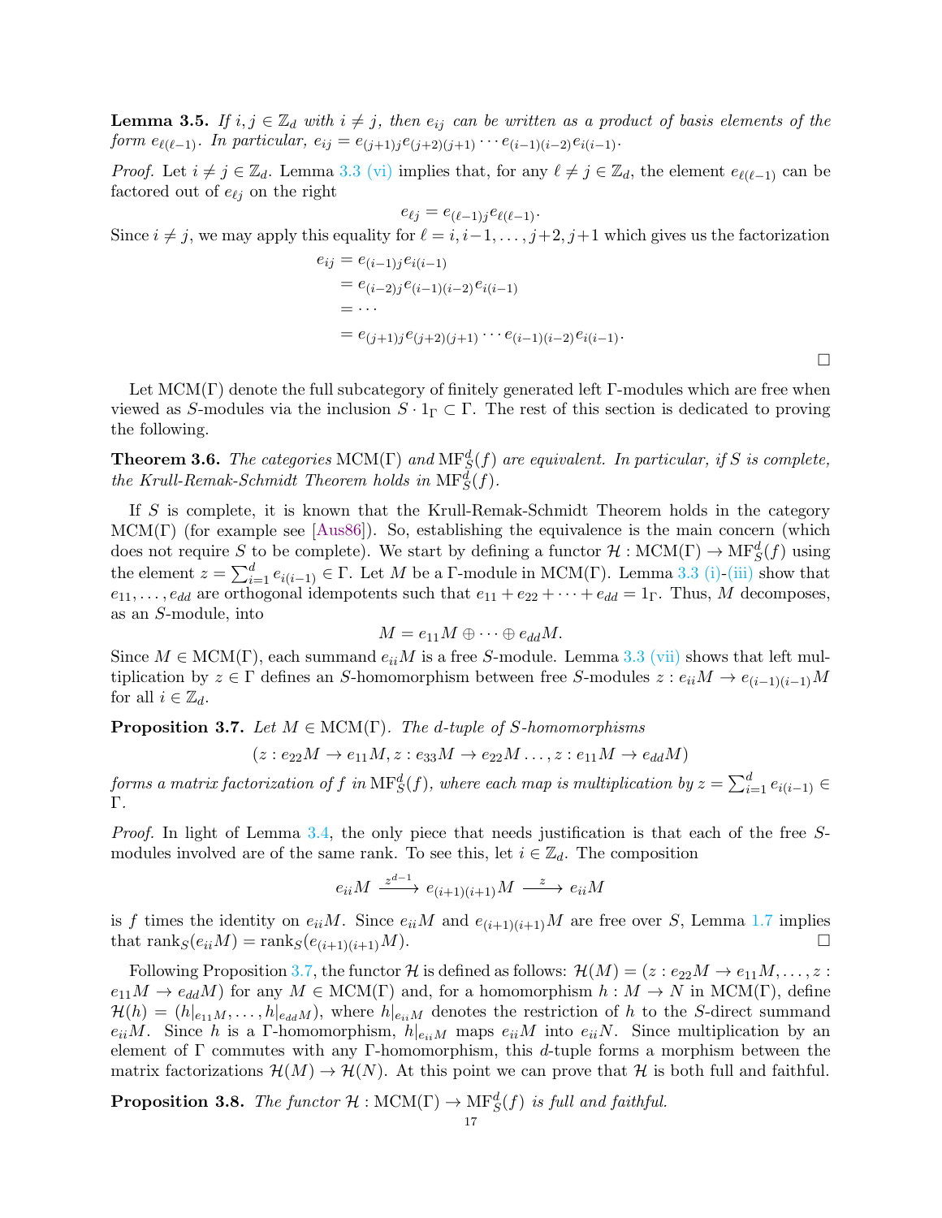**Lemma 3.5.** *If $i, j \in \mathbb{Z}_d$ with $i \neq j$, then $e_{ij}$ can be written as a product of basis elements of the form $e_{\ell(\ell-1)}$. In particular, $e_{ij} = e_{(j+1)j}e_{(j+2)(j+1)} \cdots e_{(i-1)(i-2)}e_{i(i-1)}$.*

*Proof.* Let $i \neq j \in \mathbb{Z}_d$. Lemma 3.3 (vi) implies that, for any $\ell \neq j \in \mathbb{Z}_d$, the element $e_{\ell(\ell-1)}$ can be factored out of $e_{\ell j}$ on the right

$$e_{\ell j} = e_{(\ell-1)j}e_{\ell(\ell-1)}.$$

Since $i \neq j$, we may apply this equality for $\ell = i, i-1, \dots, j+2, j+1$ which gives us the factorization

$$\begin{aligned} e_{ij} &= e_{(i-1)j}e_{i(i-1)} \\ &= e_{(i-2)j}e_{(i-1)(i-2)}e_{i(i-1)} \\ &= \cdots \\ &= e_{(j+1)j}e_{(j+2)(j+1)} \cdots e_{(i-1)(i-2)}e_{i(i-1)}. \end{aligned}$$

□

Let $\mathrm{MCM}(\Gamma)$ denote the full subcategory of finitely generated left $\Gamma$-modules which are free when viewed as $S$-modules via the inclusion $S \cdot 1_\Gamma \subset \Gamma$. The rest of this section is dedicated to proving the following.

**Theorem 3.6.** *The categories $\mathrm{MCM}(\Gamma)$ and $\mathrm{MF}^d_S(f)$ are equivalent. In particular, if $S$ is complete, the Krull-Remak-Schmidt Theorem holds in $\mathrm{MF}^d_S(f)$.*

If $S$ is complete, it is known that the Krull-Remak-Schmidt Theorem holds in the category $\mathrm{MCM}(\Gamma)$ (for example see [Aus86]). So, establishing the equivalence is the main concern (which does not require $S$ to be complete). We start by defining a functor $\mathcal{H} : \mathrm{MCM}(\Gamma) \to \mathrm{MF}^d_S(f)$ using the element $z = \sum_{i=1}^d e_{i(i-1)} \in \Gamma$. Let $M$ be a $\Gamma$-module in $\mathrm{MCM}(\Gamma)$. Lemma 3.3 (i)-(iii) show that $e_{11}, \dots, e_{dd}$ are orthogonal idempotents such that $e_{11} + e_{22} + \cdots + e_{dd} = 1_\Gamma$. Thus, $M$ decomposes, as an $S$-module, into

$$M = e_{11}M \oplus \cdots \oplus e_{dd}M.$$

Since $M \in \mathrm{MCM}(\Gamma)$, each summand $e_{ii}M$ is a free $S$-module. Lemma 3.3 (vii) shows that left multiplication by $z \in \Gamma$ defines an $S$-homomorphism between free $S$-modules $z : e_{ii}M \to e_{(i-1)(i-1)}M$ for all $i \in \mathbb{Z}_d$.

**Proposition 3.7.** *Let $M \in \mathrm{MCM}(\Gamma)$. The $d$-tuple of $S$-homomorphisms*

$$(z : e_{22}M \to e_{11}M, z : e_{33}M \to e_{22}M \dots, z : e_{11}M \to e_{dd}M)$$

*forms a matrix factorization of $f$ in $\mathrm{MF}^d_S(f)$, where each map is multiplication by $z = \sum_{i=1}^d e_{i(i-1)} \in \Gamma$.*

*Proof.* In light of Lemma 3.4, the only piece that needs justification is that each of the free $S$-modules involved are of the same rank. To see this, let $i \in \mathbb{Z}_d$. The composition

$$e_{ii}M \xrightarrow{z^{d-1}} e_{(i+1)(i+1)}M \xrightarrow{z} e_{ii}M$$

is $f$ times the identity on $e_{ii}M$. Since $e_{ii}M$ and $e_{(i+1)(i+1)}M$ are free over $S$, Lemma 1.7 implies that $\mathrm{rank}_S(e_{ii}M) = \mathrm{rank}_S(e_{(i+1)(i+1)}M)$. □

Following Proposition 3.7, the functor $\mathcal{H}$ is defined as follows: $\mathcal{H}(M) = (z : e_{22}M \to e_{11}M, \dots, z : e_{11}M \to e_{dd}M)$ for any $M \in \mathrm{MCM}(\Gamma)$ and, for a homomorphism $h : M \to N$ in $\mathrm{MCM}(\Gamma)$, define $\mathcal{H}(h) = (h|_{e_{11}M}, \dots, h|_{e_{dd}M})$, where $h|_{e_{ii}M}$ denotes the restriction of $h$ to the $S$-direct summand $e_{ii}M$. Since $h$ is a $\Gamma$-homomorphism, $h|_{e_{ii}M}$ maps $e_{ii}M$ into $e_{ii}N$. Since multiplication by an element of $\Gamma$ commutes with any $\Gamma$-homomorphism, this $d$-tuple forms a morphism between the matrix factorizations $\mathcal{H}(M) \to \mathcal{H}(N)$. At this point we can prove that $\mathcal{H}$ is both full and faithful.

**Proposition 3.8.** *The functor $\mathcal{H} : \mathrm{MCM}(\Gamma) \to \mathrm{MF}^d_S(f)$ is full and faithful.*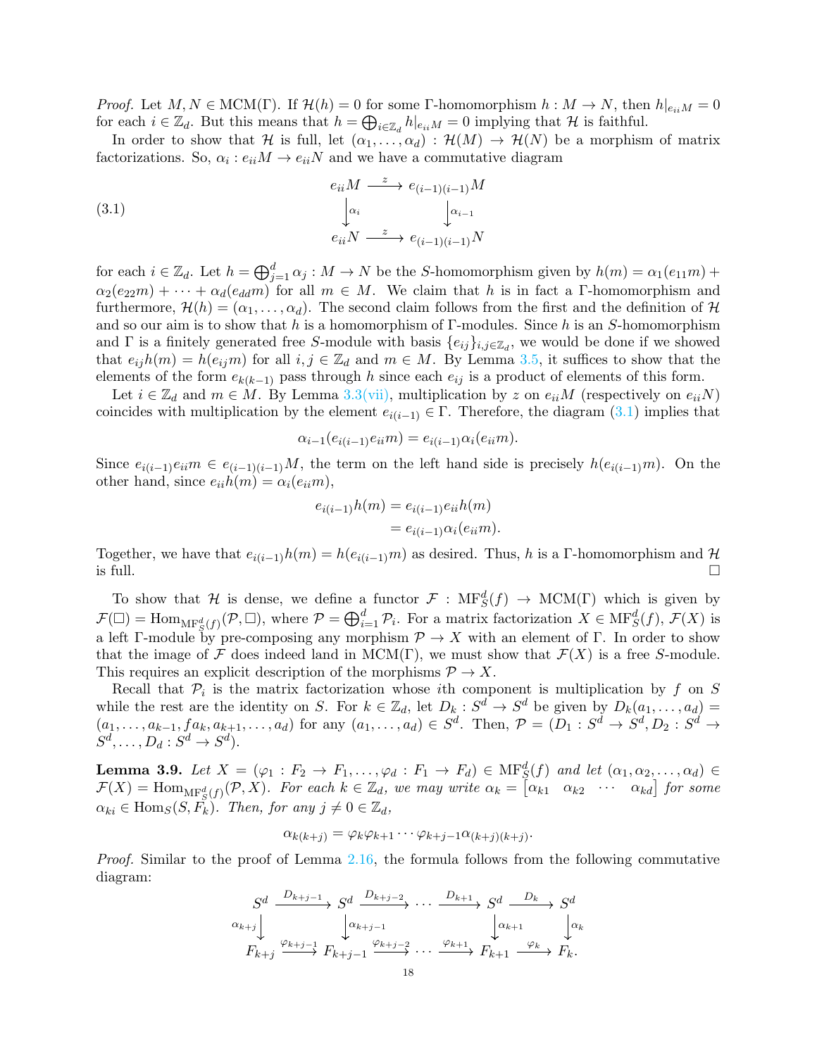*Proof.* Let $M, N \in \mathrm{MCM}(\Gamma)$. If $\mathcal{H}(h) = 0$ for some $\Gamma$-homomorphism $h : M \to N$, then $h|_{e_{ii}M} = 0$ for each $i \in \mathbb{Z}_d$. But this means that $h = \bigoplus_{i\in\mathbb{Z}_d} h|_{e_{ii}M} = 0$ implying that $\mathcal{H}$ is faithful.

In order to show that $\mathcal{H}$ is full, let $(\alpha_1, \dots, \alpha_d) : \mathcal{H}(M) \to \mathcal{H}(N)$ be a morphism of matrix factorizations. So, $\alpha_i : e_{ii}M \to e_{ii}N$ and we have a commutative diagram

$$
\begin{array}{ccc}
e_{ii}M & \xrightarrow{\ z\ } & e_{(i-1)(i-1)}M \\
\downarrow{\scriptstyle \alpha_i} & & \downarrow{\scriptstyle \alpha_{i-1}} \\
e_{ii}N & \xrightarrow{\ z\ } & e_{(i-1)(i-1)}N
\end{array}
\tag{3.1}
$$

for each $i \in \mathbb{Z}_d$. Let $h = \bigoplus_{j=1}^d \alpha_j : M \to N$ be the $S$-homomorphism given by $h(m) = \alpha_1(e_{11}m) + \alpha_2(e_{22}m) + \cdots + \alpha_d(e_{dd}m)$ for all $m \in M$. We claim that $h$ is in fact a $\Gamma$-homomorphism and furthermore, $\mathcal{H}(h) = (\alpha_1, \dots, \alpha_d)$. The second claim follows from the first and the definition of $\mathcal{H}$ and so our aim is to show that $h$ is a homomorphism of $\Gamma$-modules. Since $h$ is an $S$-homomorphism and $\Gamma$ is a finitely generated free $S$-module with basis $\{e_{ij}\}_{i,j\in\mathbb{Z}_d}$, we would be done if we showed that $e_{ij}h(m) = h(e_{ij}m)$ for all $i, j \in \mathbb{Z}_d$ and $m \in M$. By Lemma 3.5, it suffices to show that the elements of the form $e_{k(k-1)}$ pass through $h$ since each $e_{ij}$ is a product of elements of this form.

Let $i \in \mathbb{Z}_d$ and $m \in M$. By Lemma 3.3(vii), multiplication by $z$ on $e_{ii}M$ (respectively on $e_{ii}N$) coincides with multiplication by the element $e_{i(i-1)} \in \Gamma$. Therefore, the diagram (3.1) implies that

$$\alpha_{i-1}(e_{i(i-1)}e_{ii}m) = e_{i(i-1)}\alpha_i(e_{ii}m).$$

Since $e_{i(i-1)}e_{ii}m \in e_{(i-1)(i-1)}M$, the term on the left hand side is precisely $h(e_{i(i-1)}m)$. On the other hand, since $e_{ii}h(m) = \alpha_i(e_{ii}m)$,

$$
\begin{aligned}
e_{i(i-1)}h(m) &= e_{i(i-1)}e_{ii}h(m) \\
&= e_{i(i-1)}\alpha_i(e_{ii}m).
\end{aligned}
$$

Together, we have that $e_{i(i-1)}h(m) = h(e_{i(i-1)}m)$ as desired. Thus, $h$ is a $\Gamma$-homomorphism and $\mathcal{H}$ is full. $\square$

To show that $\mathcal{H}$ is dense, we define a functor $\mathcal{F} : \mathrm{MF}_S^d(f) \to \mathrm{MCM}(\Gamma)$ which is given by $\mathcal{F}(\square) = \mathrm{Hom}_{\mathrm{MF}_S^d(f)}(\mathcal{P}, \square)$, where $\mathcal{P} = \bigoplus_{i=1}^d \mathcal{P}_i$. For a matrix factorization $X \in \mathrm{MF}_S^d(f)$, $\mathcal{F}(X)$ is a left $\Gamma$-module by pre-composing any morphism $\mathcal{P} \to X$ with an element of $\Gamma$. In order to show that the image of $\mathcal{F}$ does indeed land in $\mathrm{MCM}(\Gamma)$, we must show that $\mathcal{F}(X)$ is a free $S$-module. This requires an explicit description of the morphisms $\mathcal{P} \to X$.

Recall that $\mathcal{P}_i$ is the matrix factorization whose $i$th component is multiplication by $f$ on $S$ while the rest are the identity on $S$. For $k \in \mathbb{Z}_d$, let $D_k : S^d \to S^d$ be given by $D_k(a_1, \dots, a_d) = (a_1, \dots, a_{k-1}, fa_k, a_{k+1}, \dots, a_d)$ for any $(a_1, \dots, a_d) \in S^d$. Then, $\mathcal{P} = (D_1 : S^d \to S^d, D_2 : S^d \to S^d, \dots, D_d : S^d \to S^d)$.

**Lemma 3.9.** *Let $X = (\varphi_1 : F_2 \to F_1, \dots, \varphi_d : F_1 \to F_d) \in \mathrm{MF}_S^d(f)$ and let $(\alpha_1, \alpha_2, \dots, \alpha_d) \in \mathcal{F}(X) = \mathrm{Hom}_{\mathrm{MF}_S^d(f)}(\mathcal{P}, X)$. For each $k \in \mathbb{Z}_d$, we may write $\alpha_k = \begin{bmatrix} \alpha_{k1} & \alpha_{k2} & \cdots & \alpha_{kd} \end{bmatrix}$ for some $\alpha_{ki} \in \mathrm{Hom}_S(S, F_k)$. Then, for any $j \neq 0 \in \mathbb{Z}_d$,*

$$\alpha_{k(k+j)} = \varphi_k\varphi_{k+1}\cdots\varphi_{k+j-1}\alpha_{(k+j)(k+j)}.$$

*Proof.* Similar to the proof of Lemma 2.16, the formula follows from the following commutative diagram:

$$
\begin{array}{ccccccccc}
S^d & \xrightarrow{D_{k+j-1}} & S^d & \xrightarrow{D_{k+j-2}} & \cdots & \xrightarrow{D_{k+1}} & S^d & \xrightarrow{D_k} & S^d \\
\downarrow{\scriptstyle \alpha_{k+j}} & & \downarrow{\scriptstyle \alpha_{k+j-1}} & & & & \downarrow{\scriptstyle \alpha_{k+1}} & & \downarrow{\scriptstyle \alpha_k} \\
F_{k+j} & \xrightarrow{\varphi_{k+j-1}} & F_{k+j-1} & \xrightarrow{\varphi_{k+j-2}} & \cdots & \xrightarrow{\varphi_{k+1}} & F_{k+1} & \xrightarrow{\varphi_k} & F_k.
\end{array}
$$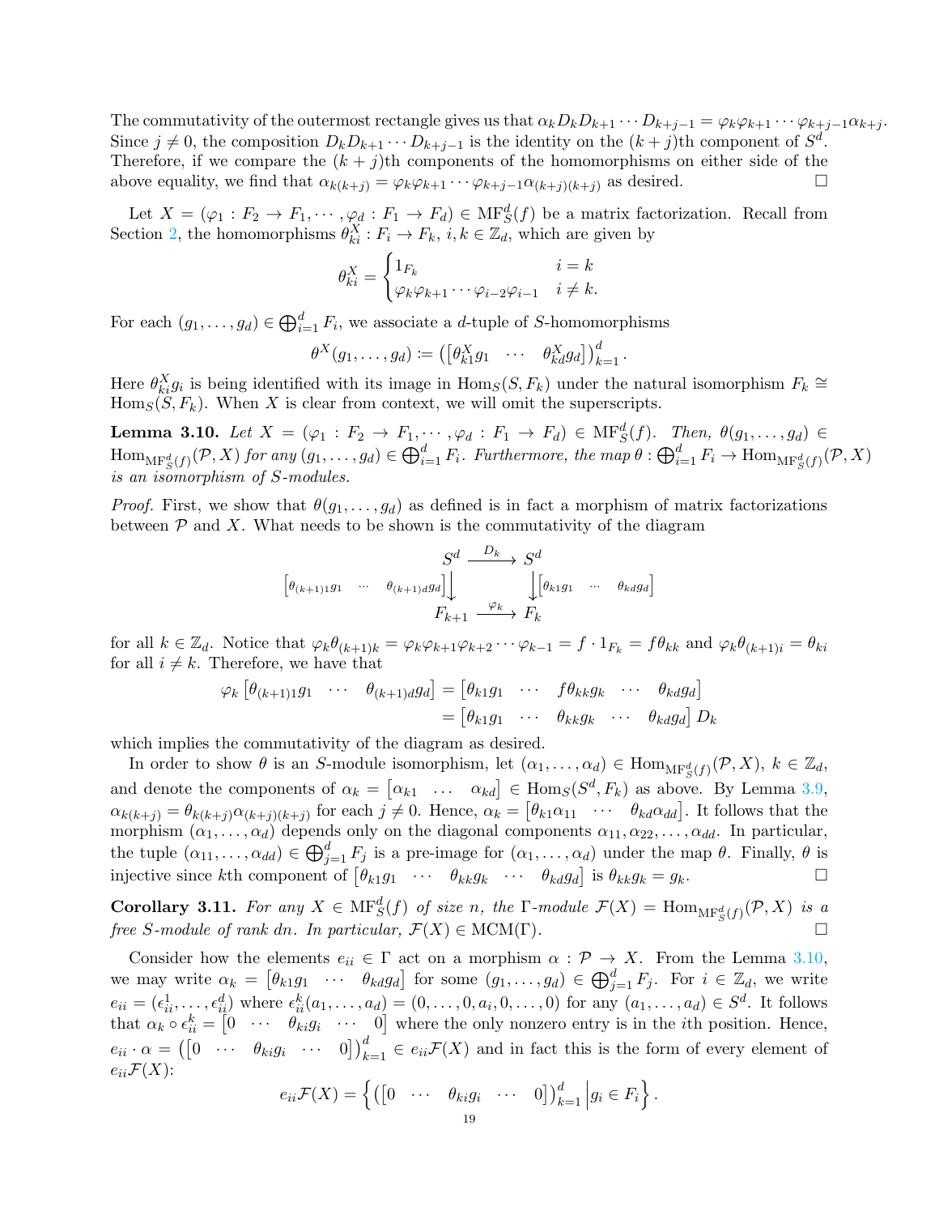The commutativity of the outermost rectangle gives us that $\alpha_k D_k D_{k+1} \cdots D_{k+j-1} = \varphi_k \varphi_{k+1} \cdots \varphi_{k+j-1} \alpha_{k+j}$. Since $j \neq 0$, the composition $D_k D_{k+1} \cdots D_{k+j-1}$ is the identity on the $(k+j)$th component of $S^d$. Therefore, if we compare the $(k+j)$th components of the homomorphisms on either side of the above equality, we find that $\alpha_{k(k+j)} = \varphi_k \varphi_{k+1} \cdots \varphi_{k+j-1} \alpha_{(k+j)(k+j)}$ as desired. □

Let $X = (\varphi_1 : F_2 \to F_1, \cdots, \varphi_d : F_1 \to F_d) \in \mathrm{MF}_S^d(f)$ be a matrix factorization. Recall from Section 2, the homomorphisms $\theta^X_{ki} : F_i \to F_k$, $i, k \in \mathbb{Z}_d$, which are given by

$$\theta^X_{ki} = \begin{cases} 1_{F_k} & i = k \\ \varphi_k \varphi_{k+1} \cdots \varphi_{i-2} \varphi_{i-1} & i \neq k. \end{cases}$$

For each $(g_1, \dots, g_d) \in \bigoplus_{i=1}^d F_i$, we associate a $d$-tuple of $S$-homomorphisms

$$\theta^X(g_1, \dots, g_d) \coloneqq \left( \begin{bmatrix} \theta^X_{k1} g_1 & \cdots & \theta^X_{kd} g_d \end{bmatrix} \right)_{k=1}^d.$$

Here $\theta^X_{ki} g_i$ is being identified with its image in $\mathrm{Hom}_S(S, F_k)$ under the natural isomorphism $F_k \cong \mathrm{Hom}_S(S, F_k)$. When $X$ is clear from context, we will omit the superscripts.

**Lemma 3.10.** *Let $X = (\varphi_1 : F_2 \to F_1, \cdots, \varphi_d : F_1 \to F_d) \in \mathrm{MF}_S^d(f)$. Then, $\theta(g_1, \dots, g_d) \in \mathrm{Hom}_{\mathrm{MF}_S^d(f)}(\mathcal{P}, X)$ for any $(g_1, \dots, g_d) \in \bigoplus_{i=1}^d F_i$. Furthermore, the map $\theta : \bigoplus_{i=1}^d F_i \to \mathrm{Hom}_{\mathrm{MF}_S^d(f)}(\mathcal{P}, X)$ is an isomorphism of $S$-modules.*

*Proof.* First, we show that $\theta(g_1, \dots, g_d)$ as defined is in fact a morphism of matrix factorizations between $\mathcal{P}$ and $X$. What needs to be shown is the commutativity of the diagram

$$\begin{array}{ccc} S^d & \xrightarrow{D_k} & S^d \\ {\scriptstyle \begin{bmatrix} \theta_{(k+1)1} g_1 & \cdots & \theta_{(k+1)d} g_d \end{bmatrix}} \downarrow & & \downarrow {\scriptstyle \begin{bmatrix} \theta_{k1} g_1 & \cdots & \theta_{kd} g_d \end{bmatrix}} \\ F_{k+1} & \xrightarrow{\varphi_k} & F_k \end{array}$$

for all $k \in \mathbb{Z}_d$. Notice that $\varphi_k \theta_{(k+1)k} = \varphi_k \varphi_{k+1} \varphi_{k+2} \cdots \varphi_{k-1} = f \cdot 1_{F_k} = f \theta_{kk}$ and $\varphi_k \theta_{(k+1)i} = \theta_{ki}$ for all $i \neq k$. Therefore, we have that

$$\begin{aligned} \varphi_k \begin{bmatrix} \theta_{(k+1)1} g_1 & \cdots & \theta_{(k+1)d} g_d \end{bmatrix} &= \begin{bmatrix} \theta_{k1} g_1 & \cdots & f \theta_{kk} g_k & \cdots & \theta_{kd} g_d \end{bmatrix} \\ &= \begin{bmatrix} \theta_{k1} g_1 & \cdots & \theta_{kk} g_k & \cdots & \theta_{kd} g_d \end{bmatrix} D_k \end{aligned}$$

which implies the commutativity of the diagram as desired.

In order to show $\theta$ is an $S$-module isomorphism, let $(\alpha_1, \dots, \alpha_d) \in \mathrm{Hom}_{\mathrm{MF}_S^d(f)}(\mathcal{P}, X)$, $k \in \mathbb{Z}_d$, and denote the components of $\alpha_k = \begin{bmatrix} \alpha_{k1} & \dots & \alpha_{kd} \end{bmatrix} \in \mathrm{Hom}_S(S^d, F_k)$ as above. By Lemma 3.9, $\alpha_{k(k+j)} = \theta_{k(k+j)} \alpha_{(k+j)(k+j)}$ for each $j \neq 0$. Hence, $\alpha_k = \begin{bmatrix} \theta_{k1} \alpha_{11} & \cdots & \theta_{kd} \alpha_{dd} \end{bmatrix}$. It follows that the morphism $(\alpha_1, \dots, \alpha_d)$ depends only on the diagonal components $\alpha_{11}, \alpha_{22}, \dots, \alpha_{dd}$. In particular, the tuple $(\alpha_{11}, \dots, \alpha_{dd}) \in \bigoplus_{j=1}^d F_j$ is a pre-image for $(\alpha_1, \dots, \alpha_d)$ under the map $\theta$. Finally, $\theta$ is injective since $k$th component of $\begin{bmatrix} \theta_{k1} g_1 & \cdots & \theta_{kk} g_k & \cdots & \theta_{kd} g_d \end{bmatrix}$ is $\theta_{kk} g_k = g_k$. □

**Corollary 3.11.** *For any $X \in \mathrm{MF}_S^d(f)$ of size $n$, the $\Gamma$-module $\mathcal{F}(X) = \mathrm{Hom}_{\mathrm{MF}_S^d(f)}(\mathcal{P}, X)$ is a free $S$-module of rank $dn$. In particular, $\mathcal{F}(X) \in \mathrm{MCM}(\Gamma)$.* □

Consider how the elements $e_{ii} \in \Gamma$ act on a morphism $\alpha : \mathcal{P} \to X$. From the Lemma 3.10, we may write $\alpha_k = \begin{bmatrix} \theta_{k1} g_1 & \cdots & \theta_{kd} g_d \end{bmatrix}$ for some $(g_1, \dots, g_d) \in \bigoplus_{j=1}^d F_j$. For $i \in \mathbb{Z}_d$, we write $e_{ii} = (\epsilon^1_{ii}, \dots, \epsilon^d_{ii})$ where $\epsilon^k_{ii}(a_1, \dots, a_d) = (0, \dots, 0, a_i, 0, \dots, 0)$ for any $(a_1, \dots, a_d) \in S^d$. It follows that $\alpha_k \circ \epsilon^k_{ii} = \begin{bmatrix} 0 & \cdots & \theta_{ki} g_i & \cdots & 0 \end{bmatrix}$ where the only nonzero entry is in the $i$th position. Hence, $e_{ii} \cdot \alpha = \left( \begin{bmatrix} 0 & \cdots & \theta_{ki} g_i & \cdots & 0 \end{bmatrix} \right)_{k=1}^d \in e_{ii} \mathcal{F}(X)$ and in fact this is the form of every element of $e_{ii} \mathcal{F}(X)$:

$$e_{ii} \mathcal{F}(X) = \left\{ \left( \begin{bmatrix} 0 & \cdots & \theta_{ki} g_i & \cdots & 0 \end{bmatrix} \right)_{k=1}^d \,\middle|\, g_i \in F_i \right\}.$$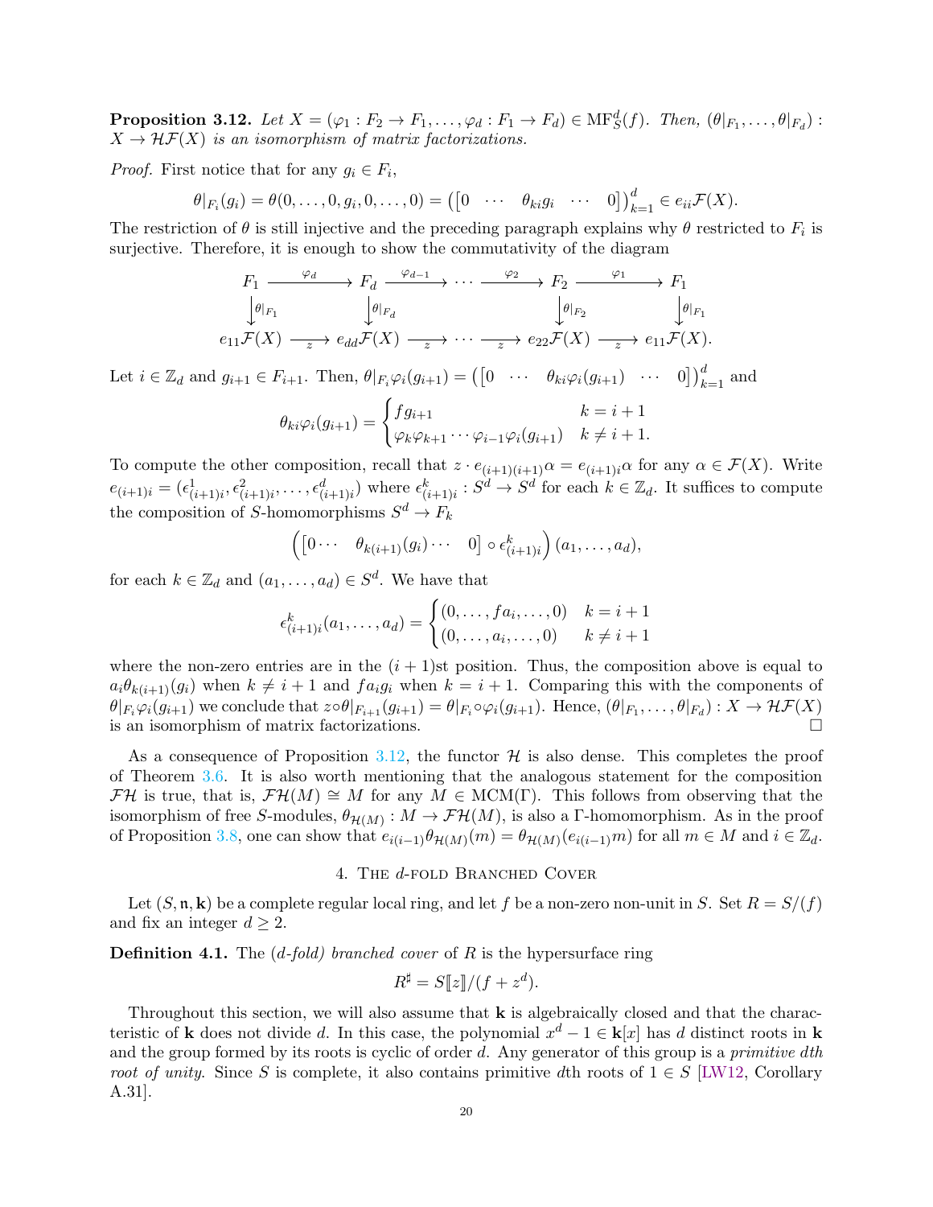**Proposition 3.12.** *Let $X = (\varphi_1 : F_2 \to F_1, \dots, \varphi_d : F_1 \to F_d) \in \mathrm{MF}_S^d(f)$. Then, $(\theta|_{F_1}, \dots, \theta|_{F_d}) : X \to \mathcal{HF}(X)$ is an isomorphism of matrix factorizations.*

*Proof.* First notice that for any $g_i \in F_i$,

$$\theta|_{F_i}(g_i) = \theta(0, \dots, 0, g_i, 0, \dots, 0) = \left(\begin{bmatrix}0 & \cdots & \theta_{ki} g_i & \cdots & 0\end{bmatrix}\right)_{k=1}^d \in e_{ii}\mathcal{F}(X).$$

The restriction of $\theta$ is still injective and the preceding paragraph explains why $\theta$ restricted to $F_i$ is surjective. Therefore, it is enough to show the commutativity of the diagram

$$\begin{array}{ccccccccc}
F_1 & \xrightarrow{\varphi_d} & F_d & \xrightarrow{\varphi_{d-1}} & \cdots & \xrightarrow{\varphi_2} & F_2 & \xrightarrow{\varphi_1} & F_1 \\
\downarrow{\theta|_{F_1}} & & \downarrow{\theta|_{F_d}} & & & & \downarrow{\theta|_{F_2}} & & \downarrow{\theta|_{F_1}} \\
e_{11}\mathcal{F}(X) & \xrightarrow[z]{} & e_{dd}\mathcal{F}(X) & \xrightarrow[z]{} & \cdots & \xrightarrow[z]{} & e_{22}\mathcal{F}(X) & \xrightarrow[z]{} & e_{11}\mathcal{F}(X).
\end{array}$$

Let $i \in \mathbb{Z}_d$ and $g_{i+1} \in F_{i+1}$. Then, $\theta|_{F_i}\varphi_i(g_{i+1}) = \left(\begin{bmatrix}0 & \cdots & \theta_{ki}\varphi_i(g_{i+1}) & \cdots & 0\end{bmatrix}\right)_{k=1}^d$ and

$$\theta_{ki}\varphi_i(g_{i+1}) = \begin{cases} f g_{i+1} & k = i+1 \\ \varphi_k\varphi_{k+1}\cdots\varphi_{i-1}\varphi_i(g_{i+1}) & k \neq i+1. \end{cases}$$

To compute the other composition, recall that $z \cdot e_{(i+1)(i+1)}\alpha = e_{(i+1)i}\alpha$ for any $\alpha \in \mathcal{F}(X)$. Write $e_{(i+1)i} = (\epsilon^1_{(i+1)i}, \epsilon^2_{(i+1)i}, \dots, \epsilon^d_{(i+1)i})$ where $\epsilon^k_{(i+1)i} : S^d \to S^d$ for each $k \in \mathbb{Z}_d$. It suffices to compute the composition of $S$-homomorphisms $S^d \to F_k$

$$\left(\begin{bmatrix}0 \cdots & \theta_{k(i+1)}(g_i) \cdots & 0\end{bmatrix} \circ \epsilon^k_{(i+1)i}\right)(a_1, \dots, a_d),$$

for each $k \in \mathbb{Z}_d$ and $(a_1, \dots, a_d) \in S^d$. We have that

$$\epsilon^k_{(i+1)i}(a_1, \dots, a_d) = \begin{cases} (0, \dots, f a_i, \dots, 0) & k = i+1 \\ (0, \dots, a_i, \dots, 0) & k \neq i+1 \end{cases}$$

where the non-zero entries are in the $(i+1)$st position. Thus, the composition above is equal to $a_i\theta_{k(i+1)}(g_i)$ when $k \neq i+1$ and $f a_i g_i$ when $k = i+1$. Comparing this with the components of $\theta|_{F_i}\varphi_i(g_{i+1})$ we conclude that $z \circ \theta|_{F_{i+1}}(g_{i+1}) = \theta|_{F_i} \circ \varphi_i(g_{i+1})$. Hence, $(\theta|_{F_1}, \dots, \theta|_{F_d}) : X \to \mathcal{HF}(X)$ is an isomorphism of matrix factorizations. □

As a consequence of Proposition 3.12, the functor $\mathcal{H}$ is also dense. This completes the proof of Theorem 3.6. It is also worth mentioning that the analogous statement for the composition $\mathcal{FH}$ is true, that is, $\mathcal{FH}(M) \cong M$ for any $M \in \mathrm{MCM}(\Gamma)$. This follows from observing that the isomorphism of free $S$-modules, $\theta_{\mathcal{H}(M)} : M \to \mathcal{FH}(M)$, is also a $\Gamma$-homomorphism. As in the proof of Proposition 3.8, one can show that $e_{i(i-1)}\theta_{\mathcal{H}(M)}(m) = \theta_{\mathcal{H}(M)}(e_{i(i-1)}m)$ for all $m \in M$ and $i \in \mathbb{Z}_d$.

## 4. The $d$-fold Branched Cover

Let $(S, \mathfrak{n}, \mathbf{k})$ be a complete regular local ring, and let $f$ be a non-zero non-unit in $S$. Set $R = S/(f)$ and fix an integer $d \geq 2$.

**Definition 4.1.** The *($d$-fold) branched cover* of $R$ is the hypersurface ring

$$R^\sharp = S[\![z]\!]/(f + z^d).$$

Throughout this section, we will also assume that $\mathbf{k}$ is algebraically closed and that the characteristic of $\mathbf{k}$ does not divide $d$. In this case, the polynomial $x^d - 1 \in \mathbf{k}[x]$ has $d$ distinct roots in $\mathbf{k}$ and the group formed by its roots is cyclic of order $d$. Any generator of this group is a *primitive dth root of unity*. Since $S$ is complete, it also contains primitive $d$th roots of $1 \in S$ [LW12, Corollary A.31].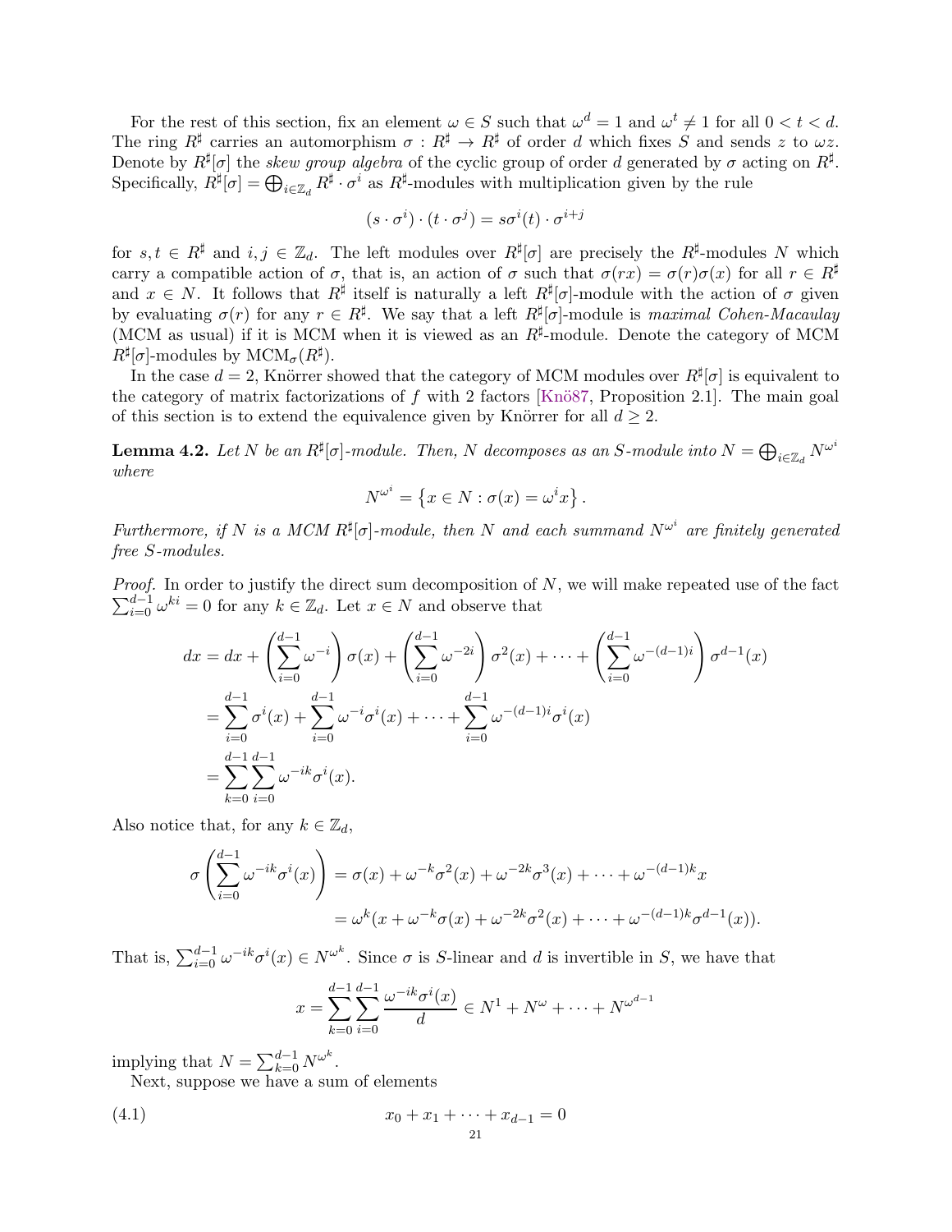For the rest of this section, fix an element $\omega \in S$ such that $\omega^d = 1$ and $\omega^t \neq 1$ for all $0 < t < d$. The ring $R^\sharp$ carries an automorphism $\sigma : R^\sharp \to R^\sharp$ of order $d$ which fixes $S$ and sends $z$ to $\omega z$. Denote by $R^\sharp[\sigma]$ the *skew group algebra* of the cyclic group of order $d$ generated by $\sigma$ acting on $R^\sharp$. Specifically, $R^\sharp[\sigma] = \bigoplus_{i \in \mathbb{Z}_d} R^\sharp \cdot \sigma^i$ as $R^\sharp$-modules with multiplication given by the rule

$$(s \cdot \sigma^i) \cdot (t \cdot \sigma^j) = s\sigma^i(t) \cdot \sigma^{i+j}$$

for $s, t \in R^\sharp$ and $i, j \in \mathbb{Z}_d$. The left modules over $R^\sharp[\sigma]$ are precisely the $R^\sharp$-modules $N$ which carry a compatible action of $\sigma$, that is, an action of $\sigma$ such that $\sigma(rx) = \sigma(r)\sigma(x)$ for all $r \in R^\sharp$ and $x \in N$. It follows that $R^\sharp$ itself is naturally a left $R^\sharp[\sigma]$-module with the action of $\sigma$ given by evaluating $\sigma(r)$ for any $r \in R^\sharp$. We say that a left $R^\sharp[\sigma]$-module is *maximal Cohen-Macaulay* (MCM as usual) if it is MCM when it is viewed as an $R^\sharp$-module. Denote the category of MCM $R^\sharp[\sigma]$-modules by $\mathrm{MCM}_\sigma(R^\sharp)$.

In the case $d = 2$, Knörrer showed that the category of MCM modules over $R^\sharp[\sigma]$ is equivalent to the category of matrix factorizations of $f$ with 2 factors [Knö87, Proposition 2.1]. The main goal of this section is to extend the equivalence given by Knörrer for all $d \geq 2$.

**Lemma 4.2.** *Let $N$ be an $R^\sharp[\sigma]$-module. Then, $N$ decomposes as an $S$-module into $N = \bigoplus_{i \in \mathbb{Z}_d} N^{\omega^i}$ where*

$$N^{\omega^i} = \left\{ x \in N : \sigma(x) = \omega^i x \right\}.$$

*Furthermore, if $N$ is a MCM $R^\sharp[\sigma]$-module, then $N$ and each summand $N^{\omega^i}$ are finitely generated free $S$-modules.*

*Proof.* In order to justify the direct sum decomposition of $N$, we will make repeated use of the fact $\sum_{i=0}^{d-1} \omega^{ki} = 0$ for any $k \in \mathbb{Z}_d$. Let $x \in N$ and observe that

$$\begin{aligned}
dx &= dx + \left( \sum_{i=0}^{d-1} \omega^{-i} \right) \sigma(x) + \left( \sum_{i=0}^{d-1} \omega^{-2i} \right) \sigma^2(x) + \cdots + \left( \sum_{i=0}^{d-1} \omega^{-(d-1)i} \right) \sigma^{d-1}(x) \\
&= \sum_{i=0}^{d-1} \sigma^i(x) + \sum_{i=0}^{d-1} \omega^{-i}\sigma^i(x) + \cdots + \sum_{i=0}^{d-1} \omega^{-(d-1)i}\sigma^i(x) \\
&= \sum_{k=0}^{d-1} \sum_{i=0}^{d-1} \omega^{-ik}\sigma^i(x).
\end{aligned}$$

Also notice that, for any $k \in \mathbb{Z}_d$,

$$\begin{aligned}
\sigma\left( \sum_{i=0}^{d-1} \omega^{-ik}\sigma^i(x) \right) &= \sigma(x) + \omega^{-k}\sigma^2(x) + \omega^{-2k}\sigma^3(x) + \cdots + \omega^{-(d-1)k}x \\
&= \omega^k(x + \omega^{-k}\sigma(x) + \omega^{-2k}\sigma^2(x) + \cdots + \omega^{-(d-1)k}\sigma^{d-1}(x)).
\end{aligned}$$

That is, $\sum_{i=0}^{d-1} \omega^{-ik}\sigma^i(x) \in N^{\omega^k}$. Since $\sigma$ is $S$-linear and $d$ is invertible in $S$, we have that

$$x = \sum_{k=0}^{d-1} \sum_{i=0}^{d-1} \frac{\omega^{-ik}\sigma^i(x)}{d} \in N^1 + N^\omega + \cdots + N^{\omega^{d-1}}$$

implying that $N = \sum_{k=0}^{d-1} N^{\omega^k}$.

Next, suppose we have a sum of elements

$$x_0 + x_1 + \cdots + x_{d-1} = 0 \tag{4.1}$$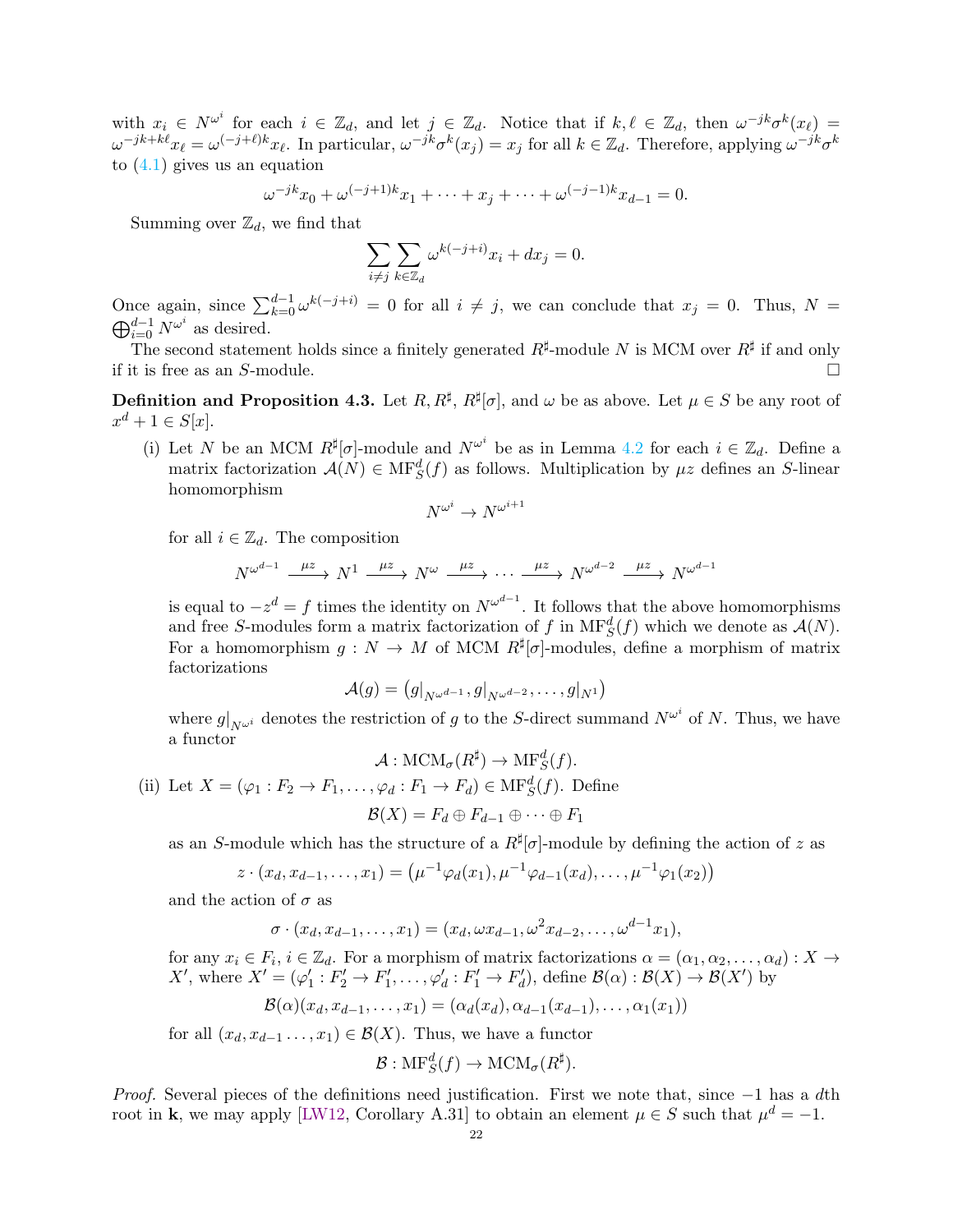with $x_i \in N^{\omega^i}$ for each $i \in \mathbb{Z}_d$, and let $j \in \mathbb{Z}_d$. Notice that if $k, \ell \in \mathbb{Z}_d$, then $\omega^{-jk}\sigma^k(x_\ell) = \omega^{-jk+k\ell}x_\ell = \omega^{(-j+\ell)k}x_\ell$. In particular, $\omega^{-jk}\sigma^k(x_j) = x_j$ for all $k \in \mathbb{Z}_d$. Therefore, applying $\omega^{-jk}\sigma^k$ to (4.1) gives us an equation

$$\omega^{-jk}x_0 + \omega^{(-j+1)k}x_1 + \cdots + x_j + \cdots + \omega^{(-j-1)k}x_{d-1} = 0.$$

Summing over $\mathbb{Z}_d$, we find that

$$\sum_{i \neq j} \sum_{k \in \mathbb{Z}_d} \omega^{k(-j+i)}x_i + dx_j = 0.$$

Once again, since $\sum_{k=0}^{d-1} \omega^{k(-j+i)} = 0$ for all $i \neq j$, we can conclude that $x_j = 0$. Thus, $N = \bigoplus_{i=0}^{d-1} N^{\omega^i}$ as desired.

The second statement holds since a finitely generated $R^\sharp$-module $N$ is MCM over $R^\sharp$ if and only if it is free as an $S$-module. $\square$

**Definition and Proposition 4.3.** Let $R, R^\sharp, R^\sharp[\sigma]$, and $\omega$ be as above. Let $\mu \in S$ be any root of $x^d + 1 \in S[x]$.

(i) Let $N$ be an MCM $R^\sharp[\sigma]$-module and $N^{\omega^i}$ be as in Lemma 4.2 for each $i \in \mathbb{Z}_d$. Define a matrix factorization $\mathcal{A}(N) \in \mathrm{MF}_S^d(f)$ as follows. Multiplication by $\mu z$ defines an $S$-linear homomorphism

$$N^{\omega^i} \to N^{\omega^{i+1}}$$

for all $i \in \mathbb{Z}_d$. The composition

$$N^{\omega^{d-1}} \xrightarrow{\mu z} N^1 \xrightarrow{\mu z} N^\omega \xrightarrow{\mu z} \cdots \xrightarrow{\mu z} N^{\omega^{d-2}} \xrightarrow{\mu z} N^{\omega^{d-1}}$$

is equal to $-z^d = f$ times the identity on $N^{\omega^{d-1}}$. It follows that the above homomorphisms and free $S$-modules form a matrix factorization of $f$ in $\mathrm{MF}_S^d(f)$ which we denote as $\mathcal{A}(N)$. For a homomorphism $g : N \to M$ of MCM $R^\sharp[\sigma]$-modules, define a morphism of matrix factorizations

$$\mathcal{A}(g) = \left(g|_{N^{\omega^{d-1}}}, g|_{N^{\omega^{d-2}}}, \ldots, g|_{N^1}\right)$$

where $g|_{N^{\omega^i}}$ denotes the restriction of $g$ to the $S$-direct summand $N^{\omega^i}$ of $N$. Thus, we have a functor

$$\mathcal{A} : \mathrm{MCM}_\sigma(R^\sharp) \to \mathrm{MF}_S^d(f).$$

(ii) Let $X = (\varphi_1 : F_2 \to F_1, \ldots, \varphi_d : F_1 \to F_d) \in \mathrm{MF}_S^d(f)$. Define

$$\mathcal{B}(X) = F_d \oplus F_{d-1} \oplus \cdots \oplus F_1$$

as an $S$-module which has the structure of a $R^\sharp[\sigma]$-module by defining the action of $z$ as

$$z \cdot (x_d, x_{d-1}, \ldots, x_1) = \left(\mu^{-1}\varphi_d(x_1), \mu^{-1}\varphi_{d-1}(x_d), \ldots, \mu^{-1}\varphi_1(x_2)\right)$$

and the action of $\sigma$ as

$$\sigma \cdot (x_d, x_{d-1}, \ldots, x_1) = (x_d, \omega x_{d-1}, \omega^2 x_{d-2}, \ldots, \omega^{d-1}x_1),$$

for any $x_i \in F_i$, $i \in \mathbb{Z}_d$. For a morphism of matrix factorizations $\alpha = (\alpha_1, \alpha_2, \ldots, \alpha_d) : X \to X'$, where $X' = (\varphi'_1 : F'_2 \to F'_1, \ldots, \varphi'_d : F'_1 \to F'_d)$, define $\mathcal{B}(\alpha) : \mathcal{B}(X) \to \mathcal{B}(X')$ by

$$\mathcal{B}(\alpha)(x_d, x_{d-1}, \ldots, x_1) = (\alpha_d(x_d), \alpha_{d-1}(x_{d-1}), \ldots, \alpha_1(x_1))$$

for all $(x_d, x_{d-1} \ldots, x_1) \in \mathcal{B}(X)$. Thus, we have a functor

$$\mathcal{B} : \mathrm{MF}_S^d(f) \to \mathrm{MCM}_\sigma(R^\sharp).$$

*Proof.* Several pieces of the definitions need justification. First we note that, since $-1$ has a $d$th root in $\mathbf{k}$, we may apply [LW12, Corollary A.31] to obtain an element $\mu \in S$ such that $\mu^d = -1$.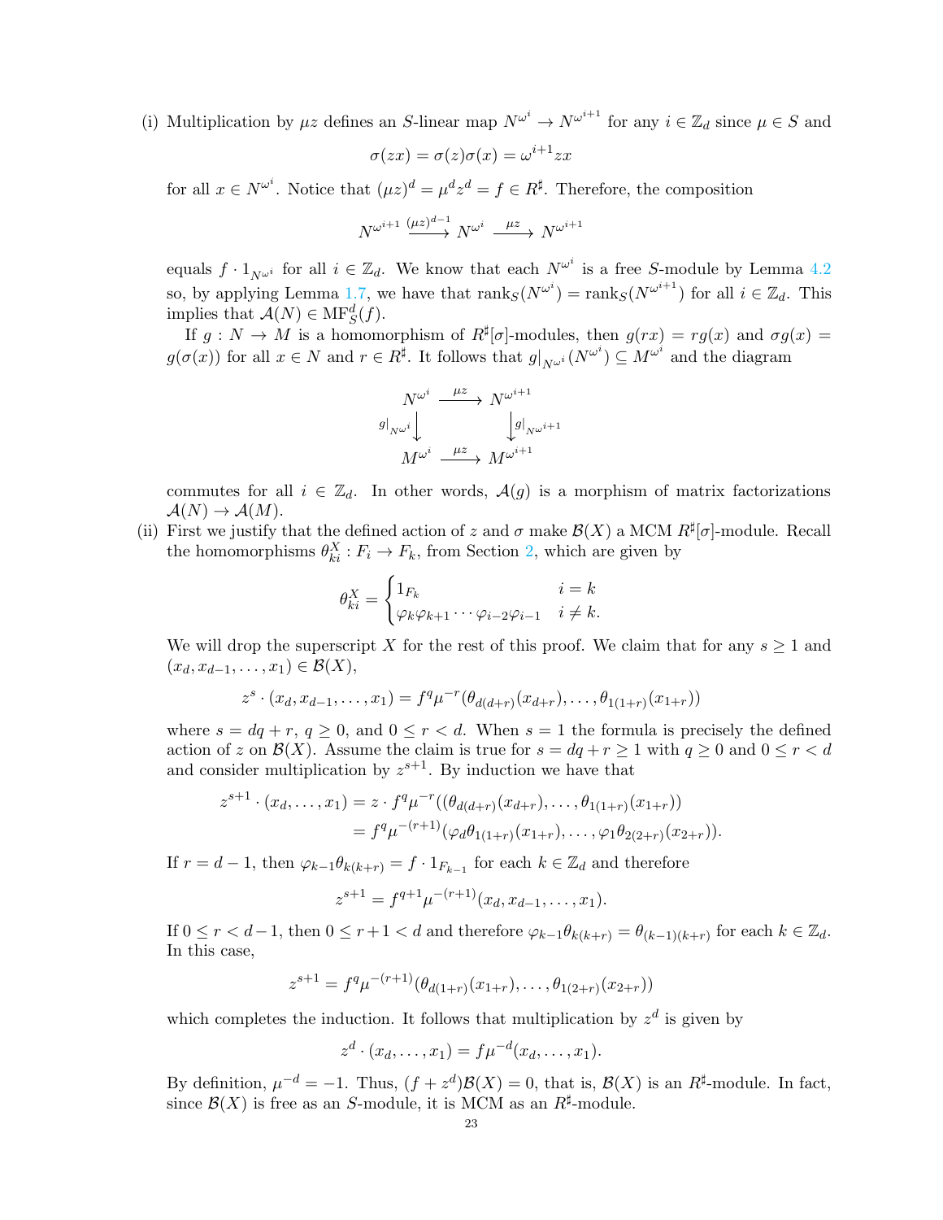(i) Multiplication by $\mu z$ defines an $S$-linear map $N^{\omega^i} \to N^{\omega^{i+1}}$ for any $i \in \mathbb{Z}_d$ since $\mu \in S$ and

$$\sigma(zx) = \sigma(z)\sigma(x) = \omega^{i+1} zx$$

for all $x \in N^{\omega^i}$. Notice that $(\mu z)^d = \mu^d z^d = f \in R^\sharp$. Therefore, the composition

$$N^{\omega^{i+1}} \xrightarrow{(\mu z)^{d-1}} N^{\omega^i} \xrightarrow{\mu z} N^{\omega^{i+1}}$$

equals $f \cdot 1_{N^{\omega^i}}$ for all $i \in \mathbb{Z}_d$. We know that each $N^{\omega^i}$ is a free $S$-module by Lemma 4.2 so, by applying Lemma 1.7, we have that $\operatorname{rank}_S(N^{\omega^i}) = \operatorname{rank}_S(N^{\omega^{i+1}})$ for all $i \in \mathbb{Z}_d$. This implies that $\mathcal{A}(N) \in \mathrm{MF}^d_S(f)$.

If $g : N \to M$ is a homomorphism of $R^\sharp[\sigma]$-modules, then $g(rx) = rg(x)$ and $\sigma g(x) = g(\sigma(x))$ for all $x \in N$ and $r \in R^\sharp$. It follows that $g|_{N^{\omega^i}}(N^{\omega^i}) \subseteq M^{\omega^i}$ and the diagram

$$\begin{array}{ccc} N^{\omega^i} & \xrightarrow{\mu z} & N^{\omega^{i+1}} \\ {\scriptstyle g|_{N^{\omega^i}}}\downarrow & & \downarrow{\scriptstyle g|_{N^{\omega^{i+1}}}} \\ M^{\omega^i} & \xrightarrow{\mu z} & M^{\omega^{i+1}} \end{array}$$

commutes for all $i \in \mathbb{Z}_d$. In other words, $\mathcal{A}(g)$ is a morphism of matrix factorizations $\mathcal{A}(N) \to \mathcal{A}(M)$.

(ii) First we justify that the defined action of $z$ and $\sigma$ make $\mathcal{B}(X)$ a MCM $R^\sharp[\sigma]$-module. Recall the homomorphisms $\theta^X_{ki} : F_i \to F_k$, from Section 2, which are given by

$$\theta^X_{ki} = \begin{cases} 1_{F_k} & i = k \\ \varphi_k \varphi_{k+1} \cdots \varphi_{i-2}\varphi_{i-1} & i \neq k. \end{cases}$$

We will drop the superscript $X$ for the rest of this proof. We claim that for any $s \geq 1$ and $(x_d, x_{d-1}, \ldots, x_1) \in \mathcal{B}(X)$,

$$z^s \cdot (x_d, x_{d-1}, \ldots, x_1) = f^q \mu^{-r} (\theta_{d(d+r)}(x_{d+r}), \ldots, \theta_{1(1+r)}(x_{1+r}))$$

where $s = dq + r$, $q \geq 0$, and $0 \leq r < d$. When $s = 1$ the formula is precisely the defined action of $z$ on $\mathcal{B}(X)$. Assume the claim is true for $s = dq + r \geq 1$ with $q \geq 0$ and $0 \leq r < d$ and consider multiplication by $z^{s+1}$. By induction we have that

$$\begin{aligned} z^{s+1} \cdot (x_d, \ldots, x_1) &= z \cdot f^q \mu^{-r} ((\theta_{d(d+r)}(x_{d+r}), \ldots, \theta_{1(1+r)}(x_{1+r})) \\ &= f^q \mu^{-(r+1)} (\varphi_d \theta_{1(1+r)}(x_{1+r}), \ldots, \varphi_1 \theta_{2(2+r)}(x_{2+r})). \end{aligned}$$

If $r = d-1$, then $\varphi_{k-1}\theta_{k(k+r)} = f \cdot 1_{F_{k-1}}$ for each $k \in \mathbb{Z}_d$ and therefore

$$z^{s+1} = f^{q+1} \mu^{-(r+1)} (x_d, x_{d-1}, \ldots, x_1).$$

If $0 \leq r < d-1$, then $0 \leq r+1 < d$ and therefore $\varphi_{k-1}\theta_{k(k+r)} = \theta_{(k-1)(k+r)}$ for each $k \in \mathbb{Z}_d$. In this case,

$$z^{s+1} = f^q \mu^{-(r+1)} (\theta_{d(1+r)}(x_{1+r}), \ldots, \theta_{1(2+r)}(x_{2+r}))$$

which completes the induction. It follows that multiplication by $z^d$ is given by

$$z^d \cdot (x_d, \ldots, x_1) = f \mu^{-d} (x_d, \ldots, x_1).$$

By definition, $\mu^{-d} = -1$. Thus, $(f + z^d)\mathcal{B}(X) = 0$, that is, $\mathcal{B}(X)$ is an $R^\sharp$-module. In fact, since $\mathcal{B}(X)$ is free as an $S$-module, it is MCM as an $R^\sharp$-module.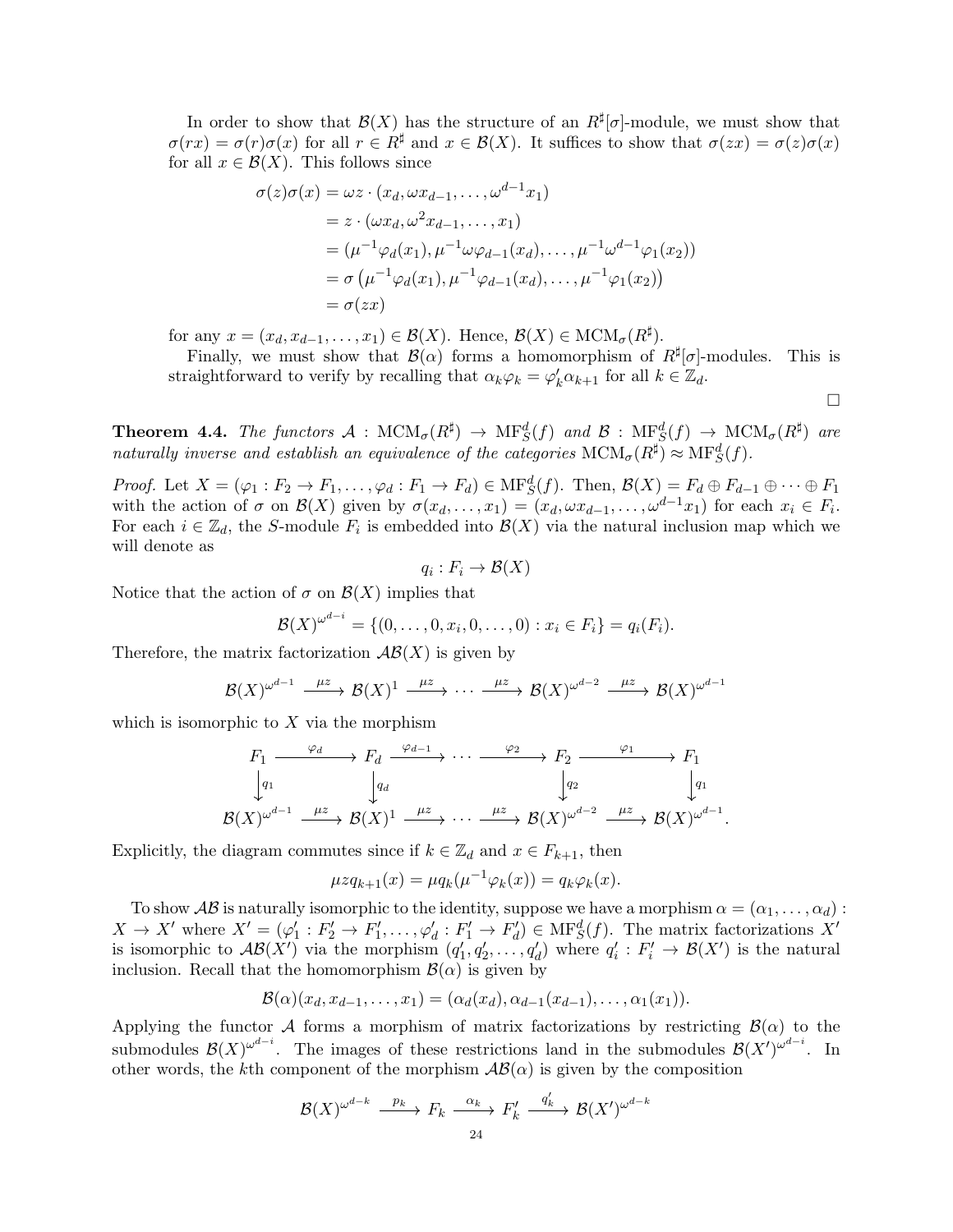In order to show that $\mathcal{B}(X)$ has the structure of an $R^\sharp[\sigma]$-module, we must show that $\sigma(rx) = \sigma(r)\sigma(x)$ for all $r \in R^\sharp$ and $x \in \mathcal{B}(X)$. It suffices to show that $\sigma(zx) = \sigma(z)\sigma(x)$ for all $x \in \mathcal{B}(X)$. This follows since

$$
\begin{aligned}
\sigma(z)\sigma(x) &= \omega z \cdot (x_d, \omega x_{d-1}, \dots, \omega^{d-1} x_1) \\
&= z \cdot (\omega x_d, \omega^2 x_{d-1}, \dots, x_1) \\
&= (\mu^{-1}\varphi_d(x_1), \mu^{-1}\omega\varphi_{d-1}(x_d), \dots, \mu^{-1}\omega^{d-1}\varphi_1(x_2)) \\
&= \sigma\left(\mu^{-1}\varphi_d(x_1), \mu^{-1}\varphi_{d-1}(x_d), \dots, \mu^{-1}\varphi_1(x_2)\right) \\
&= \sigma(zx)
\end{aligned}
$$

for any $x = (x_d, x_{d-1}, \dots, x_1) \in \mathcal{B}(X)$. Hence, $\mathcal{B}(X) \in \mathrm{MCM}_\sigma(R^\sharp)$.

Finally, we must show that $\mathcal{B}(\alpha)$ forms a homomorphism of $R^\sharp[\sigma]$-modules. This is straightforward to verify by recalling that $\alpha_k\varphi_k = \varphi'_k\alpha_{k+1}$ for all $k \in \mathbb{Z}_d$.

∎

**Theorem 4.4.** *The functors $\mathcal{A} : \mathrm{MCM}_\sigma(R^\sharp) \to \mathrm{MF}^d_S(f)$ and $\mathcal{B} : \mathrm{MF}^d_S(f) \to \mathrm{MCM}_\sigma(R^\sharp)$ are naturally inverse and establish an equivalence of the categories $\mathrm{MCM}_\sigma(R^\sharp) \approx \mathrm{MF}^d_S(f)$.*

*Proof.* Let $X = (\varphi_1 : F_2 \to F_1, \dots, \varphi_d : F_1 \to F_d) \in \mathrm{MF}^d_S(f)$. Then, $\mathcal{B}(X) = F_d \oplus F_{d-1} \oplus \cdots \oplus F_1$ with the action of $\sigma$ on $\mathcal{B}(X)$ given by $\sigma(x_d, \dots, x_1) = (x_d, \omega x_{d-1}, \dots, \omega^{d-1}x_1)$ for each $x_i \in F_i$. For each $i \in \mathbb{Z}_d$, the $S$-module $F_i$ is embedded into $\mathcal{B}(X)$ via the natural inclusion map which we will denote as

$$
q_i : F_i \to \mathcal{B}(X)
$$

Notice that the action of $\sigma$ on $\mathcal{B}(X)$ implies that

$$
\mathcal{B}(X)^{\omega^{d-i}} = \{(0, \dots, 0, x_i, 0, \dots, 0) : x_i \in F_i\} = q_i(F_i).
$$

Therefore, the matrix factorization $\mathcal{AB}(X)$ is given by

$$
\mathcal{B}(X)^{\omega^{d-1}} \xrightarrow{\mu z} \mathcal{B}(X)^1 \xrightarrow{\mu z} \cdots \xrightarrow{\mu z} \mathcal{B}(X)^{\omega^{d-2}} \xrightarrow{\mu z} \mathcal{B}(X)^{\omega^{d-1}}
$$

which is isomorphic to $X$ via the morphism

$$
\begin{array}{ccccccccc}
F_1 & \xrightarrow{\varphi_d} & F_d & \xrightarrow{\varphi_{d-1}} & \cdots & \xrightarrow{\varphi_2} & F_2 & \xrightarrow{\varphi_1} & F_1 \\
\downarrow{\scriptstyle q_1} & & \downarrow{\scriptstyle q_d} & & & & \downarrow{\scriptstyle q_2} & & \downarrow{\scriptstyle q_1} \\
\mathcal{B}(X)^{\omega^{d-1}} & \xrightarrow{\mu z} & \mathcal{B}(X)^1 & \xrightarrow{\mu z} & \cdots & \xrightarrow{\mu z} & \mathcal{B}(X)^{\omega^{d-2}} & \xrightarrow{\mu z} & \mathcal{B}(X)^{\omega^{d-1}}.
\end{array}
$$

Explicitly, the diagram commutes since if $k \in \mathbb{Z}_d$ and $x \in F_{k+1}$, then

$$
\mu z q_{k+1}(x) = \mu q_k(\mu^{-1}\varphi_k(x)) = q_k\varphi_k(x).
$$

To show $\mathcal{AB}$ is naturally isomorphic to the identity, suppose we have a morphism $\alpha = (\alpha_1, \dots, \alpha_d) : X \to X'$ where $X' = (\varphi'_1 : F'_2 \to F'_1, \dots, \varphi'_d : F'_1 \to F'_d) \in \mathrm{MF}^d_S(f)$. The matrix factorizations $X'$ is isomorphic to $\mathcal{AB}(X')$ via the morphism $(q'_1, q'_2, \dots, q'_d)$ where $q'_i : F'_i \to \mathcal{B}(X')$ is the natural inclusion. Recall that the homomorphism $\mathcal{B}(\alpha)$ is given by

$$
\mathcal{B}(\alpha)(x_d, x_{d-1}, \dots, x_1) = (\alpha_d(x_d), \alpha_{d-1}(x_{d-1}), \dots, \alpha_1(x_1)).
$$

Applying the functor $\mathcal{A}$ forms a morphism of matrix factorizations by restricting $\mathcal{B}(\alpha)$ to the submodules $\mathcal{B}(X)^{\omega^{d-i}}$. The images of these restrictions land in the submodules $\mathcal{B}(X')^{\omega^{d-i}}$. In other words, the $k$th component of the morphism $\mathcal{AB}(\alpha)$ is given by the composition

$$
\mathcal{B}(X)^{\omega^{d-k}} \xrightarrow{p_k} F_k \xrightarrow{\alpha_k} F'_k \xrightarrow{q'_k} \mathcal{B}(X')^{\omega^{d-k}}
$$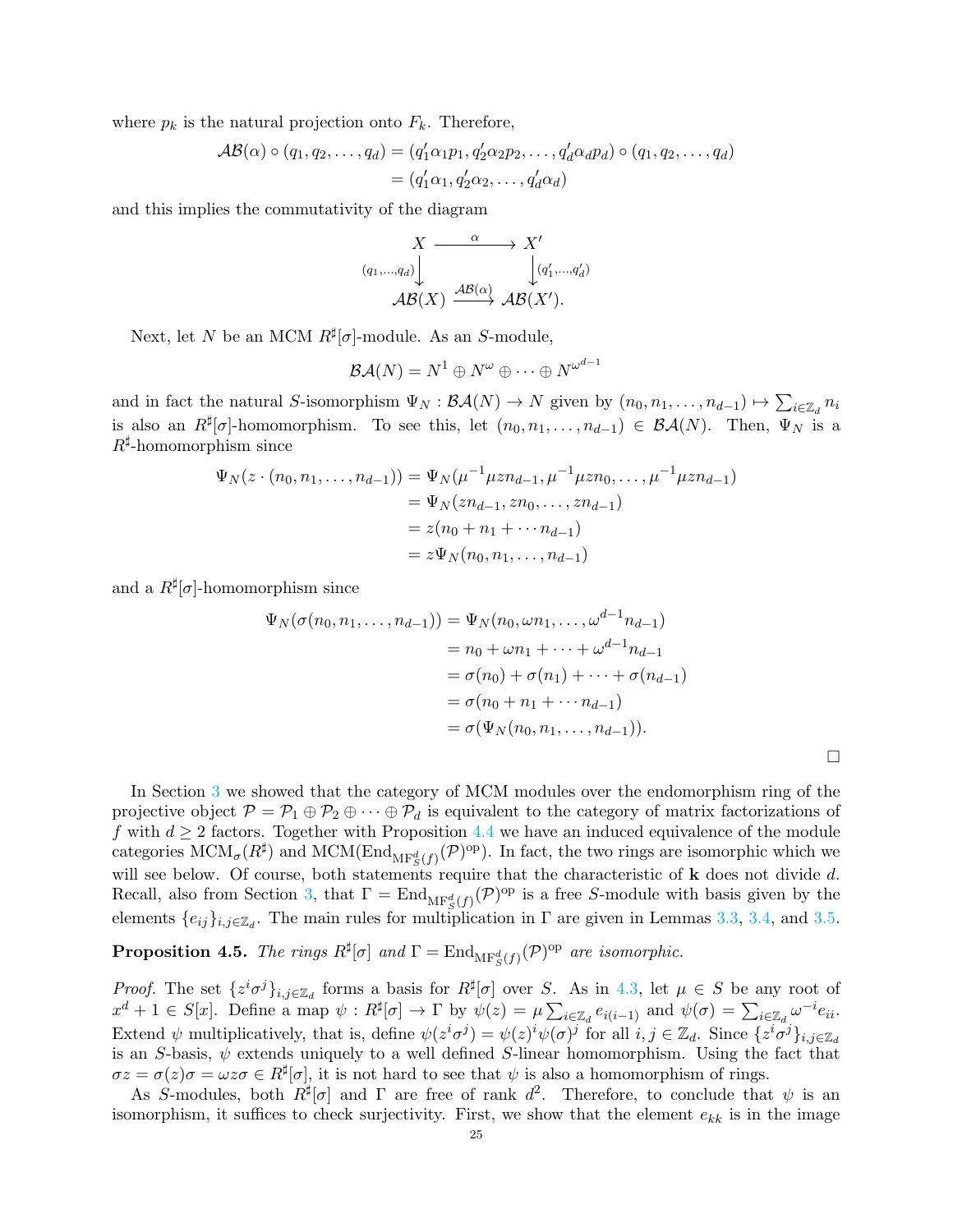where $p_k$ is the natural projection onto $F_k$. Therefore,

$$\begin{aligned}\mathcal{AB}(\alpha) \circ (q_1, q_2, \ldots, q_d) &= (q'_1\alpha_1 p_1, q'_2\alpha_2 p_2, \ldots, q'_d\alpha_d p_d) \circ (q_1, q_2, \ldots, q_d) \\ &= (q'_1\alpha_1, q'_2\alpha_2, \ldots, q'_d\alpha_d)\end{aligned}$$

and this implies the commutativity of the diagram

$$\begin{array}{ccc} X & \xrightarrow{\alpha} & X' \\ {\scriptstyle (q_1,\ldots,q_d)}\downarrow & & \downarrow{\scriptstyle (q'_1,\ldots,q'_d)} \\ \mathcal{AB}(X) & \xrightarrow{\mathcal{AB}(\alpha)} & \mathcal{AB}(X'). \end{array}$$

Next, let $N$ be an MCM $R^\sharp[\sigma]$-module. As an $S$-module,

$$\mathcal{BA}(N) = N^1 \oplus N^\omega \oplus \cdots \oplus N^{\omega^{d-1}}$$

and in fact the natural $S$-isomorphism $\Psi_N : \mathcal{BA}(N) \to N$ given by $(n_0, n_1, \ldots, n_{d-1}) \mapsto \sum_{i\in\mathbb{Z}_d} n_i$ is also an $R^\sharp[\sigma]$-homomorphism. To see this, let $(n_0, n_1, \ldots, n_{d-1}) \in \mathcal{BA}(N)$. Then, $\Psi_N$ is a $R^\sharp$-homomorphism since

$$\begin{aligned}\Psi_N(z \cdot (n_0, n_1, \ldots, n_{d-1})) &= \Psi_N(\mu^{-1}\mu z n_{d-1}, \mu^{-1}\mu z n_0, \ldots, \mu^{-1}\mu z n_{d-1}) \\ &= \Psi_N(z n_{d-1}, z n_0, \ldots, z n_{d-1}) \\ &= z(n_0 + n_1 + \cdots n_{d-1}) \\ &= z\Psi_N(n_0, n_1, \ldots, n_{d-1})\end{aligned}$$

and a $R^\sharp[\sigma]$-homomorphism since

$$\begin{aligned}\Psi_N(\sigma(n_0, n_1, \ldots, n_{d-1})) &= \Psi_N(n_0, \omega n_1, \ldots, \omega^{d-1} n_{d-1}) \\ &= n_0 + \omega n_1 + \cdots + \omega^{d-1} n_{d-1} \\ &= \sigma(n_0) + \sigma(n_1) + \cdots + \sigma(n_{d-1}) \\ &= \sigma(n_0 + n_1 + \cdots n_{d-1}) \\ &= \sigma(\Psi_N(n_0, n_1, \ldots, n_{d-1})).\end{aligned}$$

□

In Section 3 we showed that the category of MCM modules over the endomorphism ring of the projective object $\mathcal{P} = \mathcal{P}_1 \oplus \mathcal{P}_2 \oplus \cdots \oplus \mathcal{P}_d$ is equivalent to the category of matrix factorizations of $f$ with $d \geq 2$ factors. Together with Proposition 4.4 we have an induced equivalence of the module categories $\mathrm{MCM}_\sigma(R^\sharp)$ and $\mathrm{MCM}(\mathrm{End}_{\mathrm{MF}^d_S(f)}(\mathcal{P})^{\mathrm{op}})$. In fact, the two rings are isomorphic which we will see below. Of course, both statements require that the characteristic of $\mathbf{k}$ does not divide $d$. Recall, also from Section 3, that $\Gamma = \mathrm{End}_{\mathrm{MF}^d_S(f)}(\mathcal{P})^{\mathrm{op}}$ is a free $S$-module with basis given by the elements $\{e_{ij}\}_{i,j\in\mathbb{Z}_d}$. The main rules for multiplication in $\Gamma$ are given in Lemmas 3.3, 3.4, and 3.5.

**Proposition 4.5.** *The rings $R^\sharp[\sigma]$ and $\Gamma = \mathrm{End}_{\mathrm{MF}^d_S(f)}(\mathcal{P})^{\mathrm{op}}$ are isomorphic.*

*Proof.* The set $\{z^i\sigma^j\}_{i,j\in\mathbb{Z}_d}$ forms a basis for $R^\sharp[\sigma]$ over $S$. As in 4.3, let $\mu \in S$ be any root of $x^d + 1 \in S[x]$. Define a map $\psi : R^\sharp[\sigma] \to \Gamma$ by $\psi(z) = \mu \sum_{i\in\mathbb{Z}_d} e_{i(i-1)}$ and $\psi(\sigma) = \sum_{i\in\mathbb{Z}_d} \omega^{-i} e_{ii}$. Extend $\psi$ multiplicatively, that is, define $\psi(z^i\sigma^j) = \psi(z)^i\psi(\sigma)^j$ for all $i, j \in \mathbb{Z}_d$. Since $\{z^i\sigma^j\}_{i,j\in\mathbb{Z}_d}$ is an $S$-basis, $\psi$ extends uniquely to a well defined $S$-linear homomorphism. Using the fact that $\sigma z = \sigma(z)\sigma = \omega z\sigma \in R^\sharp[\sigma]$, it is not hard to see that $\psi$ is also a homomorphism of rings.

As $S$-modules, both $R^\sharp[\sigma]$ and $\Gamma$ are free of rank $d^2$. Therefore, to conclude that $\psi$ is an isomorphism, it suffices to check surjectivity. First, we show that the element $e_{kk}$ is in the image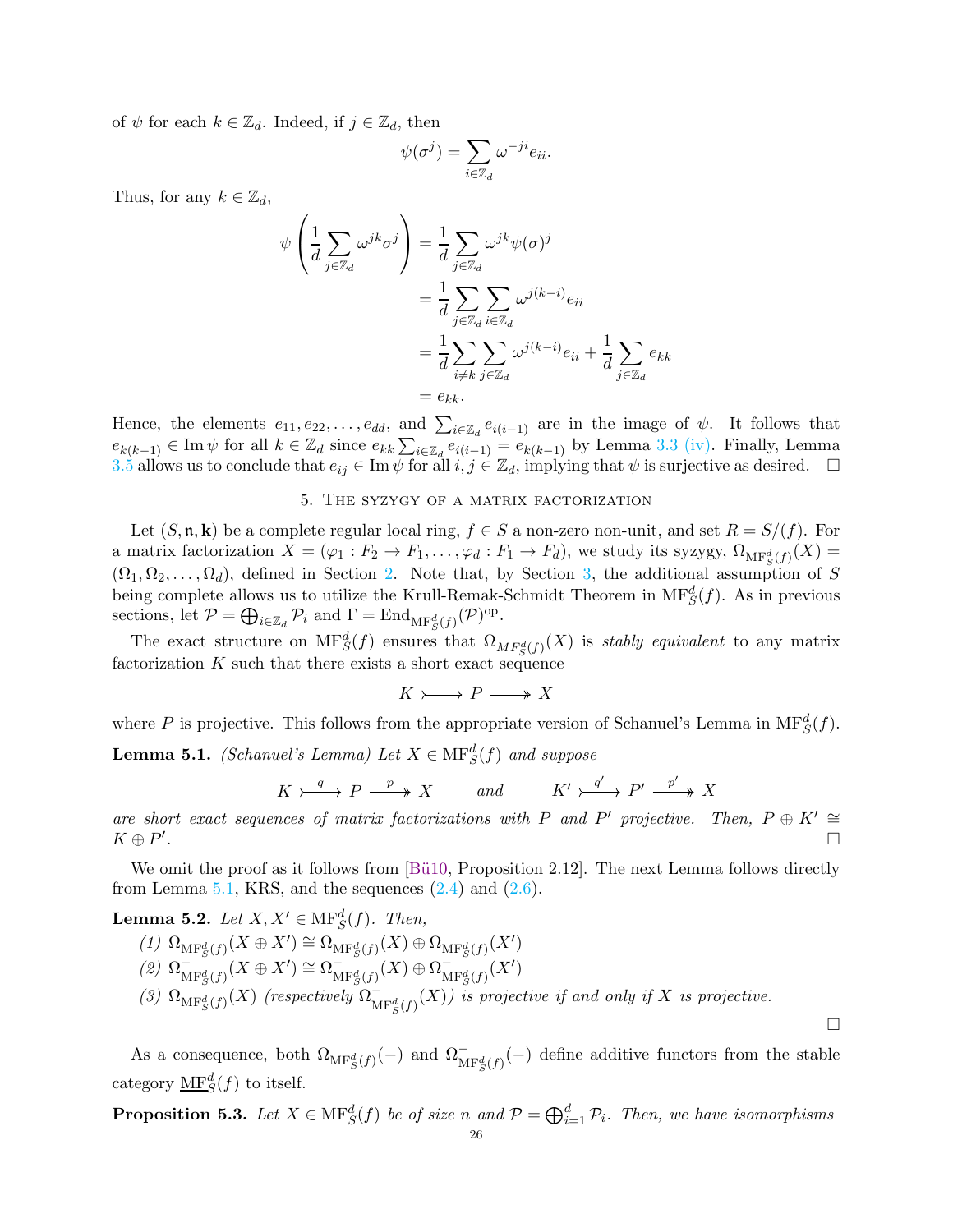of $\psi$ for each $k \in \mathbb{Z}_d$. Indeed, if $j \in \mathbb{Z}_d$, then

$$\psi(\sigma^j) = \sum_{i \in \mathbb{Z}_d} \omega^{-ji} e_{ii}.$$

Thus, for any $k \in \mathbb{Z}_d$,

$$\begin{aligned}
\psi\left(\frac{1}{d}\sum_{j\in\mathbb{Z}_d} \omega^{jk}\sigma^j\right) &= \frac{1}{d}\sum_{j\in\mathbb{Z}_d} \omega^{jk}\psi(\sigma)^j \\
&= \frac{1}{d}\sum_{j\in\mathbb{Z}_d}\sum_{i\in\mathbb{Z}_d} \omega^{j(k-i)} e_{ii} \\
&= \frac{1}{d}\sum_{i\neq k}\sum_{j\in\mathbb{Z}_d} \omega^{j(k-i)} e_{ii} + \frac{1}{d}\sum_{j\in\mathbb{Z}_d} e_{kk} \\
&= e_{kk}.
\end{aligned}$$

Hence, the elements $e_{11}, e_{22}, \ldots, e_{dd}$, and $\sum_{i\in\mathbb{Z}_d} e_{i(i-1)}$ are in the image of $\psi$. It follows that $e_{k(k-1)} \in \operatorname{Im}\psi$ for all $k \in \mathbb{Z}_d$ since $e_{kk}\sum_{i\in\mathbb{Z}_d} e_{i(i-1)} = e_{k(k-1)}$ by Lemma 3.3 (iv). Finally, Lemma 3.5 allows us to conclude that $e_{ij} \in \operatorname{Im}\psi$ for all $i, j \in \mathbb{Z}_d$, implying that $\psi$ is surjective as desired. □

## 5. The syzygy of a matrix factorization

Let $(S, \mathfrak{n}, \mathbf{k})$ be a complete regular local ring, $f \in S$ a non-zero non-unit, and set $R = S/(f)$. For a matrix factorization $X = (\varphi_1 : F_2 \to F_1, \ldots, \varphi_d : F_1 \to F_d)$, we study its syzygy, $\Omega_{\mathrm{MF}^d_S(f)}(X) = (\Omega_1, \Omega_2, \ldots, \Omega_d)$, defined in Section 2. Note that, by Section 3, the additional assumption of $S$ being complete allows us to utilize the Krull-Remak-Schmidt Theorem in $\mathrm{MF}^d_S(f)$. As in previous sections, let $\mathcal{P} = \bigoplus_{i\in\mathbb{Z}_d} \mathcal{P}_i$ and $\Gamma = \operatorname{End}_{\mathrm{MF}^d_S(f)}(\mathcal{P})^{\mathrm{op}}$.

The exact structure on $\mathrm{MF}^d_S(f)$ ensures that $\Omega_{MF^d_S(f)}(X)$ is *stably equivalent* to any matrix factorization $K$ such that there exists a short exact sequence

$$K \rightarrowtail P \twoheadrightarrow X$$

where $P$ is projective. This follows from the appropriate version of Schanuel's Lemma in $\mathrm{MF}^d_S(f)$.

**Lemma 5.1.** *(Schanuel's Lemma) Let $X \in \mathrm{MF}^d_S(f)$ and suppose*

$$K \overset{q}{\rightarrowtail} P \overset{p}{\twoheadrightarrow} X \qquad \text{and} \qquad K' \overset{q'}{\rightarrowtail} P' \overset{p'}{\twoheadrightarrow} X$$

*are short exact sequences of matrix factorizations with $P$ and $P'$ projective. Then, $P \oplus K' \cong K \oplus P'$.* □

We omit the proof as it follows from [Bü10, Proposition 2.12]. The next Lemma follows directly from Lemma 5.1, KRS, and the sequences (2.4) and (2.6).

**Lemma 5.2.** *Let $X, X' \in \mathrm{MF}^d_S(f)$. Then,*

*(1) $\Omega_{\mathrm{MF}^d_S(f)}(X \oplus X') \cong \Omega_{\mathrm{MF}^d_S(f)}(X) \oplus \Omega_{\mathrm{MF}^d_S(f)}(X')$*

*(2) $\Omega^-_{\mathrm{MF}^d_S(f)}(X \oplus X') \cong \Omega^-_{\mathrm{MF}^d_S(f)}(X) \oplus \Omega^-_{\mathrm{MF}^d_S(f)}(X')$*

*(3) $\Omega_{\mathrm{MF}^d_S(f)}(X)$ (respectively $\Omega^-_{\mathrm{MF}^d_S(f)}(X)$) is projective if and only if $X$ is projective.*

□

As a consequence, both $\Omega_{\mathrm{MF}^d_S(f)}(-)$ and $\Omega^-_{\mathrm{MF}^d_S(f)}(-)$ define additive functors from the stable category $\underline{\mathrm{MF}}^d_S(f)$ to itself.

**Proposition 5.3.** *Let $X \in \mathrm{MF}^d_S(f)$ be of size $n$ and $\mathcal{P} = \bigoplus_{i=1}^d \mathcal{P}_i$. Then, we have isomorphisms*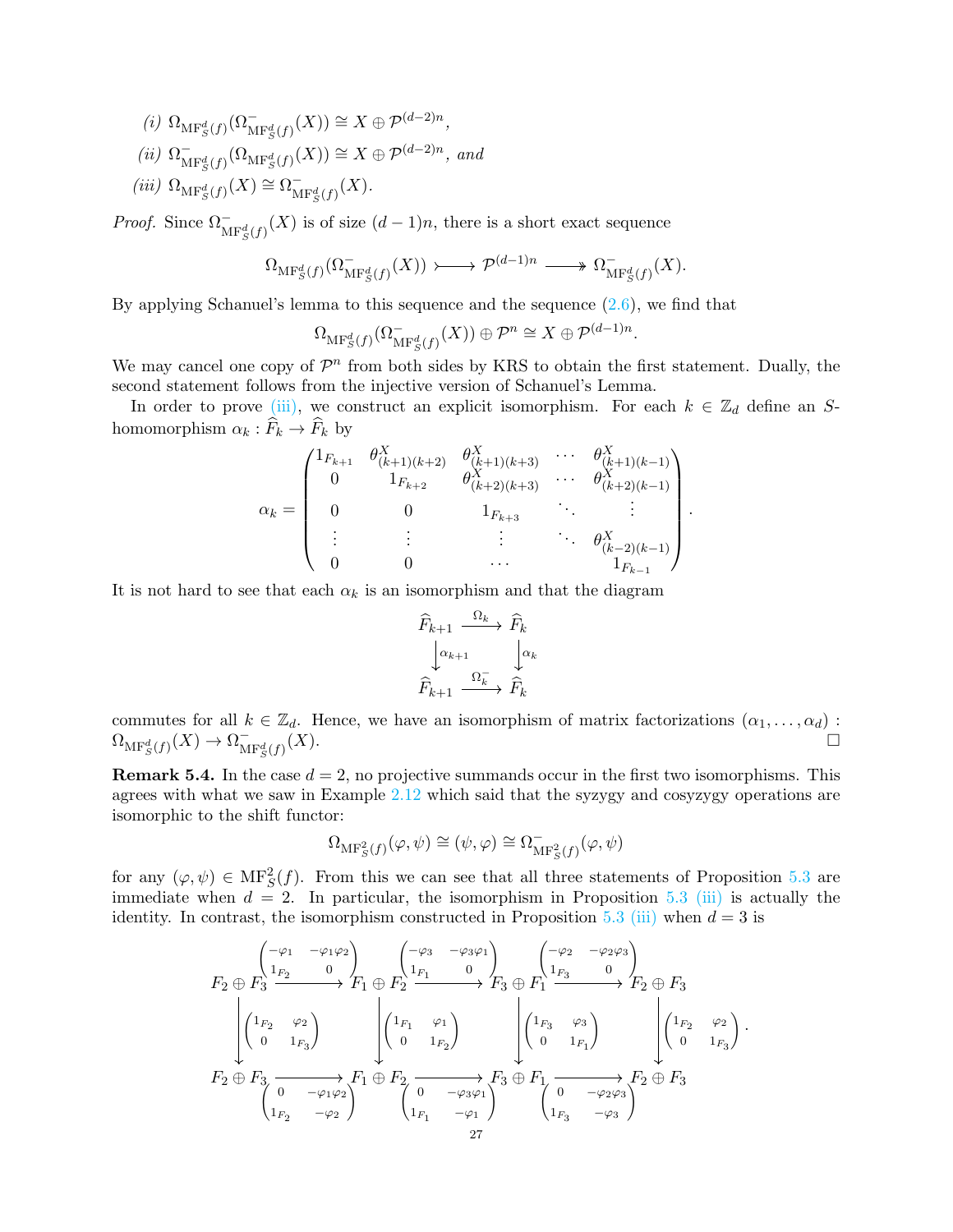*(i)* $\Omega_{\mathrm{MF}^d_S(f)}(\Omega^-_{\mathrm{MF}^d_S(f)}(X)) \cong X \oplus \mathcal{P}^{(d-2)n}$,

*(ii)* $\Omega^-_{\mathrm{MF}^d_S(f)}(\Omega_{\mathrm{MF}^d_S(f)}(X)) \cong X \oplus \mathcal{P}^{(d-2)n}$, *and*

*(iii)* $\Omega_{\mathrm{MF}^d_S(f)}(X) \cong \Omega^-_{\mathrm{MF}^d_S(f)}(X)$.

*Proof.* Since $\Omega^-_{\mathrm{MF}^d_S(f)}(X)$ is of size $(d-1)n$, there is a short exact sequence

$$\Omega_{\mathrm{MF}^d_S(f)}(\Omega^-_{\mathrm{MF}^d_S(f)}(X)) \rightarrowtail \mathcal{P}^{(d-1)n} \twoheadrightarrow \Omega^-_{\mathrm{MF}^d_S(f)}(X).$$

By applying Schanuel's lemma to this sequence and the sequence (2.6), we find that

$$\Omega_{\mathrm{MF}^d_S(f)}(\Omega^-_{\mathrm{MF}^d_S(f)}(X)) \oplus \mathcal{P}^n \cong X \oplus \mathcal{P}^{(d-1)n}.$$

We may cancel one copy of $\mathcal{P}^n$ from both sides by KRS to obtain the first statement. Dually, the second statement follows from the injective version of Schanuel's Lemma.

In order to prove (iii), we construct an explicit isomorphism. For each $k \in \mathbb{Z}_d$ define an $S$-homomorphism $\alpha_k : \widehat{F}_k \to \widehat{F}_k$ by

$$\alpha_k = \begin{pmatrix} 1_{F_{k+1}} & \theta^X_{(k+1)(k+2)} & \theta^X_{(k+1)(k+3)} & \cdots & \theta^X_{(k+1)(k-1)} \\ 0 & 1_{F_{k+2}} & \theta^X_{(k+2)(k+3)} & \cdots & \theta^X_{(k+2)(k-1)} \\ 0 & 0 & 1_{F_{k+3}} & \ddots & \vdots \\ \vdots & \vdots & \vdots & \ddots & \theta^X_{(k-2)(k-1)} \\ 0 & 0 & \cdots & & 1_{F_{k-1}} \end{pmatrix}.$$

It is not hard to see that each $\alpha_k$ is an isomorphism and that the diagram

$$\begin{array}{ccc} \widehat{F}_{k+1} & \xrightarrow{\Omega_k} & \widehat{F}_k \\ \downarrow{\scriptstyle \alpha_{k+1}} & & \downarrow{\scriptstyle \alpha_k} \\ \widehat{F}_{k+1} & \xrightarrow{\Omega^-_k} & \widehat{F}_k \end{array}$$

commutes for all $k \in \mathbb{Z}_d$. Hence, we have an isomorphism of matrix factorizations $(\alpha_1, \ldots, \alpha_d) : \Omega_{\mathrm{MF}^d_S(f)}(X) \to \Omega^-_{\mathrm{MF}^d_S(f)}(X)$. $\square$

**Remark 5.4.** In the case $d = 2$, no projective summands occur in the first two isomorphisms. This agrees with what we saw in Example 2.12 which said that the syzygy and cosyzygy operations are isomorphic to the shift functor:

$$\Omega_{\mathrm{MF}^2_S(f)}(\varphi, \psi) \cong (\psi, \varphi) \cong \Omega^-_{\mathrm{MF}^2_S(f)}(\varphi, \psi)$$

for any $(\varphi, \psi) \in \mathrm{MF}^2_S(f)$. From this we can see that all three statements of Proposition 5.3 are immediate when $d = 2$. In particular, the isomorphism in Proposition 5.3 (iii) is actually the identity. In contrast, the isomorphism constructed in Proposition 5.3 (iii) when $d = 3$ is

$$\begin{array}{ccccccc} F_2 \oplus F_3 & \xrightarrow{\begin{pmatrix} -\varphi_1 & -\varphi_1\varphi_2 \\ 1_{F_2} & 0 \end{pmatrix}} & F_1 \oplus F_2 & \xrightarrow{\begin{pmatrix} -\varphi_3 & -\varphi_3\varphi_1 \\ 1_{F_1} & 0 \end{pmatrix}} & F_3 \oplus F_1 & \xrightarrow{\begin{pmatrix} -\varphi_2 & -\varphi_2\varphi_3 \\ 1_{F_3} & 0 \end{pmatrix}} & F_2 \oplus F_3 \\ \downarrow{\scriptstyle \begin{pmatrix} 1_{F_2} & \varphi_2 \\ 0 & 1_{F_3} \end{pmatrix}} & & \downarrow{\scriptstyle \begin{pmatrix} 1_{F_1} & \varphi_1 \\ 0 & 1_{F_2} \end{pmatrix}} & & \downarrow{\scriptstyle \begin{pmatrix} 1_{F_3} & \varphi_3 \\ 0 & 1_{F_1} \end{pmatrix}} & & \downarrow{\scriptstyle \begin{pmatrix} 1_{F_2} & \varphi_2 \\ 0 & 1_{F_3} \end{pmatrix}} \\ F_2 \oplus F_3 & \xrightarrow[\begin{pmatrix} 0 & -\varphi_1\varphi_2 \\ 1_{F_2} & -\varphi_2 \end{pmatrix}]{} & F_1 \oplus F_2 & \xrightarrow[\begin{pmatrix} 0 & -\varphi_3\varphi_1 \\ 1_{F_1} & -\varphi_1 \end{pmatrix}]{} & F_3 \oplus F_1 & \xrightarrow[\begin{pmatrix} 0 & -\varphi_2\varphi_3 \\ 1_{F_3} & -\varphi_3 \end{pmatrix}]{} & F_2 \oplus F_3 \end{array}.$$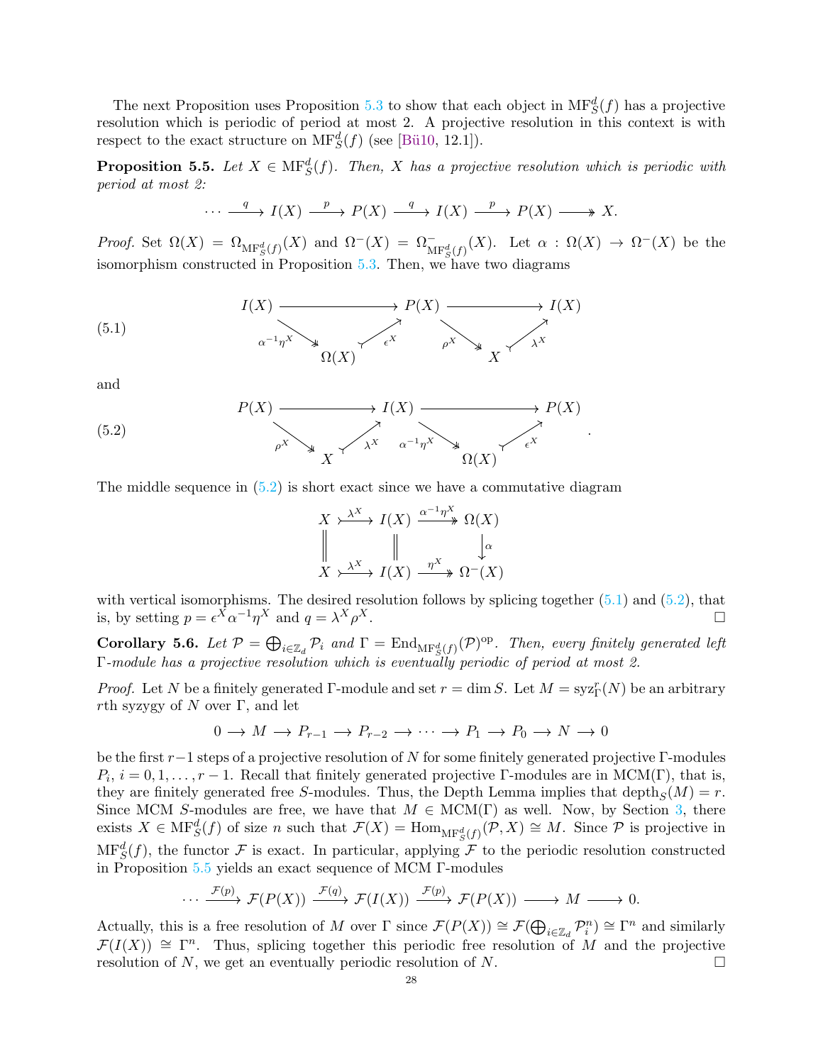The next Proposition uses Proposition 5.3 to show that each object in $\mathrm{MF}_S^d(f)$ has a projective resolution which is periodic of period at most 2. A projective resolution in this context is with respect to the exact structure on $\mathrm{MF}_S^d(f)$ (see [Bü10, 12.1]).

**Proposition 5.5.** *Let $X \in \mathrm{MF}_S^d(f)$. Then, $X$ has a projective resolution which is periodic with period at most 2:*

$$\cdots \xrightarrow{q} I(X) \xrightarrow{p} P(X) \xrightarrow{q} I(X) \xrightarrow{p} P(X) \longrightarrow\!\!\!\!\!\rightarrow X.$$

*Proof.* Set $\Omega(X) = \Omega_{\mathrm{MF}_S^d(f)}(X)$ and $\Omega^-(X) = \Omega^-_{\mathrm{MF}_S^d(f)}(X)$. Let $\alpha : \Omega(X) \to \Omega^-(X)$ be the isomorphism constructed in Proposition 5.3. Then, we have two diagrams

$$\tag{5.1} \begin{array}{ccccccc} I(X) & & \longrightarrow & & P(X) & & \longrightarrow & & I(X) \\ & \searrow^{\alpha^{-1}\eta^X} & & \nearrow_{\epsilon^X} & & \searrow^{\rho^X} & & \nearrow_{\lambda^X} & \\ & & \Omega(X) & & & & X & & \end{array}$$

and

$$\tag{5.2} \begin{array}{ccccccc} P(X) & & \longrightarrow & & I(X) & & \longrightarrow & & P(X) \\ & \searrow^{\rho^X} & & \nearrow_{\lambda^X} & & \searrow^{\alpha^{-1}\eta^X} & & \nearrow_{\epsilon^X} & \\ & & X & & & & \Omega(X) & & \end{array}.$$

The middle sequence in (5.2) is short exact since we have a commutative diagram

$$\begin{array}{ccccc} X & \xrightarrow{\lambda^X} & I(X) & \xrightarrow{\alpha^{-1}\eta^X} & \Omega(X) \\ \| & & \| & & \downarrow{\scriptstyle \alpha} \\ X & \xrightarrow{\lambda^X} & I(X) & \xrightarrow{\eta^X} & \Omega^-(X) \end{array}$$

with vertical isomorphisms. The desired resolution follows by splicing together (5.1) and (5.2), that is, by setting $p = \epsilon^X \alpha^{-1} \eta^X$ and $q = \lambda^X \rho^X$. □

**Corollary 5.6.** *Let $\mathcal{P} = \bigoplus_{i \in \mathbb{Z}_d} \mathcal{P}_i$ and $\Gamma = \mathrm{End}_{\mathrm{MF}_S^d(f)}(\mathcal{P})^{\mathrm{op}}$. Then, every finitely generated left $\Gamma$-module has a projective resolution which is eventually periodic of period at most 2.*

*Proof.* Let $N$ be a finitely generated $\Gamma$-module and set $r = \dim S$. Let $M = \mathrm{syz}_\Gamma^r(N)$ be an arbitrary $r$th syzygy of $N$ over $\Gamma$, and let

$$0 \longrightarrow M \longrightarrow P_{r-1} \longrightarrow P_{r-2} \longrightarrow \cdots \longrightarrow P_1 \longrightarrow P_0 \longrightarrow N \longrightarrow 0$$

be the first $r-1$ steps of a projective resolution of $N$ for some finitely generated projective $\Gamma$-modules $P_i$, $i = 0, 1, \ldots, r-1$. Recall that finitely generated projective $\Gamma$-modules are in $\mathrm{MCM}(\Gamma)$, that is, they are finitely generated free $S$-modules. Thus, the Depth Lemma implies that $\mathrm{depth}_S(M) = r$. Since MCM $S$-modules are free, we have that $M \in \mathrm{MCM}(\Gamma)$ as well. Now, by Section 3, there exists $X \in \mathrm{MF}_S^d(f)$ of size $n$ such that $\mathcal{F}(X) = \mathrm{Hom}_{\mathrm{MF}_S^d(f)}(\mathcal{P}, X) \cong M$. Since $\mathcal{P}$ is projective in $\mathrm{MF}_S^d(f)$, the functor $\mathcal{F}$ is exact. In particular, applying $\mathcal{F}$ to the periodic resolution constructed in Proposition 5.5 yields an exact sequence of MCM $\Gamma$-modules

$$\cdots \xrightarrow{\mathcal{F}(p)} \mathcal{F}(P(X)) \xrightarrow{\mathcal{F}(q)} \mathcal{F}(I(X)) \xrightarrow{\mathcal{F}(p)} \mathcal{F}(P(X)) \longrightarrow M \longrightarrow 0.$$

Actually, this is a free resolution of $M$ over $\Gamma$ since $\mathcal{F}(P(X)) \cong \mathcal{F}(\bigoplus_{i \in \mathbb{Z}_d} \mathcal{P}_i^n) \cong \Gamma^n$ and similarly $\mathcal{F}(I(X)) \cong \Gamma^n$. Thus, splicing together this periodic free resolution of $M$ and the projective resolution of $N$, we get an eventually periodic resolution of $N$. □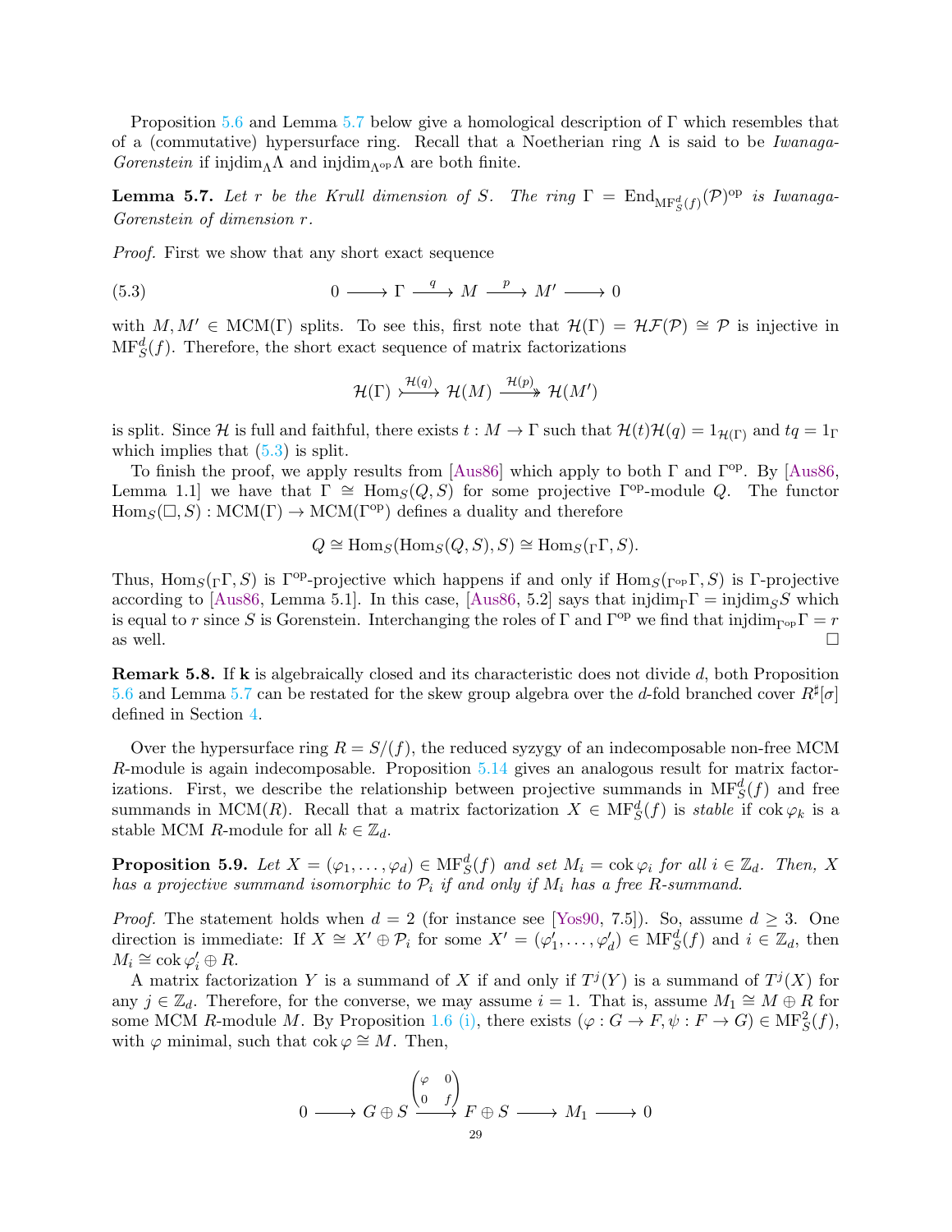Proposition 5.6 and Lemma 5.7 below give a homological description of $\Gamma$ which resembles that of a (commutative) hypersurface ring. Recall that a Noetherian ring $\Lambda$ is said to be *Iwanaga-Gorenstein* if $\mathrm{injdim}_\Lambda \Lambda$ and $\mathrm{injdim}_{\Lambda^{\mathrm{op}}} \Lambda$ are both finite.

**Lemma 5.7.** *Let $r$ be the Krull dimension of $S$. The ring $\Gamma = \mathrm{End}_{\mathrm{MF}^d_S(f)}(\mathcal{P})^{\mathrm{op}}$ is Iwanaga-Gorenstein of dimension $r$.*

*Proof.* First we show that any short exact sequence

$$0 \longrightarrow \Gamma \xrightarrow{\ q\ } M \xrightarrow{\ p\ } M' \longrightarrow 0 \tag{5.3}$$

with $M, M' \in \mathrm{MCM}(\Gamma)$ splits. To see this, first note that $\mathcal{H}(\Gamma) = \mathcal{HF}(\mathcal{P}) \cong \mathcal{P}$ is injective in $\mathrm{MF}^d_S(f)$. Therefore, the short exact sequence of matrix factorizations

$$\mathcal{H}(\Gamma) \xrightarrow{\mathcal{H}(q)} \mathcal{H}(M) \xrightarrow{\mathcal{H}(p)} \mathcal{H}(M')$$

is split. Since $\mathcal{H}$ is full and faithful, there exists $t : M \to \Gamma$ such that $\mathcal{H}(t)\mathcal{H}(q) = 1_{\mathcal{H}(\Gamma)}$ and $tq = 1_\Gamma$ which implies that (5.3) is split.

To finish the proof, we apply results from [Aus86] which apply to both $\Gamma$ and $\Gamma^{\mathrm{op}}$. By [Aus86, Lemma 1.1] we have that $\Gamma \cong \mathrm{Hom}_S(Q, S)$ for some projective $\Gamma^{\mathrm{op}}$-module $Q$. The functor $\mathrm{Hom}_S(\square, S) : \mathrm{MCM}(\Gamma) \to \mathrm{MCM}(\Gamma^{\mathrm{op}})$ defines a duality and therefore

$$Q \cong \mathrm{Hom}_S(\mathrm{Hom}_S(Q, S), S) \cong \mathrm{Hom}_S({}_\Gamma\Gamma, S).$$

Thus, $\mathrm{Hom}_S({}_\Gamma\Gamma, S)$ is $\Gamma^{\mathrm{op}}$-projective which happens if and only if $\mathrm{Hom}_S({}_{\Gamma^{\mathrm{op}}}\Gamma, S)$ is $\Gamma$-projective according to [Aus86, Lemma 5.1]. In this case, [Aus86, 5.2] says that $\mathrm{injdim}_\Gamma \Gamma = \mathrm{injdim}_S S$ which is equal to $r$ since $S$ is Gorenstein. Interchanging the roles of $\Gamma$ and $\Gamma^{\mathrm{op}}$ we find that $\mathrm{injdim}_{\Gamma^{\mathrm{op}}} \Gamma = r$ as well. □

**Remark 5.8.** If $\mathbf{k}$ is algebraically closed and its characteristic does not divide $d$, both Proposition 5.6 and Lemma 5.7 can be restated for the skew group algebra over the $d$-fold branched cover $R^\sharp[\sigma]$ defined in Section 4.

Over the hypersurface ring $R = S/(f)$, the reduced syzygy of an indecomposable non-free MCM $R$-module is again indecomposable. Proposition 5.14 gives an analogous result for matrix factorizations. First, we describe the relationship between projective summands in $\mathrm{MF}^d_S(f)$ and free summands in $\mathrm{MCM}(R)$. Recall that a matrix factorization $X \in \mathrm{MF}^d_S(f)$ is *stable* if $\mathrm{cok}\,\varphi_k$ is a stable MCM $R$-module for all $k \in \mathbb{Z}_d$.

**Proposition 5.9.** *Let $X = (\varphi_1, \dots, \varphi_d) \in \mathrm{MF}^d_S(f)$ and set $M_i = \mathrm{cok}\,\varphi_i$ for all $i \in \mathbb{Z}_d$. Then, $X$ has a projective summand isomorphic to $\mathcal{P}_i$ if and only if $M_i$ has a free $R$-summand.*

*Proof.* The statement holds when $d = 2$ (for instance see [Yos90, 7.5]). So, assume $d \geq 3$. One direction is immediate: If $X \cong X' \oplus \mathcal{P}_i$ for some $X' = (\varphi'_1, \dots, \varphi'_d) \in \mathrm{MF}^d_S(f)$ and $i \in \mathbb{Z}_d$, then $M_i \cong \mathrm{cok}\,\varphi'_i \oplus R$.

A matrix factorization $Y$ is a summand of $X$ if and only if $T^j(Y)$ is a summand of $T^j(X)$ for any $j \in \mathbb{Z}_d$. Therefore, for the converse, we may assume $i = 1$. That is, assume $M_1 \cong M \oplus R$ for some MCM $R$-module $M$. By Proposition 1.6 (i), there exists $(\varphi : G \to F, \psi : F \to G) \in \mathrm{MF}^2_S(f)$, with $\varphi$ minimal, such that $\mathrm{cok}\,\varphi \cong M$. Then,

$$0 \longrightarrow G \oplus S \xrightarrow{\begin{pmatrix} \varphi & 0 \\ 0 & f \end{pmatrix}} F \oplus S \longrightarrow M_1 \longrightarrow 0$$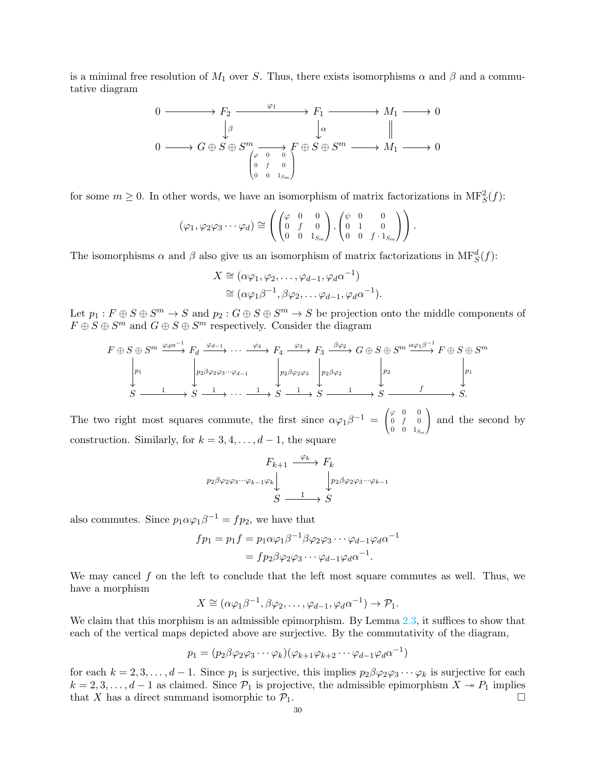is a minimal free resolution of $M_1$ over $S$. Thus, there exists isomorphisms $\alpha$ and $\beta$ and a commutative diagram

$$\begin{array}{ccccccccc}
0 & \longrightarrow & F_2 & \xrightarrow{\varphi_1} & F_1 & \longrightarrow & M_1 & \longrightarrow & 0 \\
 & & \downarrow \beta & & \downarrow \alpha & & \| & & \\
0 & \longrightarrow & G \oplus S \oplus S^m & \xrightarrow[\begin{pmatrix} \varphi & 0 & 0 \\ 0 & f & 0 \\ 0 & 0 & 1_{S_m} \end{pmatrix}]{} & F \oplus S \oplus S^m & \longrightarrow & M_1 & \longrightarrow & 0
\end{array}$$

for some $m \geq 0$. In other words, we have an isomorphism of matrix factorizations in $\mathrm{MF}_S^2(f)$:

$$(\varphi_1, \varphi_2\varphi_3 \cdots \varphi_d) \cong \left( \begin{pmatrix} \varphi & 0 & 0 \\ 0 & f & 0 \\ 0 & 0 & 1_{S_m} \end{pmatrix}, \begin{pmatrix} \psi & 0 & 0 \\ 0 & 1 & 0 \\ 0 & 0 & f \cdot 1_{S_m} \end{pmatrix} \right).$$

The isomorphisms $\alpha$ and $\beta$ also give us an isomorphism of matrix factorizations in $\mathrm{MF}_S^d(f)$:

$$\begin{aligned}
X &\cong (\alpha\varphi_1, \varphi_2, \ldots, \varphi_{d-1}, \varphi_d\alpha^{-1}) \\
&\cong (\alpha\varphi_1\beta^{-1}, \beta\varphi_2, \ldots \varphi_{d-1}, \varphi_d\alpha^{-1}).
\end{aligned}$$

Let $p_1 : F \oplus S \oplus S^m \to S$ and $p_2 : G \oplus S \oplus S^m \to S$ be projection onto the middle components of $F \oplus S \oplus S^m$ and $G \oplus S \oplus S^m$ respectively. Consider the diagram

$$\begin{array}{ccccccccccccccc}
F \oplus S \oplus S^m & \xrightarrow{\varphi_d\alpha^{-1}} & F_d & \xrightarrow{\varphi_{d-1}} & \cdots & \xrightarrow{\varphi_4} & F_4 & \xrightarrow{\varphi_3} & F_3 & \xrightarrow{\beta\varphi_2} & G \oplus S \oplus S^m & \xrightarrow{\alpha\varphi_1\beta^{-1}} & F \oplus S \oplus S^m \\
\downarrow p_1 & & \downarrow p_2\beta\varphi_2\varphi_3\cdots\varphi_{d-1} & & & & \downarrow p_2\beta\varphi_2\varphi_3 & & \downarrow p_2\beta\varphi_2 & & \downarrow p_2 & & \downarrow p_1 \\
S & \xrightarrow{1} & S & \xrightarrow{1} & \cdots & \xrightarrow{1} & S & \xrightarrow{1} & S & \xrightarrow{1} & S & \xrightarrow{f} & S.
\end{array}$$

The two right most squares commute, the first since $\alpha\varphi_1\beta^{-1} = \begin{pmatrix} \varphi & 0 & 0 \\ 0 & f & 0 \\ 0 & 0 & 1_{S_m} \end{pmatrix}$ and the second by construction. Similarly, for $k = 3, 4, \ldots, d-1$, the square

$$\begin{array}{ccc}
F_{k+1} & \xrightarrow{\varphi_k} & F_k \\
\downarrow p_2\beta\varphi_2\varphi_3\cdots\varphi_{k-1}\varphi_k & & \downarrow p_2\beta\varphi_2\varphi_3\cdots\varphi_{k-1} \\
S & \xrightarrow{1} & S
\end{array}$$

also commutes. Since $p_1\alpha\varphi_1\beta^{-1} = fp_2$, we have that

$$\begin{aligned}
fp_1 = p_1 f &= p_1\alpha\varphi_1\beta^{-1}\beta\varphi_2\varphi_3\cdots\varphi_{d-1}\varphi_d\alpha^{-1} \\
&= fp_2\beta\varphi_2\varphi_3\cdots\varphi_{d-1}\varphi_d\alpha^{-1}.
\end{aligned}$$

We may cancel $f$ on the left to conclude that the left most square commutes as well. Thus, we have a morphism

$$X \cong (\alpha\varphi_1\beta^{-1}, \beta\varphi_2, \ldots, \varphi_{d-1}, \varphi_d\alpha^{-1}) \to \mathcal{P}_1.$$

We claim that this morphism is an admissible epimorphism. By Lemma 2.3, it suffices to show that each of the vertical maps depicted above are surjective. By the commutativity of the diagram,

$$p_1 = (p_2\beta\varphi_2\varphi_3\cdots\varphi_k)(\varphi_{k+1}\varphi_{k+2}\cdots\varphi_{d-1}\varphi_d\alpha^{-1})$$

for each $k = 2, 3, \ldots, d-1$. Since $p_1$ is surjective, this implies $p_2\beta\varphi_2\varphi_3\cdots\varphi_k$ is surjective for each $k = 2, 3, \ldots, d-1$ as claimed. Since $\mathcal{P}_1$ is projective, the admissible epimorphism $X \twoheadrightarrow P_1$ implies that $X$ has a direct summand isomorphic to $\mathcal{P}_1$. $\square$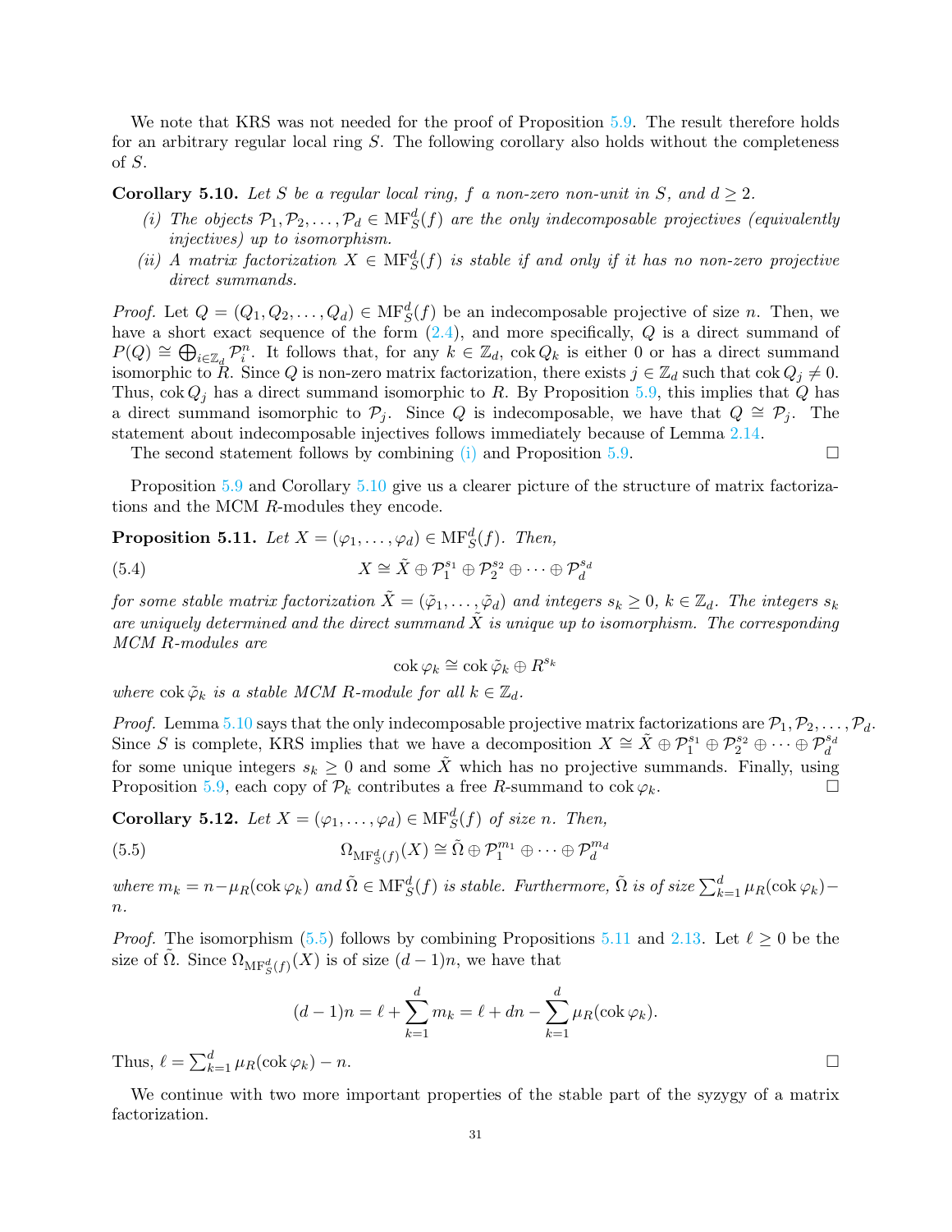We note that KRS was not needed for the proof of Proposition 5.9. The result therefore holds for an arbitrary regular local ring $S$. The following corollary also holds without the completeness of $S$.

**Corollary 5.10.** *Let $S$ be a regular local ring, $f$ a non-zero non-unit in $S$, and $d \geq 2$.*

*(i) The objects $\mathcal{P}_1, \mathcal{P}_2, \dots, \mathcal{P}_d \in \mathrm{MF}_S^d(f)$ are the only indecomposable projectives (equivalently injectives) up to isomorphism.*

*(ii) A matrix factorization $X \in \mathrm{MF}_S^d(f)$ is stable if and only if it has no non-zero projective direct summands.*

*Proof.* Let $Q = (Q_1, Q_2, \dots, Q_d) \in \mathrm{MF}_S^d(f)$ be an indecomposable projective of size $n$. Then, we have a short exact sequence of the form (2.4), and more specifically, $Q$ is a direct summand of $P(Q) \cong \bigoplus_{i \in \mathbb{Z}_d} \mathcal{P}_i^n$. It follows that, for any $k \in \mathbb{Z}_d$, $\operatorname{cok} Q_k$ is either 0 or has a direct summand isomorphic to $R$. Since $Q$ is non-zero matrix factorization, there exists $j \in \mathbb{Z}_d$ such that $\operatorname{cok} Q_j \neq 0$. Thus, $\operatorname{cok} Q_j$ has a direct summand isomorphic to $R$. By Proposition 5.9, this implies that $Q$ has a direct summand isomorphic to $\mathcal{P}_j$. Since $Q$ is indecomposable, we have that $Q \cong \mathcal{P}_j$. The statement about indecomposable injectives follows immediately because of Lemma 2.14.

The second statement follows by combining (i) and Proposition 5.9. ◻

Proposition 5.9 and Corollary 5.10 give us a clearer picture of the structure of matrix factorizations and the MCM $R$-modules they encode.

**Proposition 5.11.** *Let $X = (\varphi_1, \dots, \varphi_d) \in \mathrm{MF}_S^d(f)$. Then,*

$$X \cong \tilde{X} \oplus \mathcal{P}_1^{s_1} \oplus \mathcal{P}_2^{s_2} \oplus \cdots \oplus \mathcal{P}_d^{s_d} \tag{5.4}$$

*for some stable matrix factorization $\tilde{X} = (\tilde{\varphi}_1, \dots, \tilde{\varphi}_d)$ and integers $s_k \geq 0$, $k \in \mathbb{Z}_d$. The integers $s_k$ are uniquely determined and the direct summand $\tilde{X}$ is unique up to isomorphism. The corresponding MCM $R$-modules are*

$$\operatorname{cok} \varphi_k \cong \operatorname{cok} \tilde{\varphi}_k \oplus R^{s_k}$$

*where $\operatorname{cok} \tilde{\varphi}_k$ is a stable MCM $R$-module for all $k \in \mathbb{Z}_d$.*

*Proof.* Lemma 5.10 says that the only indecomposable projective matrix factorizations are $\mathcal{P}_1, \mathcal{P}_2, \dots, \mathcal{P}_d$. Since $S$ is complete, KRS implies that we have a decomposition $X \cong \tilde{X} \oplus \mathcal{P}_1^{s_1} \oplus \mathcal{P}_2^{s_2} \oplus \cdots \oplus \mathcal{P}_d^{s_d}$ for some unique integers $s_k \geq 0$ and some $\tilde{X}$ which has no projective summands. Finally, using Proposition 5.9, each copy of $\mathcal{P}_k$ contributes a free $R$-summand to $\operatorname{cok} \varphi_k$. ◻

**Corollary 5.12.** *Let $X = (\varphi_1, \dots, \varphi_d) \in \mathrm{MF}_S^d(f)$ of size $n$. Then,*

$$\Omega_{\mathrm{MF}_S^d(f)}(X) \cong \tilde{\Omega} \oplus \mathcal{P}_1^{m_1} \oplus \cdots \oplus \mathcal{P}_d^{m_d} \tag{5.5}$$

*where $m_k = n - \mu_R(\operatorname{cok} \varphi_k)$ and $\tilde{\Omega} \in \mathrm{MF}_S^d(f)$ is stable. Furthermore, $\tilde{\Omega}$ is of size $\sum_{k=1}^d \mu_R(\operatorname{cok} \varphi_k) - n$.*

*Proof.* The isomorphism (5.5) follows by combining Propositions 5.11 and 2.13. Let $\ell \geq 0$ be the size of $\tilde{\Omega}$. Since $\Omega_{\mathrm{MF}_S^d(f)}(X)$ is of size $(d-1)n$, we have that

$$(d-1)n = \ell + \sum_{k=1}^d m_k = \ell + dn - \sum_{k=1}^d \mu_R(\operatorname{cok} \varphi_k).$$

Thus, $\ell = \sum_{k=1}^d \mu_R(\operatorname{cok} \varphi_k) - n$. ◻

We continue with two more important properties of the stable part of the syzygy of a matrix factorization.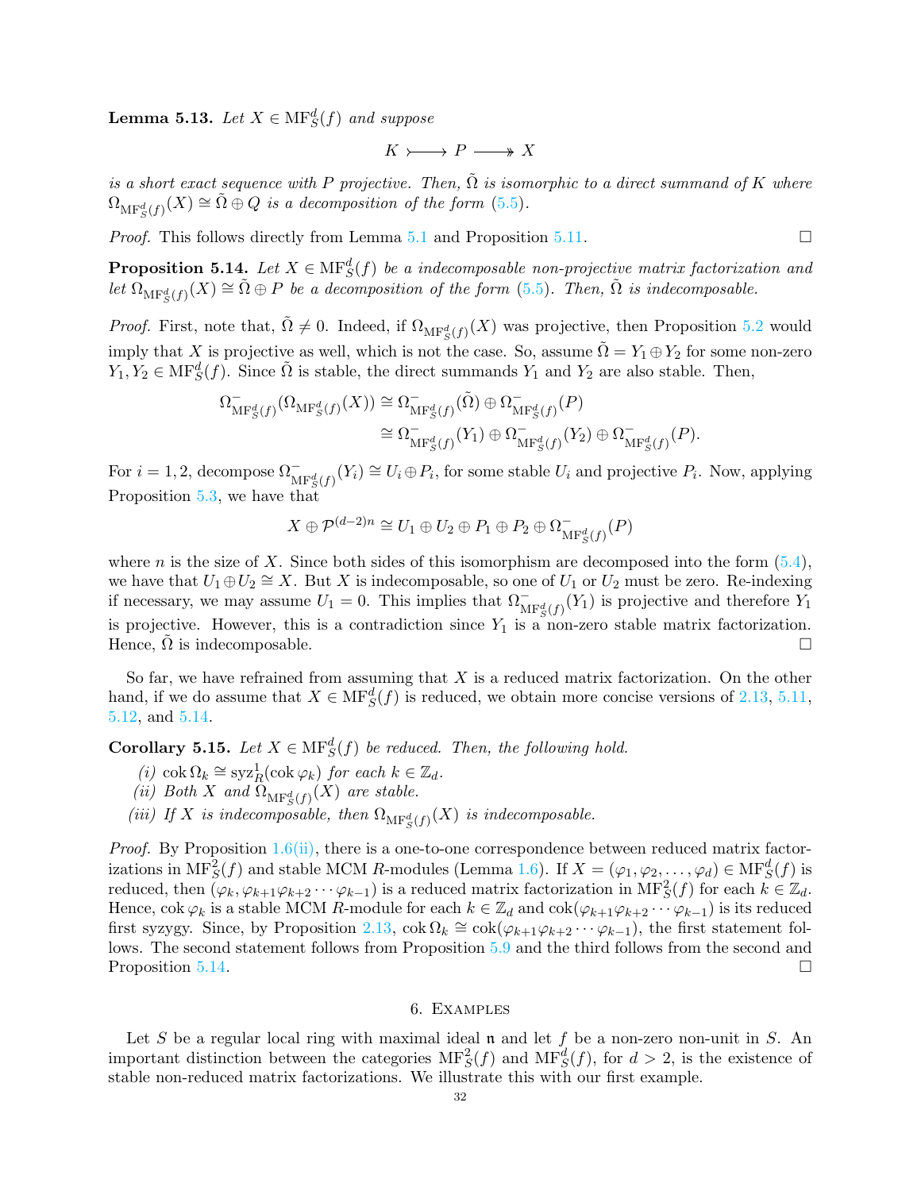**Lemma 5.13.** *Let $X \in \mathrm{MF}_S^d(f)$ and suppose*

$$K \rightarrowtail P \twoheadrightarrow X$$

*is a short exact sequence with $P$ projective. Then, $\tilde{\Omega}$ is isomorphic to a direct summand of $K$ where $\Omega_{\mathrm{MF}_S^d(f)}(X) \cong \tilde{\Omega} \oplus Q$ is a decomposition of the form (5.5).*

*Proof.* This follows directly from Lemma 5.1 and Proposition 5.11. $\square$

**Proposition 5.14.** *Let $X \in \mathrm{MF}_S^d(f)$ be a indecomposable non-projective matrix factorization and let $\Omega_{\mathrm{MF}_S^d(f)}(X) \cong \tilde{\Omega} \oplus P$ be a decomposition of the form (5.5). Then, $\tilde{\Omega}$ is indecomposable.*

*Proof.* First, note that, $\tilde{\Omega} \neq 0$. Indeed, if $\Omega_{\mathrm{MF}_S^d(f)}(X)$ was projective, then Proposition 5.2 would imply that $X$ is projective as well, which is not the case. So, assume $\tilde{\Omega} = Y_1 \oplus Y_2$ for some non-zero $Y_1, Y_2 \in \mathrm{MF}_S^d(f)$. Since $\tilde{\Omega}$ is stable, the direct summands $Y_1$ and $Y_2$ are also stable. Then,

$$\begin{aligned}
\Omega^-_{\mathrm{MF}_S^d(f)}(\Omega_{\mathrm{MF}_S^d(f)}(X)) &\cong \Omega^-_{\mathrm{MF}_S^d(f)}(\tilde{\Omega}) \oplus \Omega^-_{\mathrm{MF}_S^d(f)}(P) \\
&\cong \Omega^-_{\mathrm{MF}_S^d(f)}(Y_1) \oplus \Omega^-_{\mathrm{MF}_S^d(f)}(Y_2) \oplus \Omega^-_{\mathrm{MF}_S^d(f)}(P).
\end{aligned}$$

For $i = 1, 2$, decompose $\Omega^-_{\mathrm{MF}_S^d(f)}(Y_i) \cong U_i \oplus P_i$, for some stable $U_i$ and projective $P_i$. Now, applying Proposition 5.3, we have that

$$X \oplus \mathcal{P}^{(d-2)n} \cong U_1 \oplus U_2 \oplus P_1 \oplus P_2 \oplus \Omega^-_{\mathrm{MF}_S^d(f)}(P)$$

where $n$ is the size of $X$. Since both sides of this isomorphism are decomposed into the form (5.4), we have that $U_1 \oplus U_2 \cong X$. But $X$ is indecomposable, so one of $U_1$ or $U_2$ must be zero. Re-indexing if necessary, we may assume $U_1 = 0$. This implies that $\Omega^-_{\mathrm{MF}_S^d(f)}(Y_1)$ is projective and therefore $Y_1$ is projective. However, this is a contradiction since $Y_1$ is a non-zero stable matrix factorization. Hence, $\tilde{\Omega}$ is indecomposable. $\square$

So far, we have refrained from assuming that $X$ is a reduced matrix factorization. On the other hand, if we do assume that $X \in \mathrm{MF}_S^d(f)$ is reduced, we obtain more concise versions of 2.13, 5.11, 5.12, and 5.14.

**Corollary 5.15.** *Let $X \in \mathrm{MF}_S^d(f)$ be reduced. Then, the following hold.*

*(i) $\operatorname{cok} \Omega_k \cong \operatorname{syz}^1_R(\operatorname{cok} \varphi_k)$ for each $k \in \mathbb{Z}_d$.*
*(ii) Both $X$ and $\Omega_{\mathrm{MF}_S^d(f)}(X)$ are stable.*
*(iii) If $X$ is indecomposable, then $\Omega_{\mathrm{MF}_S^d(f)}(X)$ is indecomposable.*

*Proof.* By Proposition 1.6(ii), there is a one-to-one correspondence between reduced matrix factorizations in $\mathrm{MF}_S^2(f)$ and stable MCM $R$-modules (Lemma 1.6). If $X = (\varphi_1, \varphi_2, \ldots, \varphi_d) \in \mathrm{MF}_S^d(f)$ is reduced, then $(\varphi_k, \varphi_{k+1}\varphi_{k+2}\cdots\varphi_{k-1})$ is a reduced matrix factorization in $\mathrm{MF}_S^2(f)$ for each $k \in \mathbb{Z}_d$. Hence, $\operatorname{cok} \varphi_k$ is a stable MCM $R$-module for each $k \in \mathbb{Z}_d$ and $\operatorname{cok}(\varphi_{k+1}\varphi_{k+2}\cdots\varphi_{k-1})$ is its reduced first syzygy. Since, by Proposition 2.13, $\operatorname{cok} \Omega_k \cong \operatorname{cok}(\varphi_{k+1}\varphi_{k+2}\cdots\varphi_{k-1})$, the first statement follows. The second statement follows from Proposition 5.9 and the third follows from the second and Proposition 5.14. $\square$

## 6. Examples

Let $S$ be a regular local ring with maximal ideal $\mathfrak{n}$ and let $f$ be a non-zero non-unit in $S$. An important distinction between the categories $\mathrm{MF}_S^2(f)$ and $\mathrm{MF}_S^d(f)$, for $d > 2$, is the existence of stable non-reduced matrix factorizations. We illustrate this with our first example.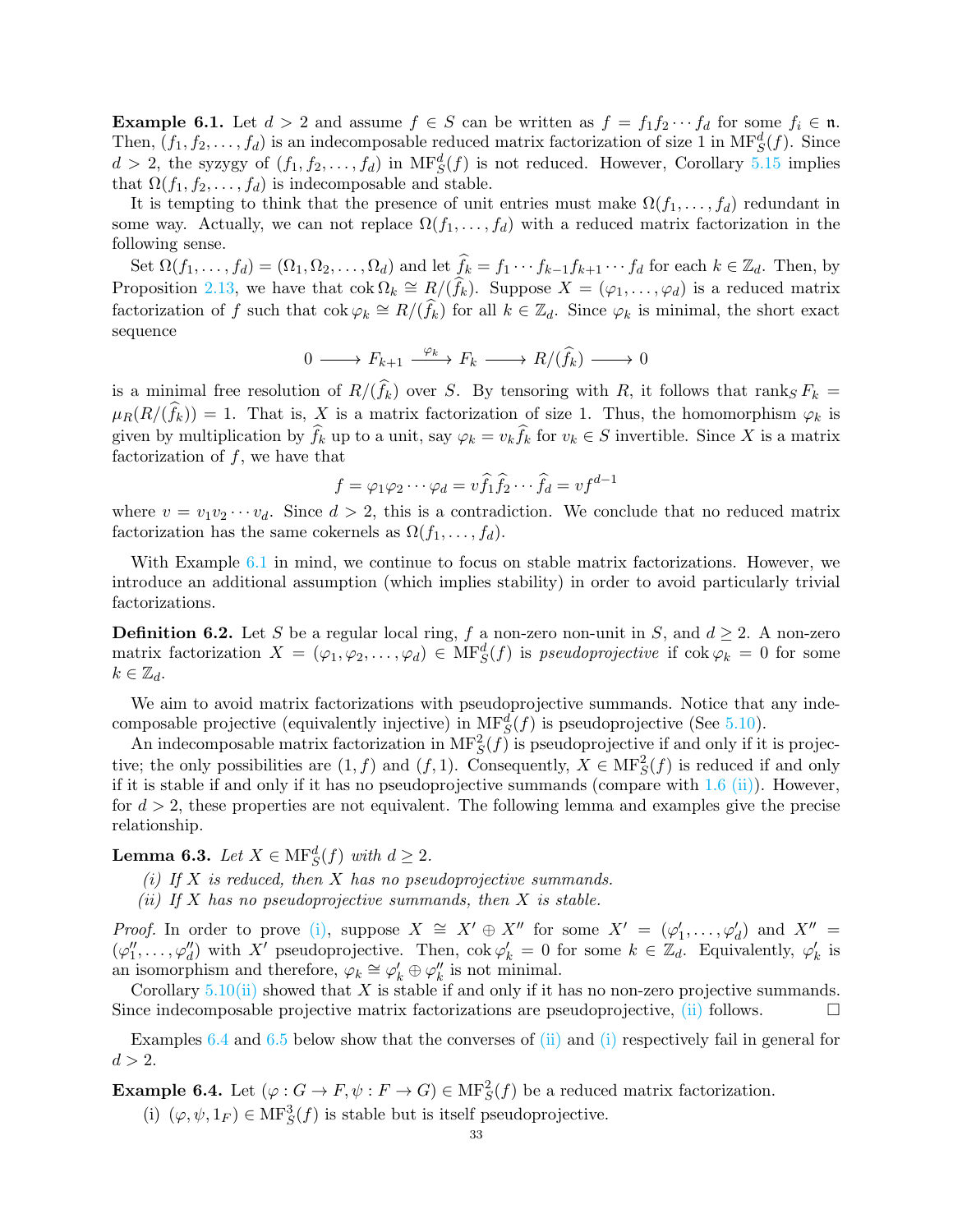**Example 6.1.** Let $d > 2$ and assume $f \in S$ can be written as $f = f_1 f_2 \cdots f_d$ for some $f_i \in \mathfrak{n}$. Then, $(f_1, f_2, \ldots, f_d)$ is an indecomposable reduced matrix factorization of size 1 in $\mathrm{MF}^d_S(f)$. Since $d > 2$, the syzygy of $(f_1, f_2, \ldots, f_d)$ in $\mathrm{MF}^d_S(f)$ is not reduced. However, Corollary 5.15 implies that $\Omega(f_1, f_2, \ldots, f_d)$ is indecomposable and stable.

It is tempting to think that the presence of unit entries must make $\Omega(f_1, \ldots, f_d)$ redundant in some way. Actually, we can not replace $\Omega(f_1, \ldots, f_d)$ with a reduced matrix factorization in the following sense.

Set $\Omega(f_1, \ldots, f_d) = (\Omega_1, \Omega_2, \ldots, \Omega_d)$ and let $\widehat{f}_k = f_1 \cdots f_{k-1} f_{k+1} \cdots f_d$ for each $k \in \mathbb{Z}_d$. Then, by Proposition 2.13, we have that $\operatorname{cok} \Omega_k \cong R/(\widehat{f}_k)$. Suppose $X = (\varphi_1, \ldots, \varphi_d)$ is a reduced matrix factorization of $f$ such that $\operatorname{cok} \varphi_k \cong R/(\widehat{f}_k)$ for all $k \in \mathbb{Z}_d$. Since $\varphi_k$ is minimal, the short exact sequence

$$0 \longrightarrow F_{k+1} \xrightarrow{\varphi_k} F_k \longrightarrow R/(\widehat{f}_k) \longrightarrow 0$$

is a minimal free resolution of $R/(\widehat{f}_k)$ over $S$. By tensoring with $R$, it follows that $\operatorname{rank}_S F_k = \mu_R(R/(\widehat{f}_k)) = 1$. That is, $X$ is a matrix factorization of size 1. Thus, the homomorphism $\varphi_k$ is given by multiplication by $\widehat{f}_k$ up to a unit, say $\varphi_k = v_k \widehat{f}_k$ for $v_k \in S$ invertible. Since $X$ is a matrix factorization of $f$, we have that

$$f = \varphi_1 \varphi_2 \cdots \varphi_d = v \widehat{f}_1 \widehat{f}_2 \cdots \widehat{f}_d = v f^{d-1}$$

where $v = v_1 v_2 \cdots v_d$. Since $d > 2$, this is a contradiction. We conclude that no reduced matrix factorization has the same cokernels as $\Omega(f_1, \ldots, f_d)$.

With Example 6.1 in mind, we continue to focus on stable matrix factorizations. However, we introduce an additional assumption (which implies stability) in order to avoid particularly trivial factorizations.

**Definition 6.2.** Let $S$ be a regular local ring, $f$ a non-zero non-unit in $S$, and $d \geq 2$. A non-zero matrix factorization $X = (\varphi_1, \varphi_2, \ldots, \varphi_d) \in \mathrm{MF}^d_S(f)$ is *pseudoprojective* if $\operatorname{cok} \varphi_k = 0$ for some $k \in \mathbb{Z}_d$.

We aim to avoid matrix factorizations with pseudoprojective summands. Notice that any indecomposable projective (equivalently injective) in $\mathrm{MF}^d_S(f)$ is pseudoprojective (See 5.10).

An indecomposable matrix factorization in $\mathrm{MF}^2_S(f)$ is pseudoprojective if and only if it is projective; the only possibilities are $(1, f)$ and $(f, 1)$. Consequently, $X \in \mathrm{MF}^2_S(f)$ is reduced if and only if it is stable if and only if it has no pseudoprojective summands (compare with 1.6 (ii)). However, for $d > 2$, these properties are not equivalent. The following lemma and examples give the precise relationship.

**Lemma 6.3.** *Let $X \in \mathrm{MF}^d_S(f)$ with $d \geq 2$.*

*(i) If $X$ is reduced, then $X$ has no pseudoprojective summands.*

*(ii) If $X$ has no pseudoprojective summands, then $X$ is stable.*

*Proof.* In order to prove (i), suppose $X \cong X' \oplus X''$ for some $X' = (\varphi'_1, \ldots, \varphi'_d)$ and $X'' = (\varphi''_1, \ldots, \varphi''_d)$ with $X'$ pseudoprojective. Then, $\operatorname{cok} \varphi'_k = 0$ for some $k \in \mathbb{Z}_d$. Equivalently, $\varphi'_k$ is an isomorphism and therefore, $\varphi_k \cong \varphi'_k \oplus \varphi''_k$ is not minimal.

Corollary 5.10(ii) showed that $X$ is stable if and only if it has no non-zero projective summands. Since indecomposable projective matrix factorizations are pseudoprojective, (ii) follows. $\square$

Examples 6.4 and 6.5 below show that the converses of (ii) and (i) respectively fail in general for $d > 2$.

**Example 6.4.** Let $(\varphi : G \to F, \psi : F \to G) \in \mathrm{MF}^2_S(f)$ be a reduced matrix factorization.

(i) $(\varphi, \psi, 1_F) \in \mathrm{MF}^3_S(f)$ is stable but is itself pseudoprojective.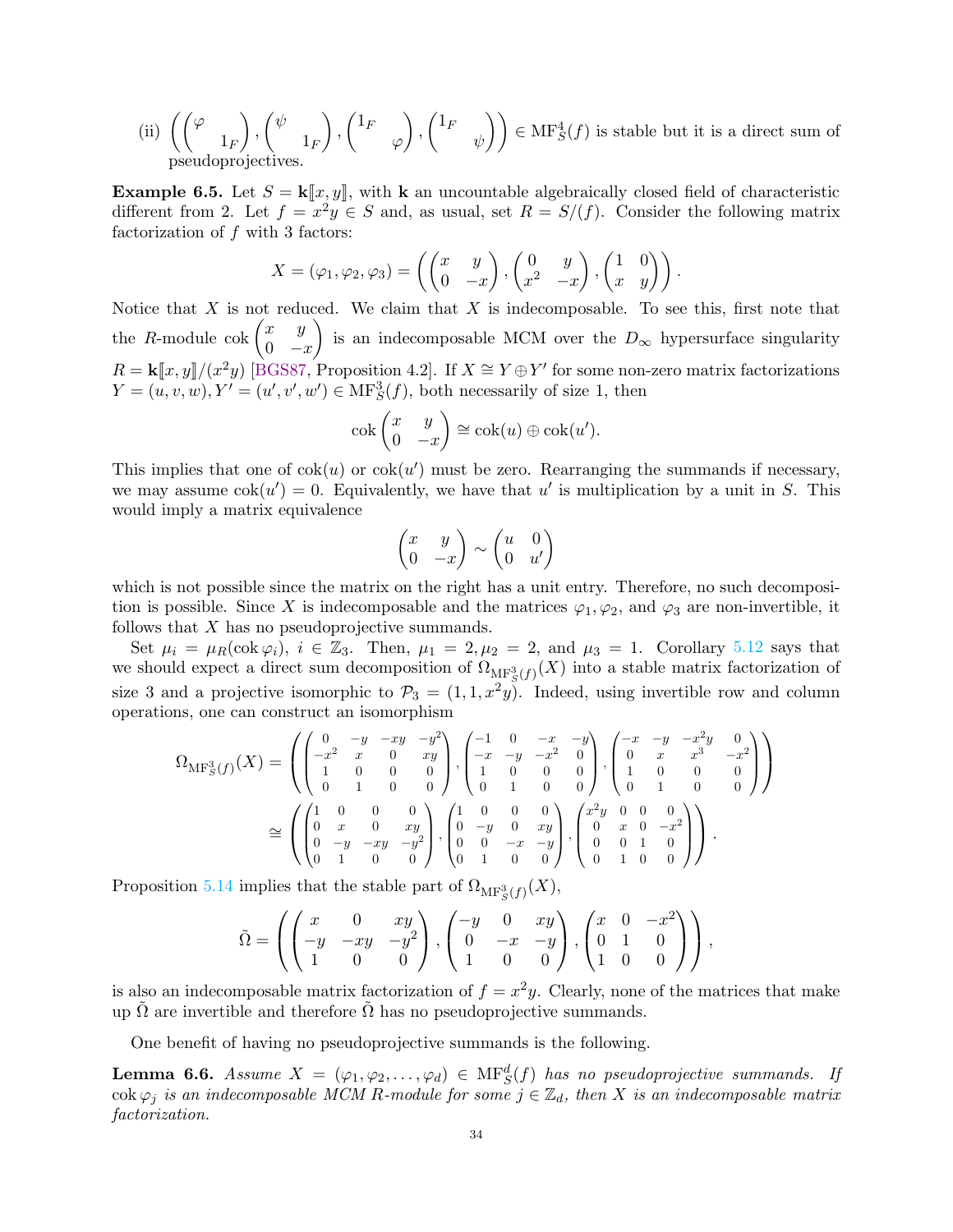(ii) $\left(\begin{pmatrix}\varphi & \\ & 1_F\end{pmatrix}, \begin{pmatrix}\psi & \\ & 1_F\end{pmatrix}, \begin{pmatrix}1_F & \\ & \varphi\end{pmatrix}, \begin{pmatrix}1_F & \\ & \psi\end{pmatrix}\right) \in \mathrm{MF}^4_S(f)$ is stable but it is a direct sum of pseudoprojectives.

**Example 6.5.** Let $S = \mathbf{k}[\![x,y]\!]$, with $\mathbf{k}$ an uncountable algebraically closed field of characteristic different from 2. Let $f = x^2y \in S$ and, as usual, set $R = S/(f)$. Consider the following matrix factorization of $f$ with 3 factors:

$$X = (\varphi_1, \varphi_2, \varphi_3) = \left(\begin{pmatrix}x & y \\ 0 & -x\end{pmatrix}, \begin{pmatrix}0 & y \\ x^2 & -x\end{pmatrix}, \begin{pmatrix}1 & 0 \\ x & y\end{pmatrix}\right).$$

Notice that $X$ is not reduced. We claim that $X$ is indecomposable. To see this, first note that the $R$-module $\operatorname{cok}\begin{pmatrix}x & y \\ 0 & -x\end{pmatrix}$ is an indecomposable MCM over the $D_\infty$ hypersurface singularity $R = \mathbf{k}[\![x,y]\!]/(x^2y)$ [BGS87, Proposition 4.2]. If $X \cong Y \oplus Y'$ for some non-zero matrix factorizations $Y = (u, v, w), Y' = (u', v', w') \in \mathrm{MF}^3_S(f)$, both necessarily of size 1, then

$$\operatorname{cok}\begin{pmatrix}x & y \\ 0 & -x\end{pmatrix} \cong \operatorname{cok}(u) \oplus \operatorname{cok}(u').$$

This implies that one of $\operatorname{cok}(u)$ or $\operatorname{cok}(u')$ must be zero. Rearranging the summands if necessary, we may assume $\operatorname{cok}(u') = 0$. Equivalently, we have that $u'$ is multiplication by a unit in $S$. This would imply a matrix equivalence

$$\begin{pmatrix}x & y \\ 0 & -x\end{pmatrix} \sim \begin{pmatrix}u & 0 \\ 0 & u'\end{pmatrix}$$

which is not possible since the matrix on the right has a unit entry. Therefore, no such decomposition is possible. Since $X$ is indecomposable and the matrices $\varphi_1, \varphi_2$, and $\varphi_3$ are non-invertible, it follows that $X$ has no pseudoprojective summands.

Set $\mu_i = \mu_R(\operatorname{cok}\varphi_i)$, $i \in \mathbb{Z}_3$. Then, $\mu_1 = 2, \mu_2 = 2$, and $\mu_3 = 1$. Corollary 5.12 says that we should expect a direct sum decomposition of $\Omega_{\mathrm{MF}^3_S(f)}(X)$ into a stable matrix factorization of size 3 and a projective isomorphic to $\mathcal{P}_3 = (1, 1, x^2y)$. Indeed, using invertible row and column operations, one can construct an isomorphism

$$\Omega_{\mathrm{MF}^3_S(f)}(X) = \left(\begin{pmatrix}0 & -y & -xy & -y^2 \\ -x^2 & x & 0 & xy \\ 1 & 0 & 0 & 0 \\ 0 & 1 & 0 & 0\end{pmatrix}, \begin{pmatrix}-1 & 0 & -x & -y \\ -x & -y & -x^2 & 0 \\ 1 & 0 & 0 & 0 \\ 0 & 1 & 0 & 0\end{pmatrix}, \begin{pmatrix}-x & -y & -x^2y & 0 \\ 0 & x & x^3 & -x^2 \\ 1 & 0 & 0 & 0 \\ 0 & 1 & 0 & 0\end{pmatrix}\right)$$
$$\cong \left(\begin{pmatrix}1 & 0 & 0 & 0 \\ 0 & x & 0 & xy \\ 0 & -y & -xy & -y^2 \\ 0 & 1 & 0 & 0\end{pmatrix}, \begin{pmatrix}1 & 0 & 0 & 0 \\ 0 & -y & 0 & xy \\ 0 & 0 & -x & -y \\ 0 & 1 & 0 & 0\end{pmatrix}, \begin{pmatrix}x^2y & 0 & 0 & 0 \\ 0 & x & 0 & -x^2 \\ 0 & 0 & 1 & 0 \\ 0 & 1 & 0 & 0\end{pmatrix}\right).$$

Proposition 5.14 implies that the stable part of $\Omega_{\mathrm{MF}^3_S(f)}(X)$,

$$\tilde{\Omega} = \left(\begin{pmatrix}x & 0 & xy \\ -y & -xy & -y^2 \\ 1 & 0 & 0\end{pmatrix}, \begin{pmatrix}-y & 0 & xy \\ 0 & -x & -y \\ 1 & 0 & 0\end{pmatrix}, \begin{pmatrix}x & 0 & -x^2 \\ 0 & 1 & 0 \\ 1 & 0 & 0\end{pmatrix}\right),$$

is also an indecomposable matrix factorization of $f = x^2y$. Clearly, none of the matrices that make up $\tilde{\Omega}$ are invertible and therefore $\tilde{\Omega}$ has no pseudoprojective summands.

One benefit of having no pseudoprojective summands is the following.

**Lemma 6.6.** *Assume $X = (\varphi_1, \varphi_2, \dots, \varphi_d) \in \mathrm{MF}^d_S(f)$ has no pseudoprojective summands. If $\operatorname{cok}\varphi_j$ is an indecomposable MCM $R$-module for some $j \in \mathbb{Z}_d$, then $X$ is an indecomposable matrix factorization.*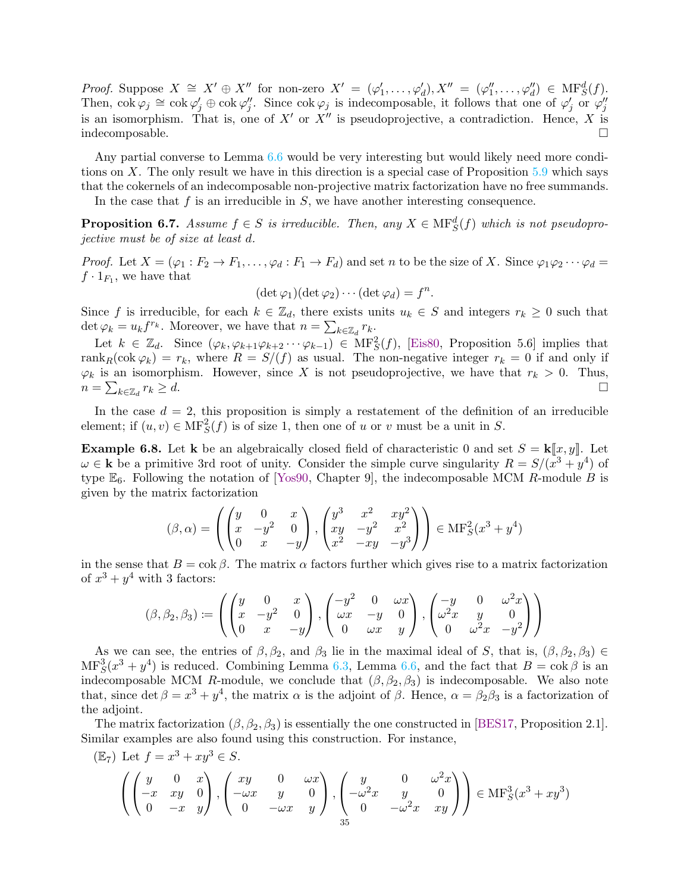*Proof.* Suppose $X \cong X' \oplus X''$ for non-zero $X' = (\varphi_1', \dots, \varphi_d'), X'' = (\varphi_1'', \dots, \varphi_d'') \in \mathrm{MF}_S^d(f)$. Then, $\operatorname{cok} \varphi_j \cong \operatorname{cok} \varphi_j' \oplus \operatorname{cok} \varphi_j''$. Since $\operatorname{cok} \varphi_j$ is indecomposable, it follows that one of $\varphi_j'$ or $\varphi_j''$ is an isomorphism. That is, one of $X'$ or $X''$ is pseudoprojective, a contradiction. Hence, $X$ is indecomposable. $\square$

Any partial converse to Lemma 6.6 would be very interesting but would likely need more conditions on $X$. The only result we have in this direction is a special case of Proposition 5.9 which says that the cokernels of an indecomposable non-projective matrix factorization have no free summands.

In the case that $f$ is an irreducible in $S$, we have another interesting consequence.

**Proposition 6.7.** *Assume $f \in S$ is irreducible. Then, any $X \in \mathrm{MF}_S^d(f)$ which is not pseudoprojective must be of size at least $d$.*

*Proof.* Let $X = (\varphi_1 : F_2 \to F_1, \dots, \varphi_d : F_1 \to F_d)$ and set $n$ to be the size of $X$. Since $\varphi_1\varphi_2 \cdots \varphi_d = f \cdot 1_{F_1}$, we have that

$$(\det \varphi_1)(\det \varphi_2) \cdots (\det \varphi_d) = f^n.$$

Since $f$ is irreducible, for each $k \in \mathbb{Z}_d$, there exists units $u_k \in S$ and integers $r_k \geq 0$ such that $\det \varphi_k = u_k f^{r_k}$. Moreover, we have that $n = \sum_{k \in \mathbb{Z}_d} r_k$.

Let $k \in \mathbb{Z}_d$. Since $(\varphi_k, \varphi_{k+1}\varphi_{k+2} \cdots \varphi_{k-1}) \in \mathrm{MF}_S^2(f)$, [Eis80, Proposition 5.6] implies that $\operatorname{rank}_R(\operatorname{cok} \varphi_k) = r_k$, where $R = S/(f)$ as usual. The non-negative integer $r_k = 0$ if and only if $\varphi_k$ is an isomorphism. However, since $X$ is not pseudoprojective, we have that $r_k > 0$. Thus, $n = \sum_{k \in \mathbb{Z}_d} r_k \geq d$. $\square$

In the case $d = 2$, this proposition is simply a restatement of the definition of an irreducible element; if $(u, v) \in \mathrm{MF}_S^2(f)$ is of size 1, then one of $u$ or $v$ must be a unit in $S$.

**Example 6.8.** Let $\mathbf{k}$ be an algebraically closed field of characteristic 0 and set $S = \mathbf{k}[\![x, y]\!]$. Let $\omega \in \mathbf{k}$ be a primitive 3rd root of unity. Consider the simple curve singularity $R = S/(x^3 + y^4)$ of type $\mathbb{E}_6$. Following the notation of [Yos90, Chapter 9], the indecomposable MCM $R$-module $B$ is given by the matrix factorization

$$(\beta, \alpha) = \left( \begin{pmatrix} y & 0 & x \\ x & -y^2 & 0 \\ 0 & x & -y \end{pmatrix}, \begin{pmatrix} y^3 & x^2 & xy^2 \\ xy & -y^2 & x^2 \\ x^2 & -xy & -y^3 \end{pmatrix} \right) \in \mathrm{MF}_S^2(x^3 + y^4)$$

in the sense that $B = \operatorname{cok} \beta$. The matrix $\alpha$ factors further which gives rise to a matrix factorization of $x^3 + y^4$ with 3 factors:

$$(\beta, \beta_2, \beta_3) := \left( \begin{pmatrix} y & 0 & x \\ x & -y^2 & 0 \\ 0 & x & -y \end{pmatrix}, \begin{pmatrix} -y^2 & 0 & \omega x \\ \omega x & -y & 0 \\ 0 & \omega x & y \end{pmatrix}, \begin{pmatrix} -y & 0 & \omega^2 x \\ \omega^2 x & y & 0 \\ 0 & \omega^2 x & -y^2 \end{pmatrix} \right)$$

As we can see, the entries of $\beta, \beta_2$, and $\beta_3$ lie in the maximal ideal of $S$, that is, $(\beta, \beta_2, \beta_3) \in \mathrm{MF}_S^3(x^3 + y^4)$ is reduced. Combining Lemma 6.3, Lemma 6.6, and the fact that $B = \operatorname{cok} \beta$ is an indecomposable MCM $R$-module, we conclude that $(\beta, \beta_2, \beta_3)$ is indecomposable. We also note that, since $\det \beta = x^3 + y^4$, the matrix $\alpha$ is the adjoint of $\beta$. Hence, $\alpha = \beta_2\beta_3$ is a factorization of the adjoint.

The matrix factorization $(\beta, \beta_2, \beta_3)$ is essentially the one constructed in [BES17, Proposition 2.1]. Similar examples are also found using this construction. For instance,

($\mathbb{E}_7$) Let $f = x^3 + xy^3 \in S$.

$$\left( \begin{pmatrix} y & 0 & x \\ -x & xy & 0 \\ 0 & -x & y \end{pmatrix}, \begin{pmatrix} xy & 0 & \omega x \\ -\omega x & y & 0 \\ 0 & -\omega x & y \end{pmatrix}, \begin{pmatrix} y & 0 & \omega^2 x \\ -\omega^2 x & y & 0 \\ 0 & -\omega^2 x & xy \end{pmatrix} \right) \in \mathrm{MF}_S^3(x^3 + xy^3)$$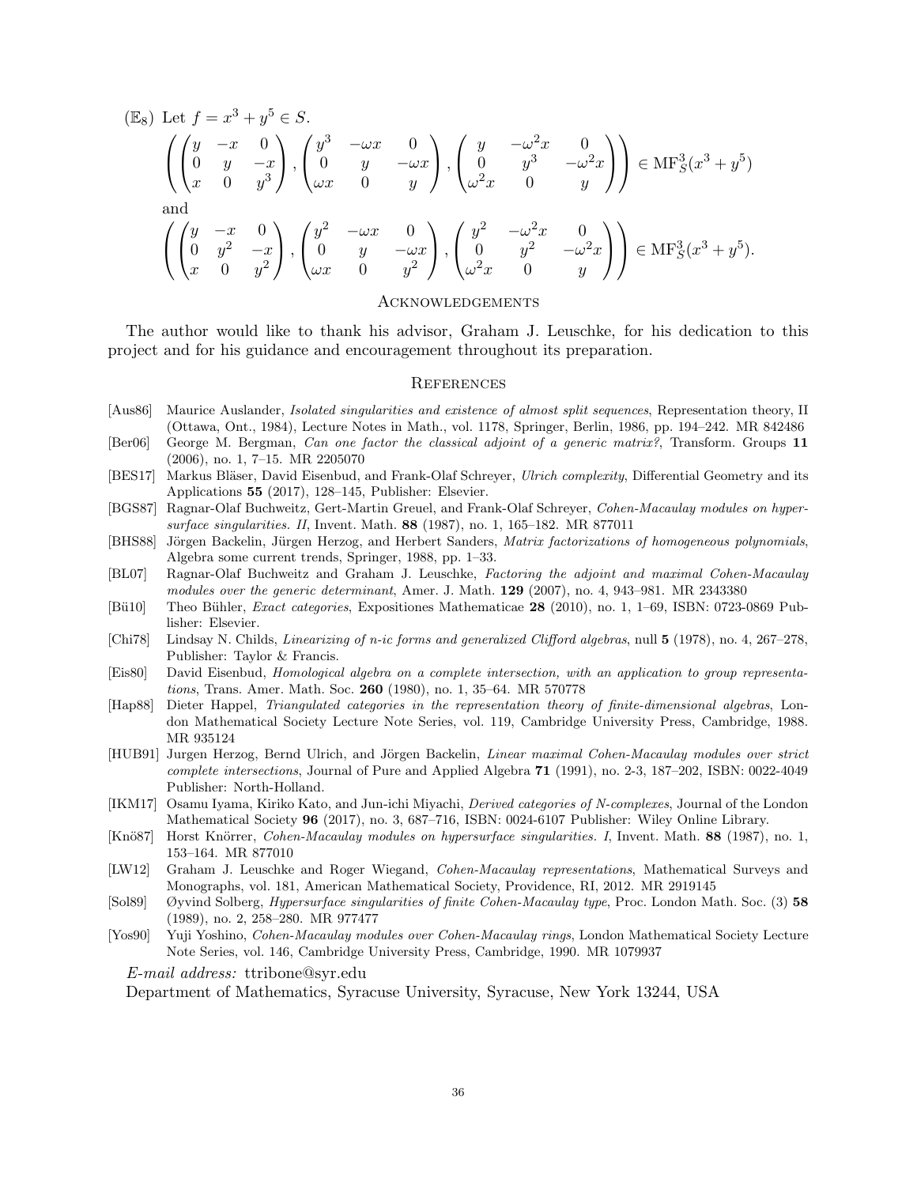($\mathbb{E}_8$) Let $f = x^3 + y^5 \in S$.

$$\left( \begin{pmatrix} y & -x & 0 \\ 0 & y & -x \\ x & 0 & y^3 \end{pmatrix}, \begin{pmatrix} y^3 & -\omega x & 0 \\ 0 & y & -\omega x \\ \omega x & 0 & y \end{pmatrix}, \begin{pmatrix} y & -\omega^2 x & 0 \\ 0 & y^3 & -\omega^2 x \\ \omega^2 x & 0 & y \end{pmatrix} \right) \in \mathrm{MF}_S^3(x^3 + y^5)$$

and

$$\left( \begin{pmatrix} y & -x & 0 \\ 0 & y^2 & -x \\ x & 0 & y^2 \end{pmatrix}, \begin{pmatrix} y^2 & -\omega x & 0 \\ 0 & y & -\omega x \\ \omega x & 0 & y^2 \end{pmatrix}, \begin{pmatrix} y^2 & -\omega^2 x & 0 \\ 0 & y^2 & -\omega^2 x \\ \omega^2 x & 0 & y \end{pmatrix} \right) \in \mathrm{MF}_S^3(x^3 + y^5).$$

## Acknowledgements

The author would like to thank his advisor, Graham J. Leuschke, for his dedication to this project and for his guidance and encouragement throughout its preparation.

## References

[Aus86] Maurice Auslander, *Isolated singularities and existence of almost split sequences*, Representation theory, II (Ottawa, Ont., 1984), Lecture Notes in Math., vol. 1178, Springer, Berlin, 1986, pp. 194–242. MR 842486

[Ber06] George M. Bergman, *Can one factor the classical adjoint of a generic matrix?*, Transform. Groups **11** (2006), no. 1, 7–15. MR 2205070

[BES17] Markus Bläser, David Eisenbud, and Frank-Olaf Schreyer, *Ulrich complexity*, Differential Geometry and its Applications **55** (2017), 128–145, Publisher: Elsevier.

[BGS87] Ragnar-Olaf Buchweitz, Gert-Martin Greuel, and Frank-Olaf Schreyer, *Cohen-Macaulay modules on hypersurface singularities. II*, Invent. Math. **88** (1987), no. 1, 165–182. MR 877011

[BHS88] Jörgen Backelin, Jürgen Herzog, and Herbert Sanders, *Matrix factorizations of homogeneous polynomials*, Algebra some current trends, Springer, 1988, pp. 1–33.

[BL07] Ragnar-Olaf Buchweitz and Graham J. Leuschke, *Factoring the adjoint and maximal Cohen-Macaulay modules over the generic determinant*, Amer. J. Math. **129** (2007), no. 4, 943–981. MR 2343380

[Bü10] Theo Bühler, *Exact categories*, Expositiones Mathematicae **28** (2010), no. 1, 1–69, ISBN: 0723-0869 Publisher: Elsevier.

[Chi78] Lindsay N. Childs, *Linearizing of n-ic forms and generalized Clifford algebras*, null **5** (1978), no. 4, 267–278, Publisher: Taylor & Francis.

[Eis80] David Eisenbud, *Homological algebra on a complete intersection, with an application to group representations*, Trans. Amer. Math. Soc. **260** (1980), no. 1, 35–64. MR 570778

[Hap88] Dieter Happel, *Triangulated categories in the representation theory of finite-dimensional algebras*, London Mathematical Society Lecture Note Series, vol. 119, Cambridge University Press, Cambridge, 1988. MR 935124

[HUB91] Jurgen Herzog, Bernd Ulrich, and Jörgen Backelin, *Linear maximal Cohen-Macaulay modules over strict complete intersections*, Journal of Pure and Applied Algebra **71** (1991), no. 2-3, 187–202, ISBN: 0022-4049 Publisher: North-Holland.

[IKM17] Osamu Iyama, Kiriko Kato, and Jun-ichi Miyachi, *Derived categories of N-complexes*, Journal of the London Mathematical Society **96** (2017), no. 3, 687–716, ISBN: 0024-6107 Publisher: Wiley Online Library.

[Knö87] Horst Knörrer, *Cohen-Macaulay modules on hypersurface singularities. I*, Invent. Math. **88** (1987), no. 1, 153–164. MR 877010

[LW12] Graham J. Leuschke and Roger Wiegand, *Cohen-Macaulay representations*, Mathematical Surveys and Monographs, vol. 181, American Mathematical Society, Providence, RI, 2012. MR 2919145

[Sol89] Øyvind Solberg, *Hypersurface singularities of finite Cohen-Macaulay type*, Proc. London Math. Soc. (3) **58** (1989), no. 2, 258–280. MR 977477

[Yos90] Yuji Yoshino, *Cohen-Macaulay modules over Cohen-Macaulay rings*, London Mathematical Society Lecture Note Series, vol. 146, Cambridge University Press, Cambridge, 1990. MR 1079937

*E-mail address:* ttribone@syr.edu

Department of Mathematics, Syracuse University, Syracuse, New York 13244, USA